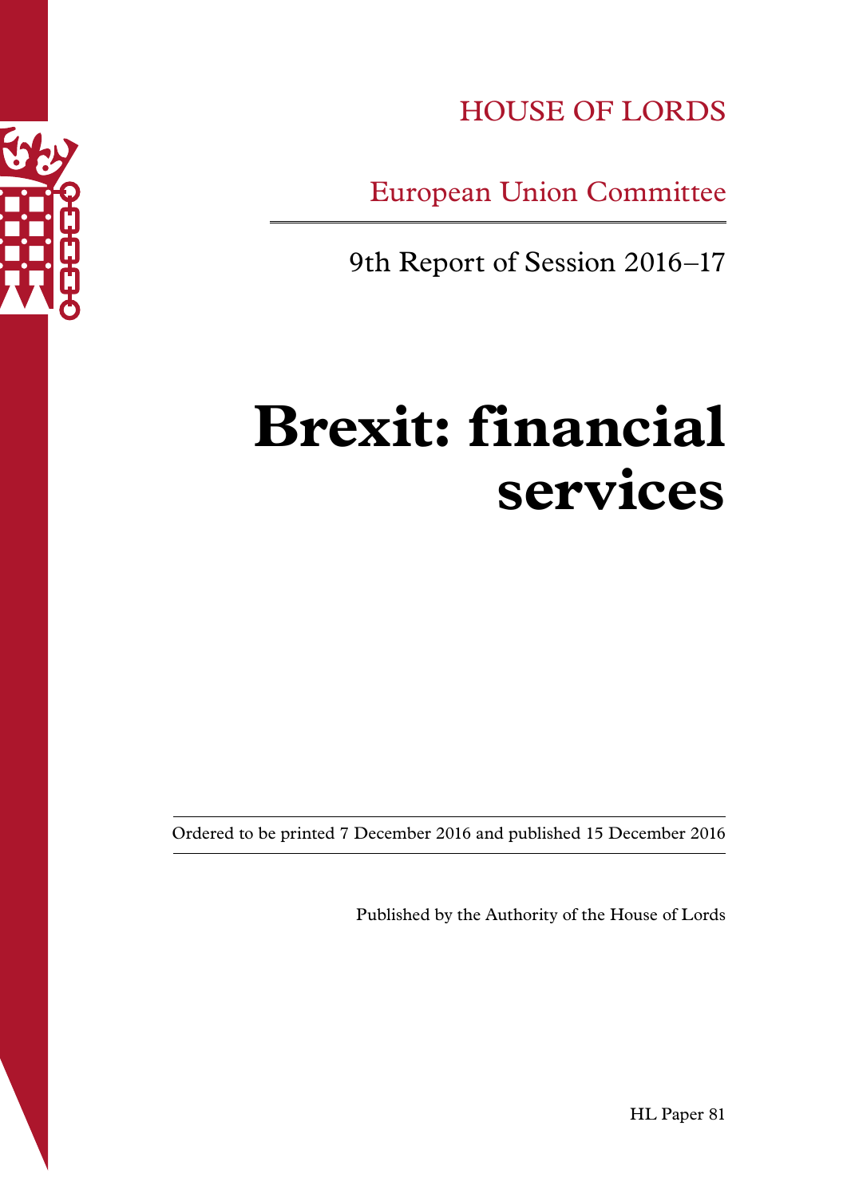HOUSE OF LORDS

European Union Committee

9th Report of Session 2016–17

# Brexit: financial services

Ordered to be printed 7 December 2016 and published 15 December 2016

Published by the Authority of the House of Lords

HL Paper 81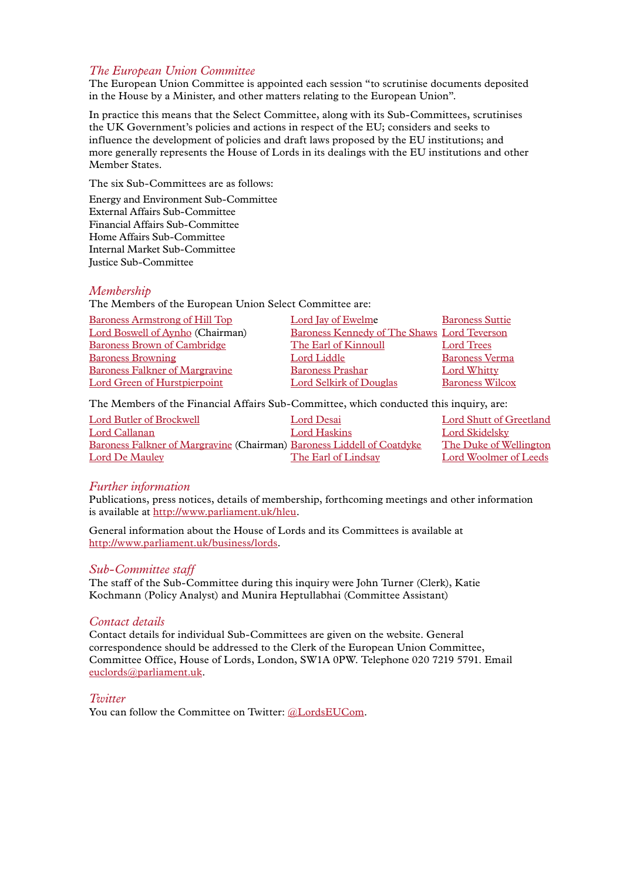## *The European Union Committee*

The European Union Committee is appointed each session "to scrutinise documents deposited in the House by a Minister, and other matters relating to the European Union".

In practice this means that the Select Committee, along with its Sub-Committees, scrutinises the UK Government's policies and actions in respect of the EU; considers and seeks to influence the development of policies and draft laws proposed by the EU institutions; and more generally represents the House of Lords in its dealings with the EU institutions and other Member States.

The six Sub-Committees are as follows:

Energy and Environment Sub-Committee
External Affairs Sub-Committee
Financial Affairs Sub-Committee
Home Affairs Sub-Committee
Internal Market Sub-Committee
Justice Sub-Committee

## *Membership*

The Members of the European Union Select Committee are:

Baroness Armstrong of Hill Top
Lord Boswell of Aynho (Chairman)
Baroness Brown of Cambridge
Baroness Browning
Baroness Falkner of Margravine
Lord Green of Hurstpierpoint
Lord Jay of Ewelme
Baroness Kennedy of The Shaws
The Earl of Kinnoull
Lord Liddle
Baroness Prashar
Lord Selkirk of Douglas
Baroness Suttie
Lord Teverson
Lord Trees
Baroness Verma
Lord Whitty
Baroness Wilcox

The Members of the Financial Affairs Sub-Committee, which conducted this inquiry, are:

Lord Butler of Brockwell
Lord Callanan
Baroness Falkner of Margravine (Chairman)
Lord De Mauley
Lord Desai
Lord Haskins
Baroness Liddell of Coatdyke
The Earl of Lindsay
Lord Shutt of Greetland
Lord Skidelsky
The Duke of Wellington
Lord Woolmer of Leeds

## *Further information*

Publications, press notices, details of membership, forthcoming meetings and other information is available at http://www.parliament.uk/hleu.

General information about the House of Lords and its Committees is available at http://www.parliament.uk/business/lords.

## *Sub-Committee staff*

The staff of the Sub-Committee during this inquiry were John Turner (Clerk), Katie Kochmann (Policy Analyst) and Munira Heptullabhai (Committee Assistant)

## *Contact details*

Contact details for individual Sub-Committees are given on the website. General correspondence should be addressed to the Clerk of the European Union Committee, Committee Office, House of Lords, London, SW1A 0PW. Telephone 020 7219 5791. Email euclords@parliament.uk.

## *Twitter*

You can follow the Committee on Twitter: @LordsEUCom.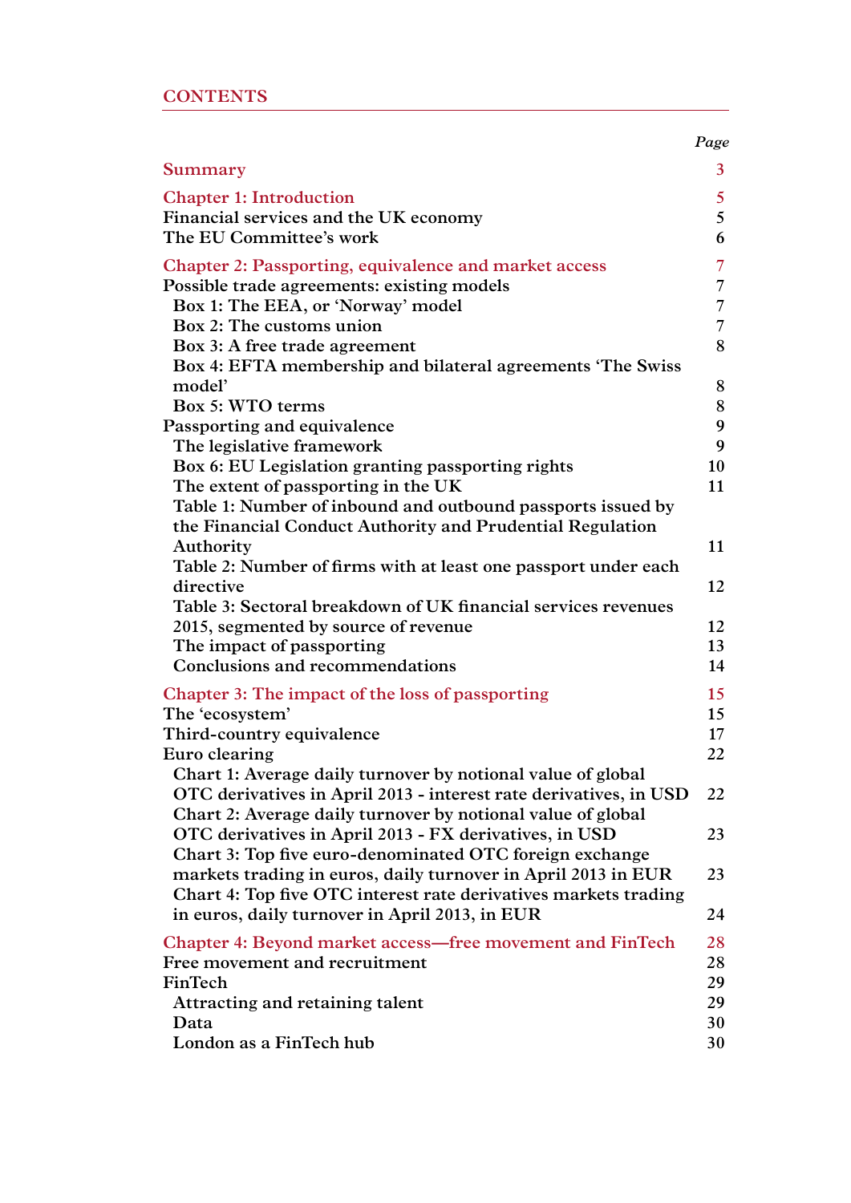# CONTENTS

| | Page |
|---|---|
| **Summary** | 3 |
| **Chapter 1: Introduction** | 5 |
| Financial services and the UK economy | 5 |
| The EU Committee's work | 6 |
| **Chapter 2: Passporting, equivalence and market access** | 7 |
| Possible trade agreements: existing models | 7 |
| Box 1: The EEA, or 'Norway' model | 7 |
| Box 2: The customs union | 7 |
| Box 3: A free trade agreement | 8 |
| Box 4: EFTA membership and bilateral agreements 'The Swiss model' | 8 |
| Box 5: WTO terms | 8 |
| Passporting and equivalence | 9 |
| The legislative framework | 9 |
| Box 6: EU Legislation granting passporting rights | 10 |
| The extent of passporting in the UK | 11 |
| Table 1: Number of inbound and outbound passports issued by the Financial Conduct Authority and Prudential Regulation Authority | 11 |
| Table 2: Number of firms with at least one passport under each directive | 12 |
| Table 3: Sectoral breakdown of UK financial services revenues 2015, segmented by source of revenue | 12 |
| The impact of passporting | 13 |
| Conclusions and recommendations | 14 |
| **Chapter 3: The impact of the loss of passporting** | 15 |
| The 'ecosystem' | 15 |
| Third-country equivalence | 17 |
| Euro clearing | 22 |
| Chart 1: Average daily turnover by notional value of global OTC derivatives in April 2013 - interest rate derivatives, in USD | 22 |
| Chart 2: Average daily turnover by notional value of global OTC derivatives in April 2013 - FX derivatives, in USD | 23 |
| Chart 3: Top five euro-denominated OTC foreign exchange markets trading in euros, daily turnover in April 2013 in EUR | 23 |
| Chart 4: Top five OTC interest rate derivatives markets trading in euros, daily turnover in April 2013, in EUR | 24 |
| **Chapter 4: Beyond market access—free movement and FinTech** | 28 |
| Free movement and recruitment | 28 |
| FinTech | 29 |
| Attracting and retaining talent | 29 |
| Data | 30 |
| London as a FinTech hub | 30 |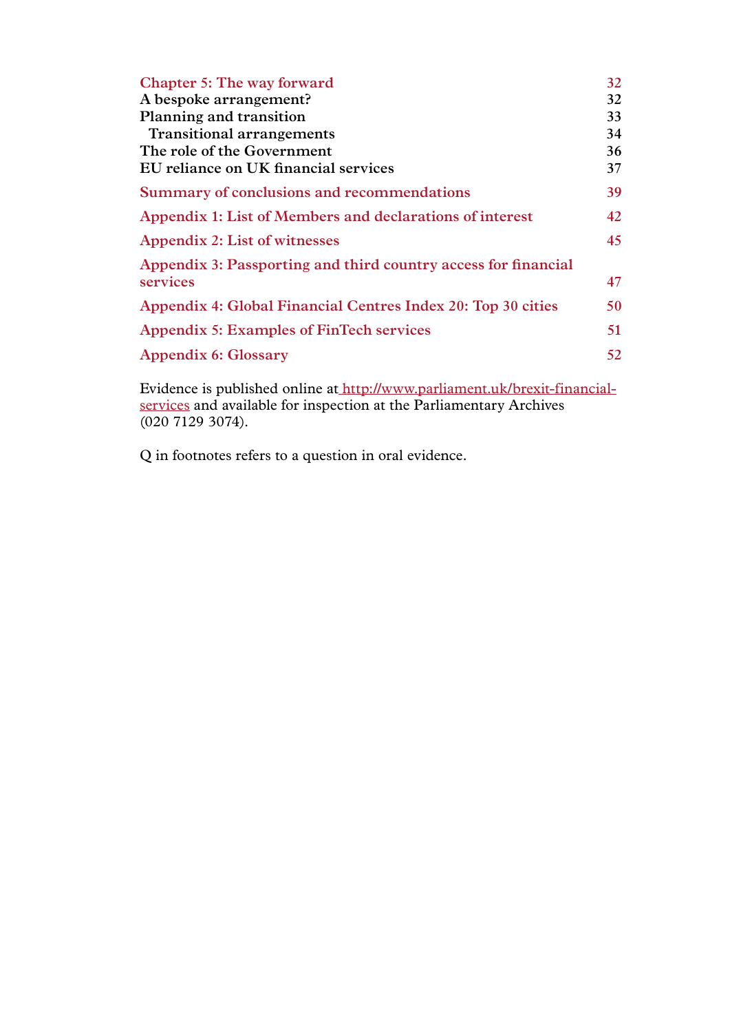| | |
|---|---|
| **Chapter 5: The way forward** | **32** |
| **A bespoke arrangement?** | **32** |
| **Planning and transition** | **33** |
| **Transitional arrangements** | **34** |
| **The role of the Government** | **36** |
| **EU reliance on UK financial services** | **37** |
| **Summary of conclusions and recommendations** | **39** |
| **Appendix 1: List of Members and declarations of interest** | **42** |
| **Appendix 2: List of witnesses** | **45** |
| **Appendix 3: Passporting and third country access for financial services** | **47** |
| **Appendix 4: Global Financial Centres Index 20: Top 30 cities** | **50** |
| **Appendix 5: Examples of FinTech services** | **51** |
| **Appendix 6: Glossary** | **52** |

Evidence is published online at http://www.parliament.uk/brexit-financial-services and available for inspection at the Parliamentary Archives (020 7129 3074).

Q in footnotes refers to a question in oral evidence.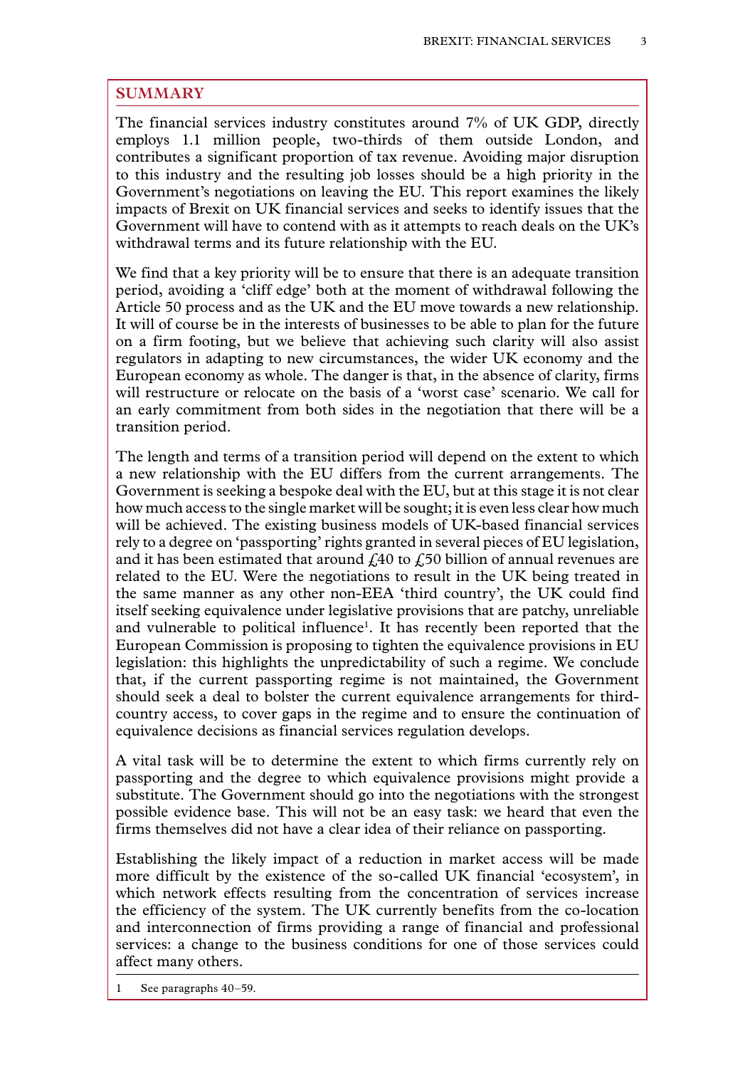## SUMMARY

The financial services industry constitutes around 7% of UK GDP, directly employs 1.1 million people, two-thirds of them outside London, and contributes a significant proportion of tax revenue. Avoiding major disruption to this industry and the resulting job losses should be a high priority in the Government's negotiations on leaving the EU. This report examines the likely impacts of Brexit on UK financial services and seeks to identify issues that the Government will have to contend with as it attempts to reach deals on the UK's withdrawal terms and its future relationship with the EU.

We find that a key priority will be to ensure that there is an adequate transition period, avoiding a 'cliff edge' both at the moment of withdrawal following the Article 50 process and as the UK and the EU move towards a new relationship. It will of course be in the interests of businesses to be able to plan for the future on a firm footing, but we believe that achieving such clarity will also assist regulators in adapting to new circumstances, the wider UK economy and the European economy as whole. The danger is that, in the absence of clarity, firms will restructure or relocate on the basis of a 'worst case' scenario. We call for an early commitment from both sides in the negotiation that there will be a transition period.

The length and terms of a transition period will depend on the extent to which a new relationship with the EU differs from the current arrangements. The Government is seeking a bespoke deal with the EU, but at this stage it is not clear how much access to the single market will be sought; it is even less clear how much will be achieved. The existing business models of UK-based financial services rely to a degree on 'passporting' rights granted in several pieces of EU legislation, and it has been estimated that around £40 to £50 billion of annual revenues are related to the EU. Were the negotiations to result in the UK being treated in the same manner as any other non-EEA 'third country', the UK could find itself seeking equivalence under legislative provisions that are patchy, unreliable and vulnerable to political influence[1]. It has recently been reported that the European Commission is proposing to tighten the equivalence provisions in EU legislation: this highlights the unpredictability of such a regime. We conclude that, if the current passporting regime is not maintained, the Government should seek a deal to bolster the current equivalence arrangements for third-country access, to cover gaps in the regime and to ensure the continuation of equivalence decisions as financial services regulation develops.

A vital task will be to determine the extent to which firms currently rely on passporting and the degree to which equivalence provisions might provide a substitute. The Government should go into the negotiations with the strongest possible evidence base. This will not be an easy task: we heard that even the firms themselves did not have a clear idea of their reliance on passporting.

Establishing the likely impact of a reduction in market access will be made more difficult by the existence of the so-called UK financial 'ecosystem', in which network effects resulting from the concentration of services increase the efficiency of the system. The UK currently benefits from the co-location and interconnection of firms providing a range of financial and professional services: a change to the business conditions for one of those services could affect many others.

---

1 See paragraphs 40–59.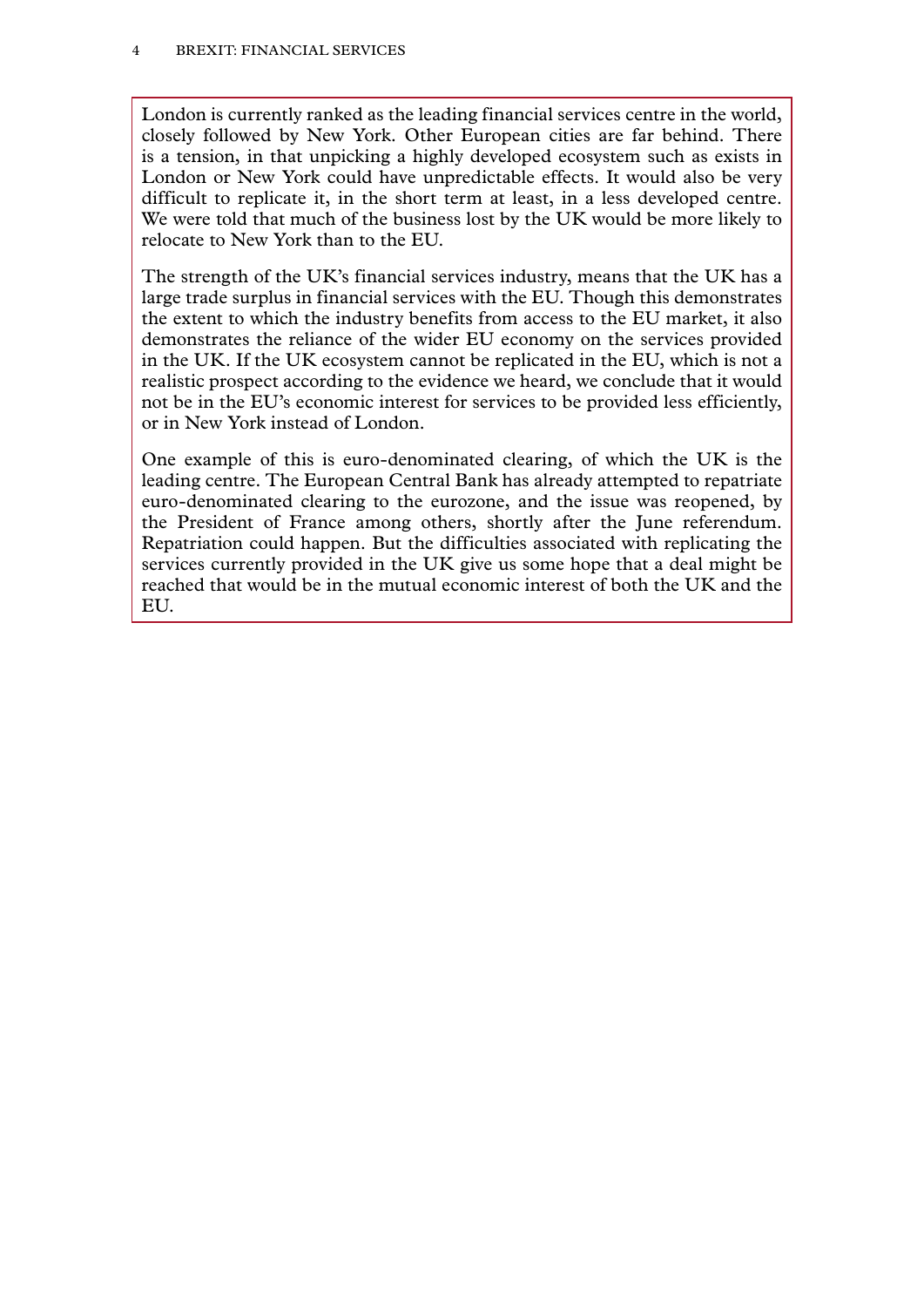London is currently ranked as the leading financial services centre in the world, closely followed by New York. Other European cities are far behind. There is a tension, in that unpicking a highly developed ecosystem such as exists in London or New York could have unpredictable effects. It would also be very difficult to replicate it, in the short term at least, in a less developed centre. We were told that much of the business lost by the UK would be more likely to relocate to New York than to the EU.

The strength of the UK's financial services industry, means that the UK has a large trade surplus in financial services with the EU. Though this demonstrates the extent to which the industry benefits from access to the EU market, it also demonstrates the reliance of the wider EU economy on the services provided in the UK. If the UK ecosystem cannot be replicated in the EU, which is not a realistic prospect according to the evidence we heard, we conclude that it would not be in the EU's economic interest for services to be provided less efficiently, or in New York instead of London.

One example of this is euro-denominated clearing, of which the UK is the leading centre. The European Central Bank has already attempted to repatriate euro-denominated clearing to the eurozone, and the issue was reopened, by the President of France among others, shortly after the June referendum. Repatriation could happen. But the difficulties associated with replicating the services currently provided in the UK give us some hope that a deal might be reached that would be in the mutual economic interest of both the UK and the EU.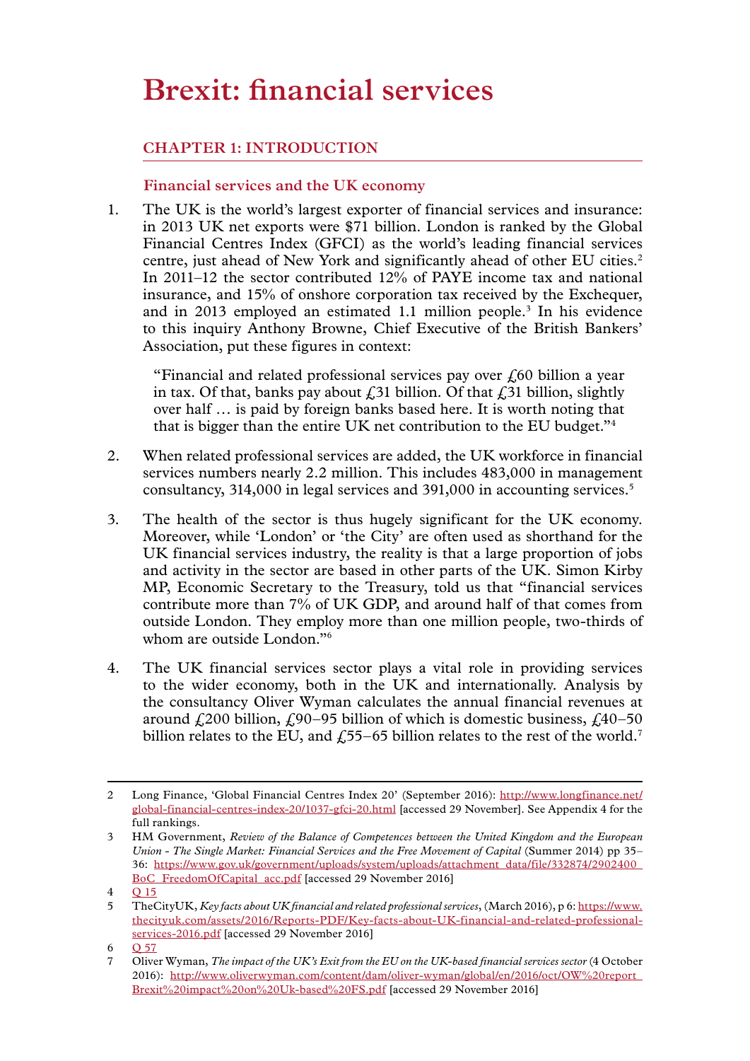# Brexit: financial services

## CHAPTER 1: INTRODUCTION

### Financial services and the UK economy

1. The UK is the world's largest exporter of financial services and insurance: in 2013 UK net exports were $71 billion. London is ranked by the Global Financial Centres Index (GFCI) as the world's leading financial services centre, just ahead of New York and significantly ahead of other EU cities.[2] In 2011–12 the sector contributed 12% of PAYE income tax and national insurance, and 15% of onshore corporation tax received by the Exchequer, and in 2013 employed an estimated 1.1 million people.[3] In his evidence to this inquiry Anthony Browne, Chief Executive of the British Bankers' Association, put these figures in context:

> "Financial and related professional services pay over £60 billion a year in tax. Of that, banks pay about £31 billion. Of that £31 billion, slightly over half … is paid by foreign banks based here. It is worth noting that that is bigger than the entire UK net contribution to the EU budget."[4]

2. When related professional services are added, the UK workforce in financial services numbers nearly 2.2 million. This includes 483,000 in management consultancy, 314,000 in legal services and 391,000 in accounting services.[5]

3. The health of the sector is thus hugely significant for the UK economy. Moreover, while 'London' or 'the City' are often used as shorthand for the UK financial services industry, the reality is that a large proportion of jobs and activity in the sector are based in other parts of the UK. Simon Kirby MP, Economic Secretary to the Treasury, told us that "financial services contribute more than 7% of UK GDP, and around half of that comes from outside London. They employ more than one million people, two-thirds of whom are outside London."[6]

4. The UK financial services sector plays a vital role in providing services to the wider economy, both in the UK and internationally. Analysis by the consultancy Oliver Wyman calculates the annual financial revenues at around £200 billion, £90–95 billion of which is domestic business, £40–50 billion relates to the EU, and £55–65 billion relates to the rest of the world.[7]

---

2 Long Finance, 'Global Financial Centres Index 20' (September 2016): http://www.longfinance.net/global-financial-centres-index-20/1037-gfci-20.html [accessed 29 November]. See Appendix 4 for the full rankings.

3 HM Government, *Review of the Balance of Competences between the United Kingdom and the European Union - The Single Market: Financial Services and the Free Movement of Capital* (Summer 2014) pp 35–36: https://www.gov.uk/government/uploads/system/uploads/attachment_data/file/332874/2902400_BoC_FreedomOfCapital_acc.pdf [accessed 29 November 2016]

4 Q 15

5 TheCityUK, *Key facts about UK financial and related professional services*, (March 2016), p 6: https://www.thecityuk.com/assets/2016/Reports-PDF/Key-facts-about-UK-financial-and-related-professional-services-2016.pdf [accessed 29 November 2016]

6 Q 57

7 Oliver Wyman, *The impact of the UK's Exit from the EU on the UK-based financial services sector* (4 October 2016): http://www.oliverwyman.com/content/dam/oliver-wyman/global/en/2016/oct/OW%20report_Brexit%20impact%20on%20Uk-based%20FS.pdf [accessed 29 November 2016]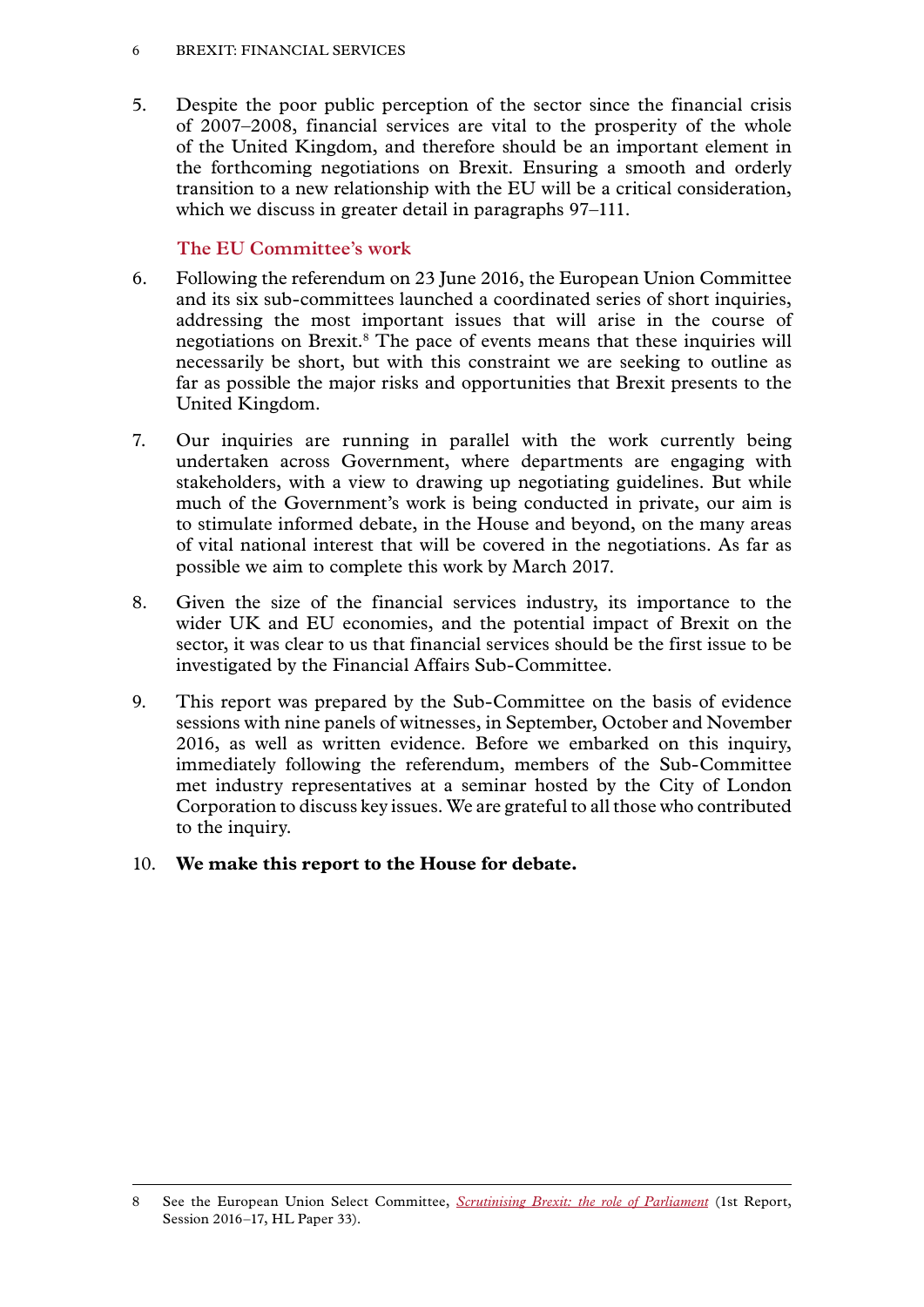5. Despite the poor public perception of the sector since the financial crisis of 2007–2008, financial services are vital to the prosperity of the whole of the United Kingdom, and therefore should be an important element in the forthcoming negotiations on Brexit. Ensuring a smooth and orderly transition to a new relationship with the EU will be a critical consideration, which we discuss in greater detail in paragraphs 97–111.

## The EU Committee's work

6. Following the referendum on 23 June 2016, the European Union Committee and its six sub-committees launched a coordinated series of short inquiries, addressing the most important issues that will arise in the course of negotiations on Brexit.[8] The pace of events means that these inquiries will necessarily be short, but with this constraint we are seeking to outline as far as possible the major risks and opportunities that Brexit presents to the United Kingdom.

7. Our inquiries are running in parallel with the work currently being undertaken across Government, where departments are engaging with stakeholders, with a view to drawing up negotiating guidelines. But while much of the Government's work is being conducted in private, our aim is to stimulate informed debate, in the House and beyond, on the many areas of vital national interest that will be covered in the negotiations. As far as possible we aim to complete this work by March 2017.

8. Given the size of the financial services industry, its importance to the wider UK and EU economies, and the potential impact of Brexit on the sector, it was clear to us that financial services should be the first issue to be investigated by the Financial Affairs Sub-Committee.

9. This report was prepared by the Sub-Committee on the basis of evidence sessions with nine panels of witnesses, in September, October and November 2016, as well as written evidence. Before we embarked on this inquiry, immediately following the referendum, members of the Sub-Committee met industry representatives at a seminar hosted by the City of London Corporation to discuss key issues. We are grateful to all those who contributed to the inquiry.

10. **We make this report to the House for debate.**

---

8 See the European Union Select Committee, *Scrutinising Brexit: the role of Parliament* (1st Report, Session 2016–17, HL Paper 33).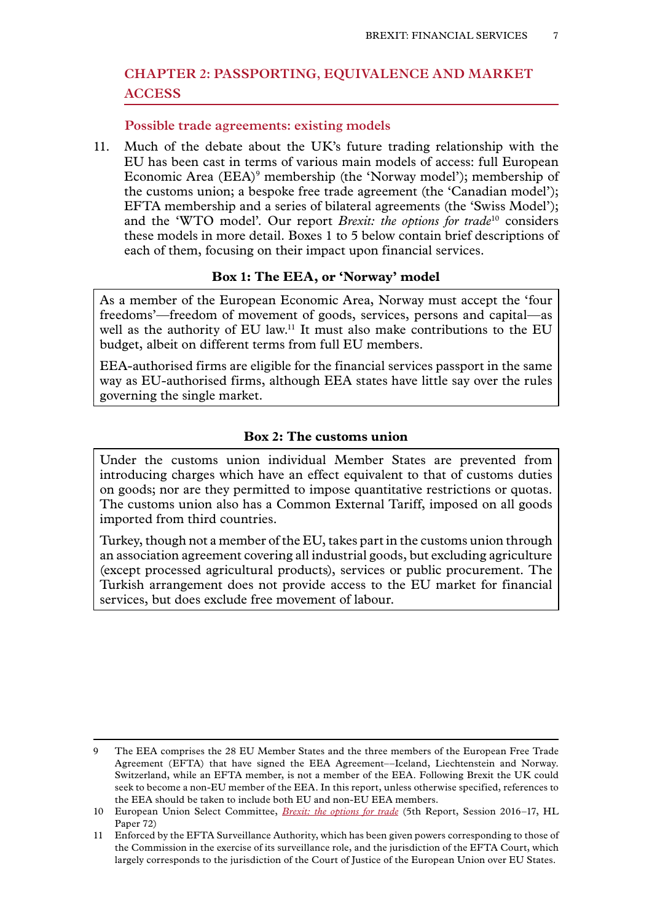## CHAPTER 2: PASSPORTING, EQUIVALENCE AND MARKET ACCESS

### Possible trade agreements: existing models

11. Much of the debate about the UK's future trading relationship with the EU has been cast in terms of various main models of access: full European Economic Area (EEA)[9] membership (the 'Norway model'); membership of the customs union; a bespoke free trade agreement (the 'Canadian model'); EFTA membership and a series of bilateral agreements (the 'Swiss Model'); and the 'WTO model'. Our report *Brexit: the options for trade*[10] considers these models in more detail. Boxes 1 to 5 below contain brief descriptions of each of them, focusing on their impact upon financial services.

**Box 1: The EEA, or 'Norway' model**

As a member of the European Economic Area, Norway must accept the 'four freedoms'—freedom of movement of goods, services, persons and capital—as well as the authority of EU law.[11] It must also make contributions to the EU budget, albeit on different terms from full EU members.

EEA-authorised firms are eligible for the financial services passport in the same way as EU-authorised firms, although EEA states have little say over the rules governing the single market.

**Box 2: The customs union**

Under the customs union individual Member States are prevented from introducing charges which have an effect equivalent to that of customs duties on goods; nor are they permitted to impose quantitative restrictions or quotas. The customs union also has a Common External Tariff, imposed on all goods imported from third countries.

Turkey, though not a member of the EU, takes part in the customs union through an association agreement covering all industrial goods, but excluding agriculture (except processed agricultural products), services or public procurement. The Turkish arrangement does not provide access to the EU market for financial services, but does exclude free movement of labour.

---

9 The EEA comprises the 28 EU Member States and the three members of the European Free Trade Agreement (EFTA) that have signed the EEA Agreement––Iceland, Liechtenstein and Norway. Switzerland, while an EFTA member, is not a member of the EEA. Following Brexit the UK could seek to become a non-EU member of the EEA. In this report, unless otherwise specified, references to the EEA should be taken to include both EU and non-EU EEA members.

10 European Union Select Committee, *Brexit: the options for trade* (5th Report, Session 2016–17, HL Paper 72)

11 Enforced by the EFTA Surveillance Authority, which has been given powers corresponding to those of the Commission in the exercise of its surveillance role, and the jurisdiction of the EFTA Court, which largely corresponds to the jurisdiction of the Court of Justice of the European Union over EU States.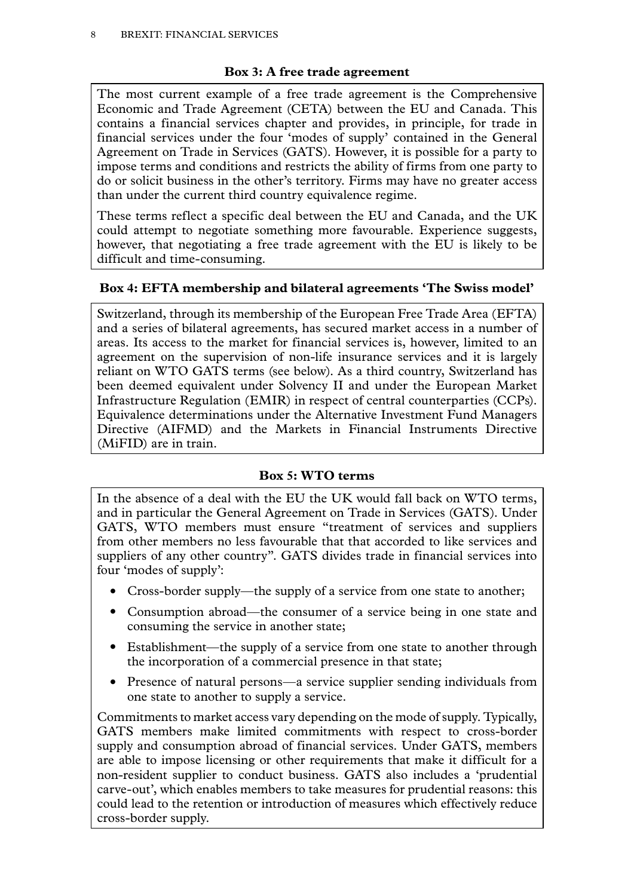### Box 3: A free trade agreement

The most current example of a free trade agreement is the Comprehensive Economic and Trade Agreement (CETA) between the EU and Canada. This contains a financial services chapter and provides, in principle, for trade in financial services under the four 'modes of supply' contained in the General Agreement on Trade in Services (GATS). However, it is possible for a party to impose terms and conditions and restricts the ability of firms from one party to do or solicit business in the other's territory. Firms may have no greater access than under the current third country equivalence regime.

These terms reflect a specific deal between the EU and Canada, and the UK could attempt to negotiate something more favourable. Experience suggests, however, that negotiating a free trade agreement with the EU is likely to be difficult and time-consuming.

### Box 4: EFTA membership and bilateral agreements 'The Swiss model'

Switzerland, through its membership of the European Free Trade Area (EFTA) and a series of bilateral agreements, has secured market access in a number of areas. Its access to the market for financial services is, however, limited to an agreement on the supervision of non-life insurance services and it is largely reliant on WTO GATS terms (see below). As a third country, Switzerland has been deemed equivalent under Solvency II and under the European Market Infrastructure Regulation (EMIR) in respect of central counterparties (CCPs). Equivalence determinations under the Alternative Investment Fund Managers Directive (AIFMD) and the Markets in Financial Instruments Directive (MiFID) are in train.

### Box 5: WTO terms

In the absence of a deal with the EU the UK would fall back on WTO terms, and in particular the General Agreement on Trade in Services (GATS). Under GATS, WTO members must ensure "treatment of services and suppliers from other members no less favourable that that accorded to like services and suppliers of any other country". GATS divides trade in financial services into four 'modes of supply':

- Cross-border supply—the supply of a service from one state to another;
- Consumption abroad—the consumer of a service being in one state and consuming the service in another state;
- Establishment—the supply of a service from one state to another through the incorporation of a commercial presence in that state;
- Presence of natural persons—a service supplier sending individuals from one state to another to supply a service.

Commitments to market access vary depending on the mode of supply. Typically, GATS members make limited commitments with respect to cross-border supply and consumption abroad of financial services. Under GATS, members are able to impose licensing or other requirements that make it difficult for a non-resident supplier to conduct business. GATS also includes a 'prudential carve-out', which enables members to take measures for prudential reasons: this could lead to the retention or introduction of measures which effectively reduce cross-border supply.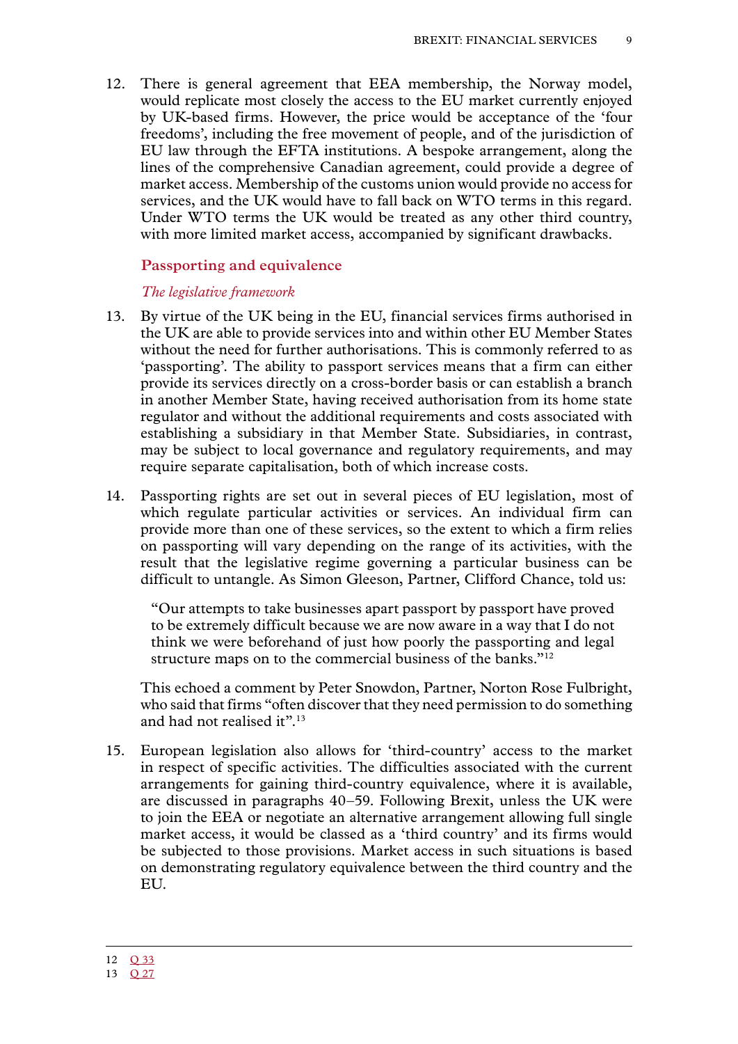12. There is general agreement that EEA membership, the Norway model, would replicate most closely the access to the EU market currently enjoyed by UK-based firms. However, the price would be acceptance of the 'four freedoms', including the free movement of people, and of the jurisdiction of EU law through the EFTA institutions. A bespoke arrangement, along the lines of the comprehensive Canadian agreement, could provide a degree of market access. Membership of the customs union would provide no access for services, and the UK would have to fall back on WTO terms in this regard. Under WTO terms the UK would be treated as any other third country, with more limited market access, accompanied by significant drawbacks.

## Passporting and equivalence

### *The legislative framework*

13. By virtue of the UK being in the EU, financial services firms authorised in the UK are able to provide services into and within other EU Member States without the need for further authorisations. This is commonly referred to as 'passporting'. The ability to passport services means that a firm can either provide its services directly on a cross-border basis or can establish a branch in another Member State, having received authorisation from its home state regulator and without the additional requirements and costs associated with establishing a subsidiary in that Member State. Subsidiaries, in contrast, may be subject to local governance and regulatory requirements, and may require separate capitalisation, both of which increase costs.

14. Passporting rights are set out in several pieces of EU legislation, most of which regulate particular activities or services. An individual firm can provide more than one of these services, so the extent to which a firm relies on passporting will vary depending on the range of its activities, with the result that the legislative regime governing a particular business can be difficult to untangle. As Simon Gleeson, Partner, Clifford Chance, told us:

   > "Our attempts to take businesses apart passport by passport have proved to be extremely difficult because we are now aware in a way that I do not think we were beforehand of just how poorly the passporting and legal structure maps on to the commercial business of the banks."[12]

   This echoed a comment by Peter Snowdon, Partner, Norton Rose Fulbright, who said that firms "often discover that they need permission to do something and had not realised it".[13]

15. European legislation also allows for 'third-country' access to the market in respect of specific activities. The difficulties associated with the current arrangements for gaining third-country equivalence, where it is available, are discussed in paragraphs 40–59. Following Brexit, unless the UK were to join the EEA or negotiate an alternative arrangement allowing full single market access, it would be classed as a 'third country' and its firms would be subjected to those provisions. Market access in such situations is based on demonstrating regulatory equivalence between the third country and the EU.

---

12 Q 33
13 Q 27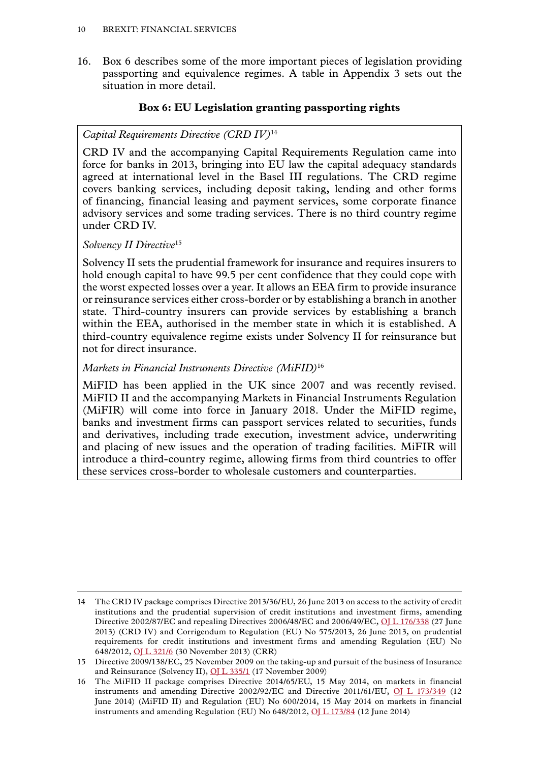16. Box 6 describes some of the more important pieces of legislation providing passporting and equivalence regimes. A table in Appendix 3 sets out the situation in more detail.

**Box 6: EU Legislation granting passporting rights**

*Capital Requirements Directive (CRD IV)*[14]

CRD IV and the accompanying Capital Requirements Regulation came into force for banks in 2013, bringing into EU law the capital adequacy standards agreed at international level in the Basel III regulations. The CRD regime covers banking services, including deposit taking, lending and other forms of financing, financial leasing and payment services, some corporate finance advisory services and some trading services. There is no third country regime under CRD IV.

*Solvency II Directive*[15]

Solvency II sets the prudential framework for insurance and requires insurers to hold enough capital to have 99.5 per cent confidence that they could cope with the worst expected losses over a year. It allows an EEA firm to provide insurance or reinsurance services either cross-border or by establishing a branch in another state. Third-country insurers can provide services by establishing a branch within the EEA, authorised in the member state in which it is established. A third-country equivalence regime exists under Solvency II for reinsurance but not for direct insurance.

*Markets in Financial Instruments Directive (MiFID)*[16]

MiFID has been applied in the UK since 2007 and was recently revised. MiFID II and the accompanying Markets in Financial Instruments Regulation (MiFIR) will come into force in January 2018. Under the MiFID regime, banks and investment firms can passport services related to securities, funds and derivatives, including trade execution, investment advice, underwriting and placing of new issues and the operation of trading facilities. MiFIR will introduce a third-country regime, allowing firms from third countries to offer these services cross-border to wholesale customers and counterparties.

---

14 The CRD IV package comprises Directive 2013/36/EU, 26 June 2013 on access to the activity of credit institutions and the prudential supervision of credit institutions and investment firms, amending Directive 2002/87/EC and repealing Directives 2006/48/EC and 2006/49/EC, OJ L 176/338 (27 June 2013) (CRD IV) and Corrigendum to Regulation (EU) No 575/2013, 26 June 2013, on prudential requirements for credit institutions and investment firms and amending Regulation (EU) No 648/2012, OJ L 321/6 (30 November 2013) (CRR)

15 Directive 2009/138/EC, 25 November 2009 on the taking-up and pursuit of the business of Insurance and Reinsurance (Solvency II), OJ L 335/1 (17 November 2009)

16 The MiFID II package comprises Directive 2014/65/EU, 15 May 2014, on markets in financial instruments and amending Directive 2002/92/EC and Directive 2011/61/EU, OJ L 173/349 (12 June 2014) (MiFID II) and Regulation (EU) No 600/2014, 15 May 2014 on markets in financial instruments and amending Regulation (EU) No 648/2012, OJ L 173/84 (12 June 2014)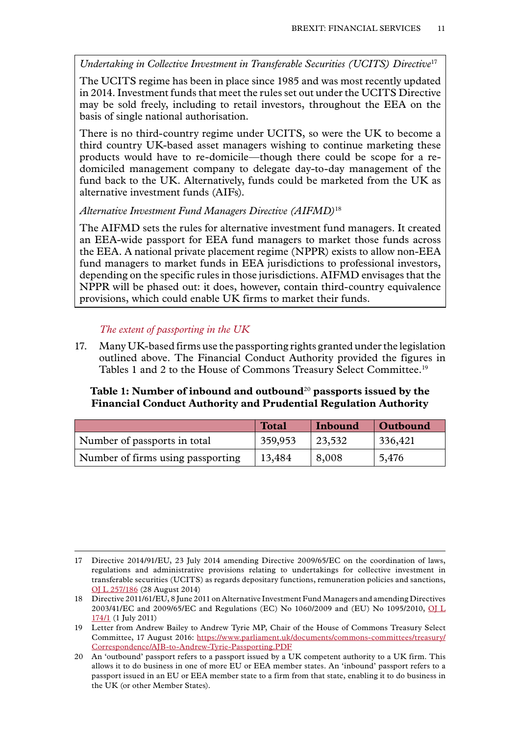*Undertaking in Collective Investment in Transferable Securities (UCITS) Directive*[17]

The UCITS regime has been in place since 1985 and was most recently updated in 2014. Investment funds that meet the rules set out under the UCITS Directive may be sold freely, including to retail investors, throughout the EEA on the basis of single national authorisation.

There is no third-country regime under UCITS, so were the UK to become a third country UK-based asset managers wishing to continue marketing these products would have to re-domicile—though there could be scope for a re-domiciled management company to delegate day-to-day management of the fund back to the UK. Alternatively, funds could be marketed from the UK as alternative investment funds (AIFs).

*Alternative Investment Fund Managers Directive (AIFMD)*[18]

The AIFMD sets the rules for alternative investment fund managers. It created an EEA-wide passport for EEA fund managers to market those funds across the EEA. A national private placement regime (NPPR) exists to allow non-EEA fund managers to market funds in EEA jurisdictions to professional investors, depending on the specific rules in those jurisdictions. AIFMD envisages that the NPPR will be phased out: it does, however, contain third-country equivalence provisions, which could enable UK firms to market their funds.

### *The extent of passporting in the UK*

17. Many UK-based firms use the passporting rights granted under the legislation outlined above. The Financial Conduct Authority provided the figures in Tables 1 and 2 to the House of Commons Treasury Select Committee.[19]

**Table 1: Number of inbound and outbound[20] passports issued by the Financial Conduct Authority and Prudential Regulation Authority**

| | Total | Inbound | Outbound |
|---|---|---|---|
| Number of passports in total | 359,953 | 23,532 | 336,421 |
| Number of firms using passporting | 13,484 | 8,008 | 5,476 |

---

17 Directive 2014/91/EU, 23 July 2014 amending Directive 2009/65/EC on the coordination of laws, regulations and administrative provisions relating to undertakings for collective investment in transferable securities (UCITS) as regards depositary functions, remuneration policies and sanctions, OJ L 257/186 (28 August 2014)

18 Directive 2011/61/EU, 8 June 2011 on Alternative Investment Fund Managers and amending Directives 2003/41/EC and 2009/65/EC and Regulations (EC) No 1060/2009 and (EU) No 1095/2010, OJ L 174/1 (1 July 2011)

19 Letter from Andrew Bailey to Andrew Tyrie MP, Chair of the House of Commons Treasury Select Committee, 17 August 2016: https://www.parliament.uk/documents/commons-committees/treasury/Correspondence/AJB-to-Andrew-Tyrie-Passporting.PDF

20 An 'outbound' passport refers to a passport issued by a UK competent authority to a UK firm. This allows it to do business in one of more EU or EEA member states. An 'inbound' passport refers to a passport issued in an EU or EEA member state to a firm from that state, enabling it to do business in the UK (or other Member States).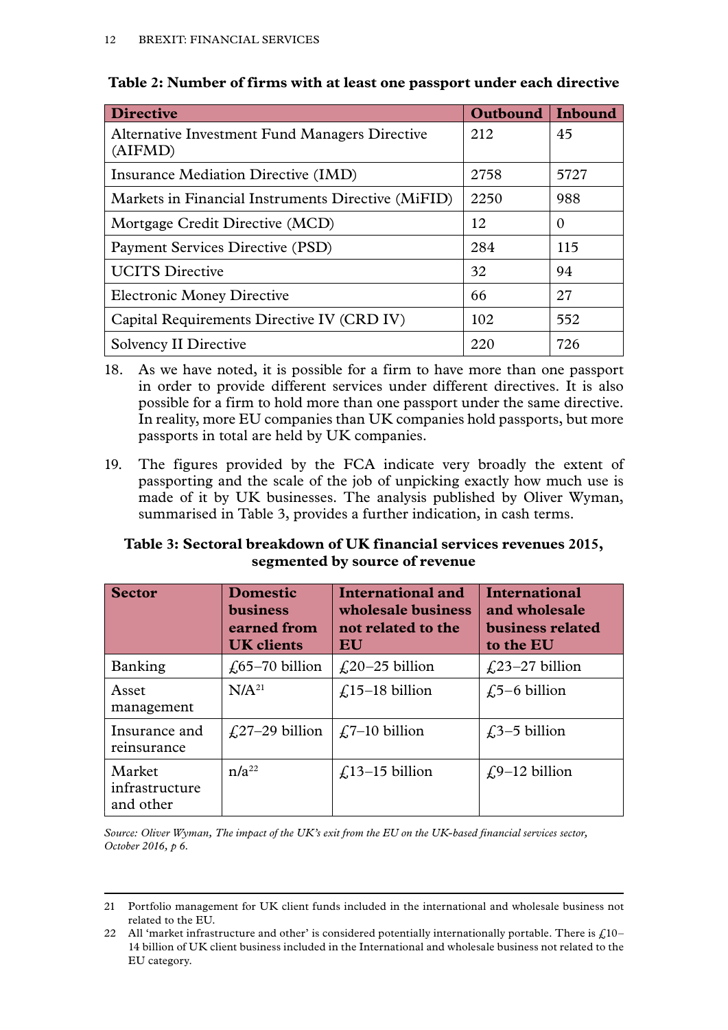**Table 2: Number of firms with at least one passport under each directive**

| Directive | Outbound | Inbound |
|---|---|---|
| Alternative Investment Fund Managers Directive (AIFMD) | 212 | 45 |
| Insurance Mediation Directive (IMD) | 2758 | 5727 |
| Markets in Financial Instruments Directive (MiFID) | 2250 | 988 |
| Mortgage Credit Directive (MCD) | 12 | 0 |
| Payment Services Directive (PSD) | 284 | 115 |
| UCITS Directive | 32 | 94 |
| Electronic Money Directive | 66 | 27 |
| Capital Requirements Directive IV (CRD IV) | 102 | 552 |
| Solvency II Directive | 220 | 726 |

18. As we have noted, it is possible for a firm to have more than one passport in order to provide different services under different directives. It is also possible for a firm to hold more than one passport under the same directive. In reality, more EU companies than UK companies hold passports, but more passports in total are held by UK companies.

19. The figures provided by the FCA indicate very broadly the extent of passporting and the scale of the job of unpicking exactly how much use is made of it by UK businesses. The analysis published by Oliver Wyman, summarised in Table 3, provides a further indication, in cash terms.

**Table 3: Sectoral breakdown of UK financial services revenues 2015, segmented by source of revenue**

| Sector | Domestic business earned from UK clients | International and wholesale business not related to the EU | International and wholesale business related to the EU |
|---|---|---|---|
| Banking | £65–70 billion | £20–25 billion | £23–27 billion |
| Asset management | N/A[21] | £15–18 billion | £5–6 billion |
| Insurance and reinsurance | £27–29 billion | £7–10 billion | £3–5 billion |
| Market infrastructure and other | n/a[22] | £13–15 billion | £9–12 billion |

*Source: Oliver Wyman, The impact of the UK's exit from the EU on the UK-based financial services sector, October 2016, p 6.*

21 Portfolio management for UK client funds included in the international and wholesale business not related to the EU.

22 All 'market infrastructure and other' is considered potentially internationally portable. There is £10–14 billion of UK client business included in the International and wholesale business not related to the EU category.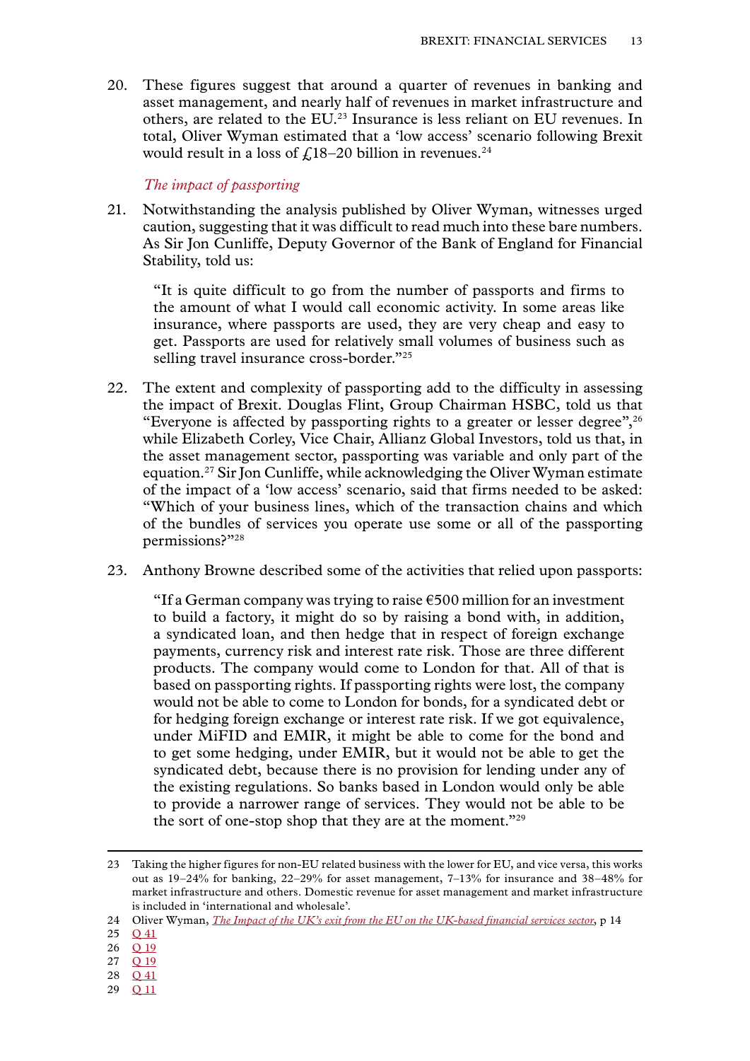20. These figures suggest that around a quarter of revenues in banking and asset management, and nearly half of revenues in market infrastructure and others, are related to the EU.[23] Insurance is less reliant on EU revenues. In total, Oliver Wyman estimated that a 'low access' scenario following Brexit would result in a loss of £18–20 billion in revenues.[24]

*The impact of passporting*

21. Notwithstanding the analysis published by Oliver Wyman, witnesses urged caution, suggesting that it was difficult to read much into these bare numbers. As Sir Jon Cunliffe, Deputy Governor of the Bank of England for Financial Stability, told us:

> "It is quite difficult to go from the number of passports and firms to the amount of what I would call economic activity. In some areas like insurance, where passports are used, they are very cheap and easy to get. Passports are used for relatively small volumes of business such as selling travel insurance cross-border."[25]

22. The extent and complexity of passporting add to the difficulty in assessing the impact of Brexit. Douglas Flint, Group Chairman HSBC, told us that "Everyone is affected by passporting rights to a greater or lesser degree",[26] while Elizabeth Corley, Vice Chair, Allianz Global Investors, told us that, in the asset management sector, passporting was variable and only part of the equation.[27] Sir Jon Cunliffe, while acknowledging the Oliver Wyman estimate of the impact of a 'low access' scenario, said that firms needed to be asked: "Which of your business lines, which of the transaction chains and which of the bundles of services you operate use some or all of the passporting permissions?"[28]

23. Anthony Browne described some of the activities that relied upon passports:

> "If a German company was trying to raise €500 million for an investment to build a factory, it might do so by raising a bond with, in addition, a syndicated loan, and then hedge that in respect of foreign exchange payments, currency risk and interest rate risk. Those are three different products. The company would come to London for that. All of that is based on passporting rights. If passporting rights were lost, the company would not be able to come to London for bonds, for a syndicated debt or for hedging foreign exchange or interest rate risk. If we got equivalence, under MiFID and EMIR, it might be able to come for the bond and to get some hedging, under EMIR, but it would not be able to get the syndicated debt, because there is no provision for lending under any of the existing regulations. So banks based in London would only be able to provide a narrower range of services. They would not be able to be the sort of one-stop shop that they are at the moment."[29]

---

23 Taking the higher figures for non-EU related business with the lower for EU, and vice versa, this works out as 19–24% for banking, 22–29% for asset management, 7–13% for insurance and 38–48% for market infrastructure and others. Domestic revenue for asset management and market infrastructure is included in 'international and wholesale'.

24 Oliver Wyman, *The Impact of the UK's exit from the EU on the UK-based financial services sector*, p 14

25 Q 41

26 Q 19

27 Q 19

28 Q 41

29 Q 11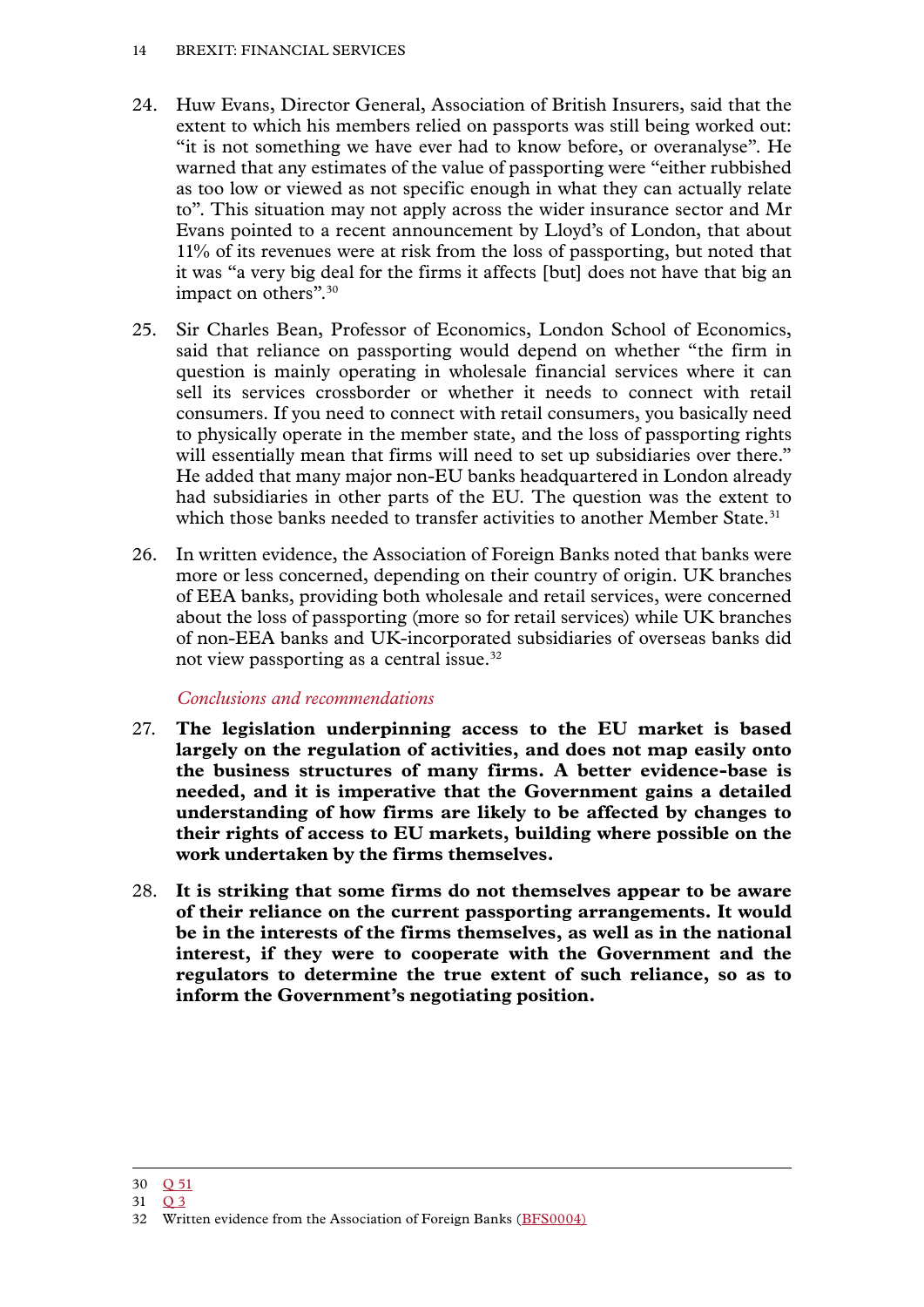24. Huw Evans, Director General, Association of British Insurers, said that the extent to which his members relied on passports was still being worked out: "it is not something we have ever had to know before, or overanalyse". He warned that any estimates of the value of passporting were "either rubbished as too low or viewed as not specific enough in what they can actually relate to". This situation may not apply across the wider insurance sector and Mr Evans pointed to a recent announcement by Lloyd's of London, that about 11% of its revenues were at risk from the loss of passporting, but noted that it was "a very big deal for the firms it affects [but] does not have that big an impact on others".[30]

25. Sir Charles Bean, Professor of Economics, London School of Economics, said that reliance on passporting would depend on whether "the firm in question is mainly operating in wholesale financial services where it can sell its services crossborder or whether it needs to connect with retail consumers. If you need to connect with retail consumers, you basically need to physically operate in the member state, and the loss of passporting rights will essentially mean that firms will need to set up subsidiaries over there." He added that many major non-EU banks headquartered in London already had subsidiaries in other parts of the EU. The question was the extent to which those banks needed to transfer activities to another Member State.[31]

26. In written evidence, the Association of Foreign Banks noted that banks were more or less concerned, depending on their country of origin. UK branches of EEA banks, providing both wholesale and retail services, were concerned about the loss of passporting (more so for retail services) while UK branches of non-EEA banks and UK-incorporated subsidiaries of overseas banks did not view passporting as a central issue.[32]

### *Conclusions and recommendations*

27. **The legislation underpinning access to the EU market is based largely on the regulation of activities, and does not map easily onto the business structures of many firms. A better evidence-base is needed, and it is imperative that the Government gains a detailed understanding of how firms are likely to be affected by changes to their rights of access to EU markets, building where possible on the work undertaken by the firms themselves.**

28. **It is striking that some firms do not themselves appear to be aware of their reliance on the current passporting arrangements. It would be in the interests of the firms themselves, as well as in the national interest, if they were to cooperate with the Government and the regulators to determine the true extent of such reliance, so as to inform the Government's negotiating position.**

---

30 Q 51

31 Q 3

32 Written evidence from the Association of Foreign Banks (BFS0004)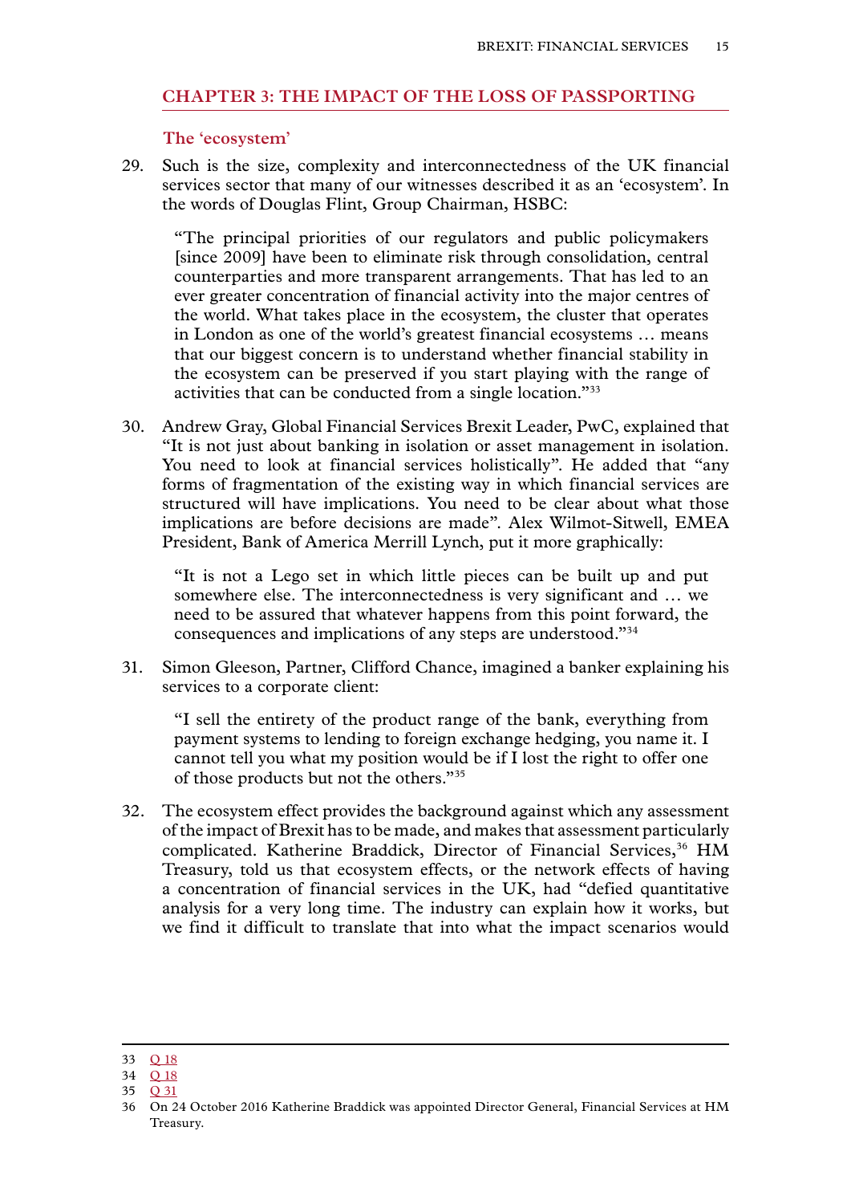## CHAPTER 3: THE IMPACT OF THE LOSS OF PASSPORTING

### The 'ecosystem'

29. Such is the size, complexity and interconnectedness of the UK financial services sector that many of our witnesses described it as an 'ecosystem'. In the words of Douglas Flint, Group Chairman, HSBC:

> "The principal priorities of our regulators and public policymakers [since 2009] have been to eliminate risk through consolidation, central counterparties and more transparent arrangements. That has led to an ever greater concentration of financial activity into the major centres of the world. What takes place in the ecosystem, the cluster that operates in London as one of the world's greatest financial ecosystems … means that our biggest concern is to understand whether financial stability in the ecosystem can be preserved if you start playing with the range of activities that can be conducted from a single location."[33]

30. Andrew Gray, Global Financial Services Brexit Leader, PwC, explained that "It is not just about banking in isolation or asset management in isolation. You need to look at financial services holistically". He added that "any forms of fragmentation of the existing way in which financial services are structured will have implications. You need to be clear about what those implications are before decisions are made". Alex Wilmot-Sitwell, EMEA President, Bank of America Merrill Lynch, put it more graphically:

> "It is not a Lego set in which little pieces can be built up and put somewhere else. The interconnectedness is very significant and … we need to be assured that whatever happens from this point forward, the consequences and implications of any steps are understood."[34]

31. Simon Gleeson, Partner, Clifford Chance, imagined a banker explaining his services to a corporate client:

> "I sell the entirety of the product range of the bank, everything from payment systems to lending to foreign exchange hedging, you name it. I cannot tell you what my position would be if I lost the right to offer one of those products but not the others."[35]

32. The ecosystem effect provides the background against which any assessment of the impact of Brexit has to be made, and makes that assessment particularly complicated. Katherine Braddick, Director of Financial Services,[36] HM Treasury, told us that ecosystem effects, or the network effects of having a concentration of financial services in the UK, had "defied quantitative analysis for a very long time. The industry can explain how it works, but we find it difficult to translate that into what the impact scenarios would

---

33 Q 18

34 Q 18

35 Q 31

36 On 24 October 2016 Katherine Braddick was appointed Director General, Financial Services at HM Treasury.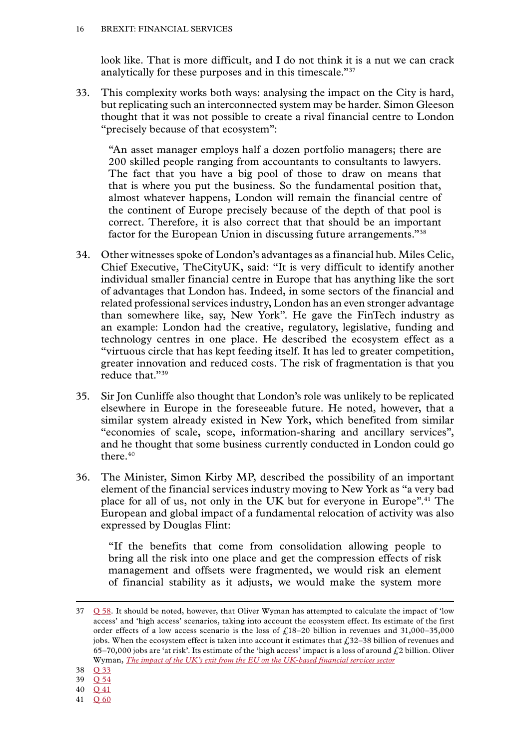look like. That is more difficult, and I do not think it is a nut we can crack analytically for these purposes and in this timescale."[37]

33. This complexity works both ways: analysing the impact on the City is hard, but replicating such an interconnected system may be harder. Simon Gleeson thought that it was not possible to create a rival financial centre to London "precisely because of that ecosystem":

> "An asset manager employs half a dozen portfolio managers; there are 200 skilled people ranging from accountants to consultants to lawyers. The fact that you have a big pool of those to draw on means that that is where you put the business. So the fundamental position that, almost whatever happens, London will remain the financial centre of the continent of Europe precisely because of the depth of that pool is correct. Therefore, it is also correct that that should be an important factor for the European Union in discussing future arrangements."[38]

34. Other witnesses spoke of London's advantages as a financial hub. Miles Celic, Chief Executive, TheCityUK, said: "It is very difficult to identify another individual smaller financial centre in Europe that has anything like the sort of advantages that London has. Indeed, in some sectors of the financial and related professional services industry, London has an even stronger advantage than somewhere like, say, New York". He gave the FinTech industry as an example: London had the creative, regulatory, legislative, funding and technology centres in one place. He described the ecosystem effect as a "virtuous circle that has kept feeding itself. It has led to greater competition, greater innovation and reduced costs. The risk of fragmentation is that you reduce that."[39]

35. Sir Jon Cunliffe also thought that London's role was unlikely to be replicated elsewhere in Europe in the foreseeable future. He noted, however, that a similar system already existed in New York, which benefited from similar "economies of scale, scope, information-sharing and ancillary services", and he thought that some business currently conducted in London could go there.[40]

36. The Minister, Simon Kirby MP, described the possibility of an important element of the financial services industry moving to New York as "a very bad place for all of us, not only in the UK but for everyone in Europe".[41] The European and global impact of a fundamental relocation of activity was also expressed by Douglas Flint:

> "If the benefits that come from consolidation allowing people to bring all the risk into one place and get the compression effects of risk management and offsets were fragmented, we would risk an element of financial stability as it adjusts, we would make the system more

---

37 Q 58. It should be noted, however, that Oliver Wyman has attempted to calculate the impact of 'low access' and 'high access' scenarios, taking into account the ecosystem effect. Its estimate of the first order effects of a low access scenario is the loss of £18–20 billion in revenues and 31,000–35,000 jobs. When the ecosystem effect is taken into account it estimates that £32–38 billion of revenues and 65–70,000 jobs are 'at risk'. Its estimate of the 'high access' impact is a loss of around £2 billion. Oliver Wyman, *The impact of the UK's exit from the EU on the UK-based financial services sector*

38 Q 33

39 Q 54

40 Q 41

41 Q 60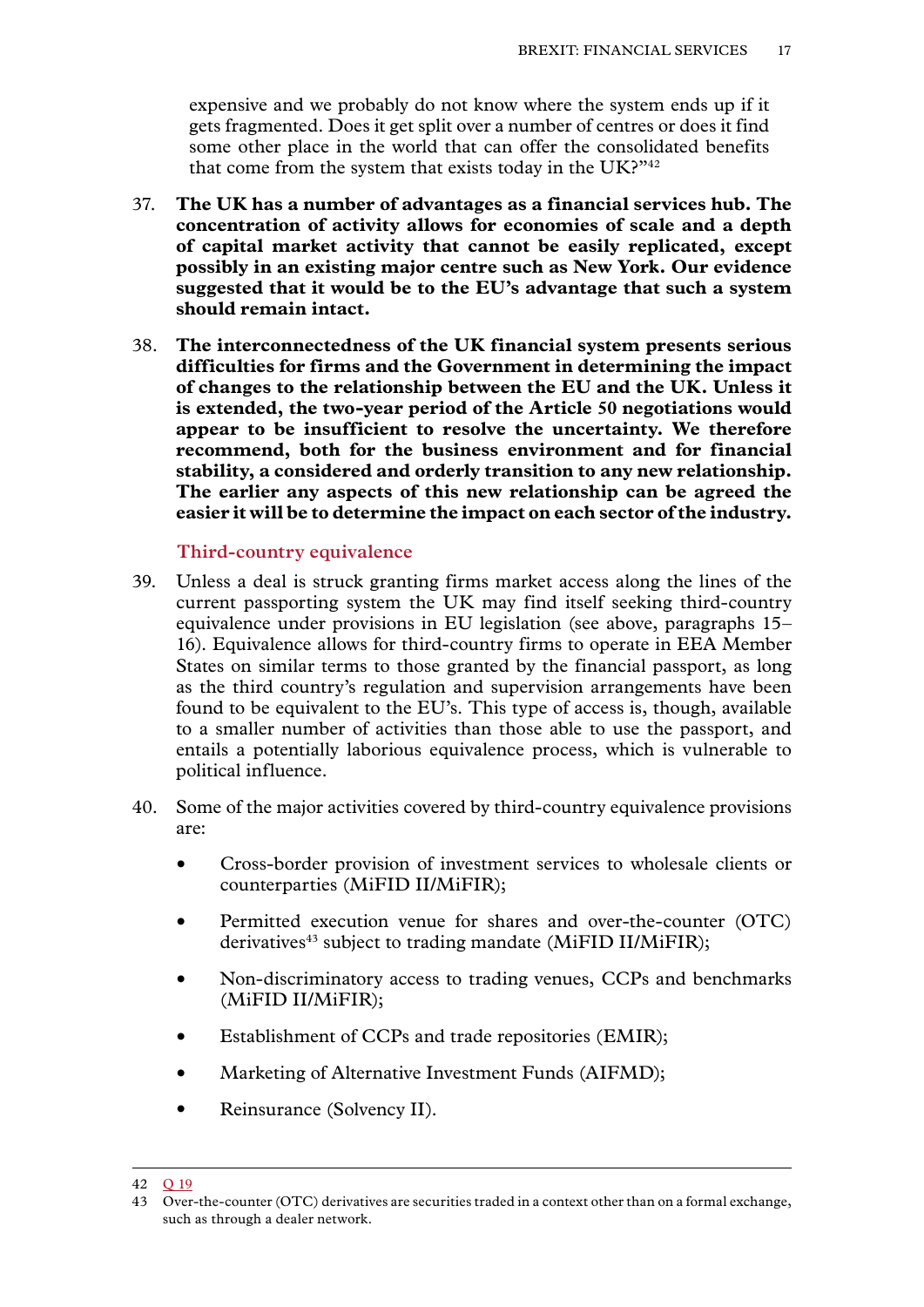expensive and we probably do not know where the system ends up if it gets fragmented. Does it get split over a number of centres or does it find some other place in the world that can offer the consolidated benefits that come from the system that exists today in the UK?"[42]

37. **The UK has a number of advantages as a financial services hub. The concentration of activity allows for economies of scale and a depth of capital market activity that cannot be easily replicated, except possibly in an existing major centre such as New York. Our evidence suggested that it would be to the EU's advantage that such a system should remain intact.**

38. **The interconnectedness of the UK financial system presents serious difficulties for firms and the Government in determining the impact of changes to the relationship between the EU and the UK. Unless it is extended, the two-year period of the Article 50 negotiations would appear to be insufficient to resolve the uncertainty. We therefore recommend, both for the business environment and for financial stability, a considered and orderly transition to any new relationship. The earlier any aspects of this new relationship can be agreed the easier it will be to determine the impact on each sector of the industry.**

### Third-country equivalence

39. Unless a deal is struck granting firms market access along the lines of the current passporting system the UK may find itself seeking third-country equivalence under provisions in EU legislation (see above, paragraphs 15–16). Equivalence allows for third-country firms to operate in EEA Member States on similar terms to those granted by the financial passport, as long as the third country's regulation and supervision arrangements have been found to be equivalent to the EU's. This type of access is, though, available to a smaller number of activities than those able to use the passport, and entails a potentially laborious equivalence process, which is vulnerable to political influence.

40. Some of the major activities covered by third-country equivalence provisions are:

- Cross-border provision of investment services to wholesale clients or counterparties (MiFID II/MiFIR);
- Permitted execution venue for shares and over-the-counter (OTC) derivatives[43] subject to trading mandate (MiFID II/MiFIR);
- Non-discriminatory access to trading venues, CCPs and benchmarks (MiFID II/MiFIR);
- Establishment of CCPs and trade repositories (EMIR);
- Marketing of Alternative Investment Funds (AIFMD);
- Reinsurance (Solvency II).

---

42 Q 19

43 Over-the-counter (OTC) derivatives are securities traded in a context other than on a formal exchange, such as through a dealer network.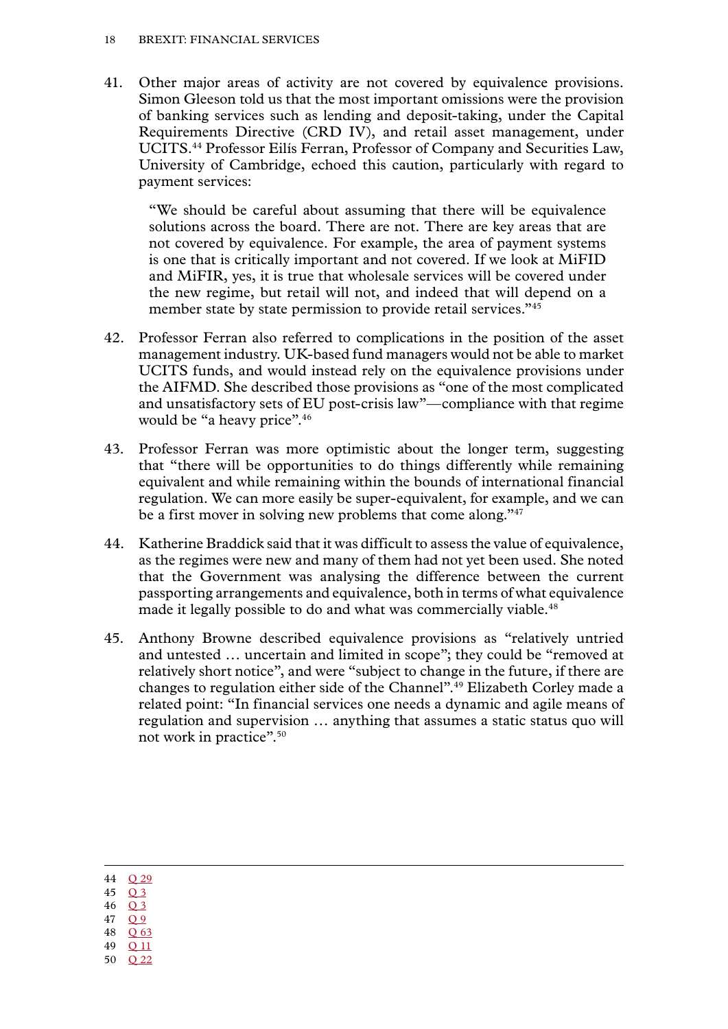41. Other major areas of activity are not covered by equivalence provisions. Simon Gleeson told us that the most important omissions were the provision of banking services such as lending and deposit-taking, under the Capital Requirements Directive (CRD IV), and retail asset management, under UCITS.[44] Professor Eilís Ferran, Professor of Company and Securities Law, University of Cambridge, echoed this caution, particularly with regard to payment services:

> "We should be careful about assuming that there will be equivalence solutions across the board. There are not. There are key areas that are not covered by equivalence. For example, the area of payment systems is one that is critically important and not covered. If we look at MiFID and MiFIR, yes, it is true that wholesale services will be covered under the new regime, but retail will not, and indeed that will depend on a member state by state permission to provide retail services."[45]

42. Professor Ferran also referred to complications in the position of the asset management industry. UK-based fund managers would not be able to market UCITS funds, and would instead rely on the equivalence provisions under the AIFMD. She described those provisions as "one of the most complicated and unsatisfactory sets of EU post-crisis law"—compliance with that regime would be "a heavy price".[46]

43. Professor Ferran was more optimistic about the longer term, suggesting that "there will be opportunities to do things differently while remaining equivalent and while remaining within the bounds of international financial regulation. We can more easily be super-equivalent, for example, and we can be a first mover in solving new problems that come along."[47]

44. Katherine Braddick said that it was difficult to assess the value of equivalence, as the regimes were new and many of them had not yet been used. She noted that the Government was analysing the difference between the current passporting arrangements and equivalence, both in terms of what equivalence made it legally possible to do and what was commercially viable.[48]

45. Anthony Browne described equivalence provisions as "relatively untried and untested … uncertain and limited in scope"; they could be "removed at relatively short notice", and were "subject to change in the future, if there are changes to regulation either side of the Channel".[49] Elizabeth Corley made a related point: "In financial services one needs a dynamic and agile means of regulation and supervision … anything that assumes a static status quo will not work in practice".[50]

---

44 Q 29
45 Q 3
46 Q 3
47 Q 9
48 Q 63
49 Q 11
50 Q 22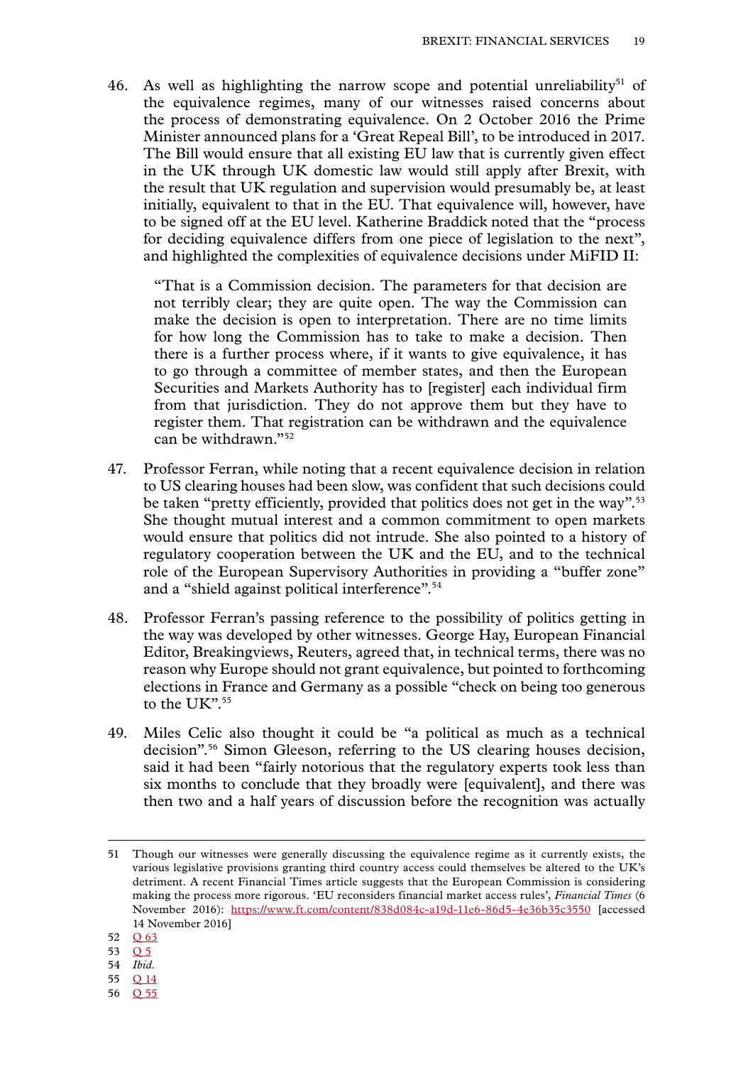46. As well as highlighting the narrow scope and potential unreliability[51] of the equivalence regimes, many of our witnesses raised concerns about the process of demonstrating equivalence. On 2 October 2016 the Prime Minister announced plans for a 'Great Repeal Bill', to be introduced in 2017. The Bill would ensure that all existing EU law that is currently given effect in the UK through UK domestic law would still apply after Brexit, with the result that UK regulation and supervision would presumably be, at least initially, equivalent to that in the EU. That equivalence will, however, have to be signed off at the EU level. Katherine Braddick noted that the "process for deciding equivalence differs from one piece of legislation to the next", and highlighted the complexities of equivalence decisions under MiFID II:

> "That is a Commission decision. The parameters for that decision are not terribly clear; they are quite open. The way the Commission can make the decision is open to interpretation. There are no time limits for how long the Commission has to take to make a decision. Then there is a further process where, if it wants to give equivalence, it has to go through a committee of member states, and then the European Securities and Markets Authority has to [register] each individual firm from that jurisdiction. They do not approve them but they have to register them. That registration can be withdrawn and the equivalence can be withdrawn."[52]

47. Professor Ferran, while noting that a recent equivalence decision in relation to US clearing houses had been slow, was confident that such decisions could be taken "pretty efficiently, provided that politics does not get in the way".[53] She thought mutual interest and a common commitment to open markets would ensure that politics did not intrude. She also pointed to a history of regulatory cooperation between the UK and the EU, and to the technical role of the European Supervisory Authorities in providing a "buffer zone" and a "shield against political interference".[54]

48. Professor Ferran's passing reference to the possibility of politics getting in the way was developed by other witnesses. George Hay, European Financial Editor, Breakingviews, Reuters, agreed that, in technical terms, there was no reason why Europe should not grant equivalence, but pointed to forthcoming elections in France and Germany as a possible "check on being too generous to the UK".[55]

49. Miles Celic also thought it could be "a political as much as a technical decision".[56] Simon Gleeson, referring to the US clearing houses decision, said it had been "fairly notorious that the regulatory experts took less than six months to conclude that they broadly were [equivalent], and there was then two and a half years of discussion before the recognition was actually

---

51 Though our witnesses were generally discussing the equivalence regime as it currently exists, the various legislative provisions granting third country access could themselves be altered to the UK's detriment. A recent Financial Times article suggests that the European Commission is considering making the process more rigorous. 'EU reconsiders financial market access rules', *Financial Times* (6 November 2016): https://www.ft.com/content/838d084c-a19d-11e6-86d5-4e36b35c3550 [accessed 14 November 2016]

52 Q 63

53 Q 5

54 *Ibid.*

55 Q 14

56 Q 55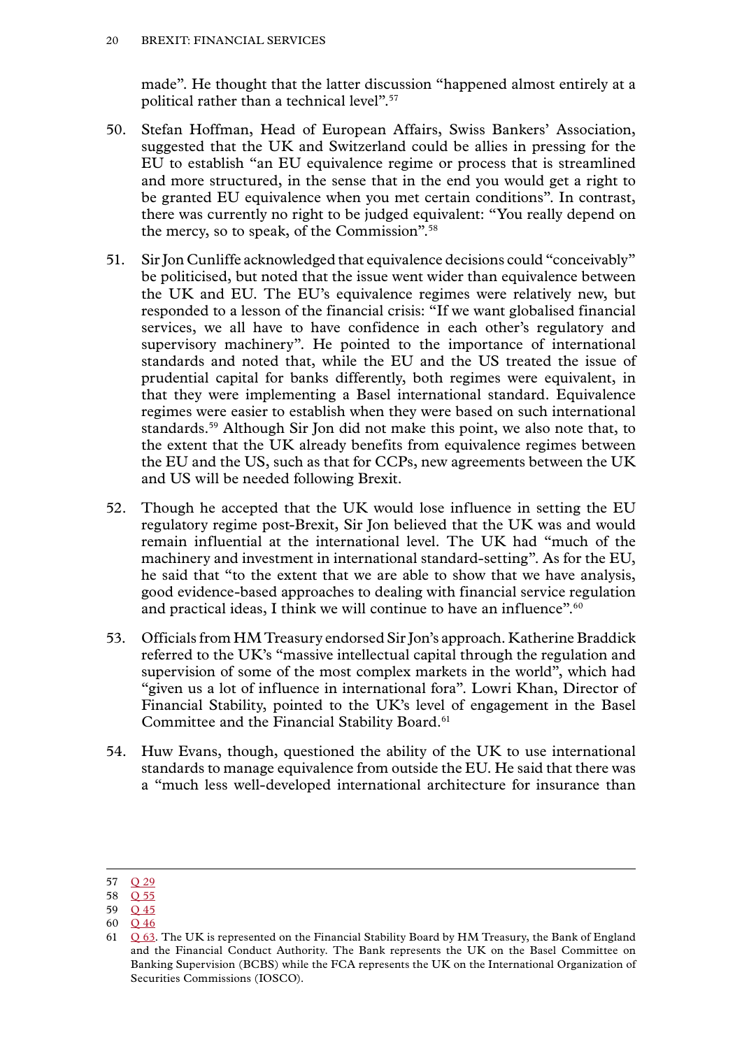made". He thought that the latter discussion "happened almost entirely at a political rather than a technical level".[57]

50. Stefan Hoffman, Head of European Affairs, Swiss Bankers' Association, suggested that the UK and Switzerland could be allies in pressing for the EU to establish "an EU equivalence regime or process that is streamlined and more structured, in the sense that in the end you would get a right to be granted EU equivalence when you met certain conditions". In contrast, there was currently no right to be judged equivalent: "You really depend on the mercy, so to speak, of the Commission".[58]

51. Sir Jon Cunliffe acknowledged that equivalence decisions could "conceivably" be politicised, but noted that the issue went wider than equivalence between the UK and EU. The EU's equivalence regimes were relatively new, but responded to a lesson of the financial crisis: "If we want globalised financial services, we all have to have confidence in each other's regulatory and supervisory machinery". He pointed to the importance of international standards and noted that, while the EU and the US treated the issue of prudential capital for banks differently, both regimes were equivalent, in that they were implementing a Basel international standard. Equivalence regimes were easier to establish when they were based on such international standards.[59] Although Sir Jon did not make this point, we also note that, to the extent that the UK already benefits from equivalence regimes between the EU and the US, such as that for CCPs, new agreements between the UK and US will be needed following Brexit.

52. Though he accepted that the UK would lose influence in setting the EU regulatory regime post-Brexit, Sir Jon believed that the UK was and would remain influential at the international level. The UK had "much of the machinery and investment in international standard-setting". As for the EU, he said that "to the extent that we are able to show that we have analysis, good evidence-based approaches to dealing with financial service regulation and practical ideas, I think we will continue to have an influence".[60]

53. Officials from HM Treasury endorsed Sir Jon's approach. Katherine Braddick referred to the UK's "massive intellectual capital through the regulation and supervision of some of the most complex markets in the world", which had "given us a lot of influence in international fora". Lowri Khan, Director of Financial Stability, pointed to the UK's level of engagement in the Basel Committee and the Financial Stability Board.[61]

54. Huw Evans, though, questioned the ability of the UK to use international standards to manage equivalence from outside the EU. He said that there was a "much less well-developed international architecture for insurance than

---

57 Q 29

58 Q 55

59 Q 45

60 Q 46

61 Q 63. The UK is represented on the Financial Stability Board by HM Treasury, the Bank of England and the Financial Conduct Authority. The Bank represents the UK on the Basel Committee on Banking Supervision (BCBS) while the FCA represents the UK on the International Organization of Securities Commissions (IOSCO).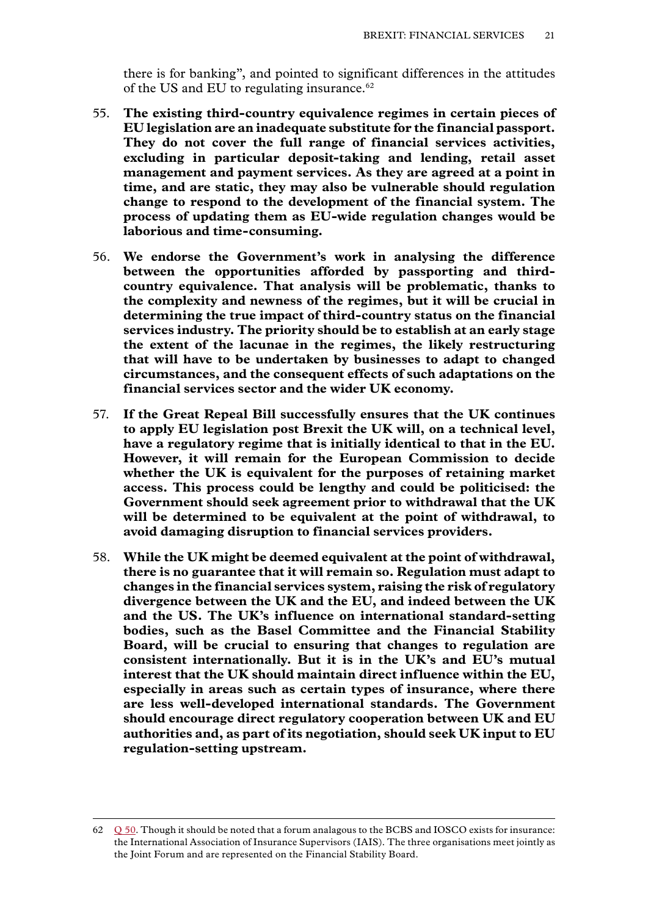there is for banking", and pointed to significant differences in the attitudes of the US and EU to regulating insurance.[62]

55. **The existing third-country equivalence regimes in certain pieces of EU legislation are an inadequate substitute for the financial passport. They do not cover the full range of financial services activities, excluding in particular deposit-taking and lending, retail asset management and payment services. As they are agreed at a point in time, and are static, they may also be vulnerable should regulation change to respond to the development of the financial system. The process of updating them as EU-wide regulation changes would be laborious and time-consuming.**

56. **We endorse the Government's work in analysing the difference between the opportunities afforded by passporting and third-country equivalence. That analysis will be problematic, thanks to the complexity and newness of the regimes, but it will be crucial in determining the true impact of third-country status on the financial services industry. The priority should be to establish at an early stage the extent of the lacunae in the regimes, the likely restructuring that will have to be undertaken by businesses to adapt to changed circumstances, and the consequent effects of such adaptations on the financial services sector and the wider UK economy.**

57. **If the Great Repeal Bill successfully ensures that the UK continues to apply EU legislation post Brexit the UK will, on a technical level, have a regulatory regime that is initially identical to that in the EU. However, it will remain for the European Commission to decide whether the UK is equivalent for the purposes of retaining market access. This process could be lengthy and could be politicised: the Government should seek agreement prior to withdrawal that the UK will be determined to be equivalent at the point of withdrawal, to avoid damaging disruption to financial services providers.**

58. **While the UK might be deemed equivalent at the point of withdrawal, there is no guarantee that it will remain so. Regulation must adapt to changes in the financial services system, raising the risk of regulatory divergence between the UK and the EU, and indeed between the UK and the US. The UK's influence on international standard-setting bodies, such as the Basel Committee and the Financial Stability Board, will be crucial to ensuring that changes to regulation are consistent internationally. But it is in the UK's and EU's mutual interest that the UK should maintain direct influence within the EU, especially in areas such as certain types of insurance, where there are less well-developed international standards. The Government should encourage direct regulatory cooperation between UK and EU authorities and, as part of its negotiation, should seek UK input to EU regulation-setting upstream.**

---

62 Q 50. Though it should be noted that a forum analagous to the BCBS and IOSCO exists for insurance: the International Association of Insurance Supervisors (IAIS). The three organisations meet jointly as the Joint Forum and are represented on the Financial Stability Board.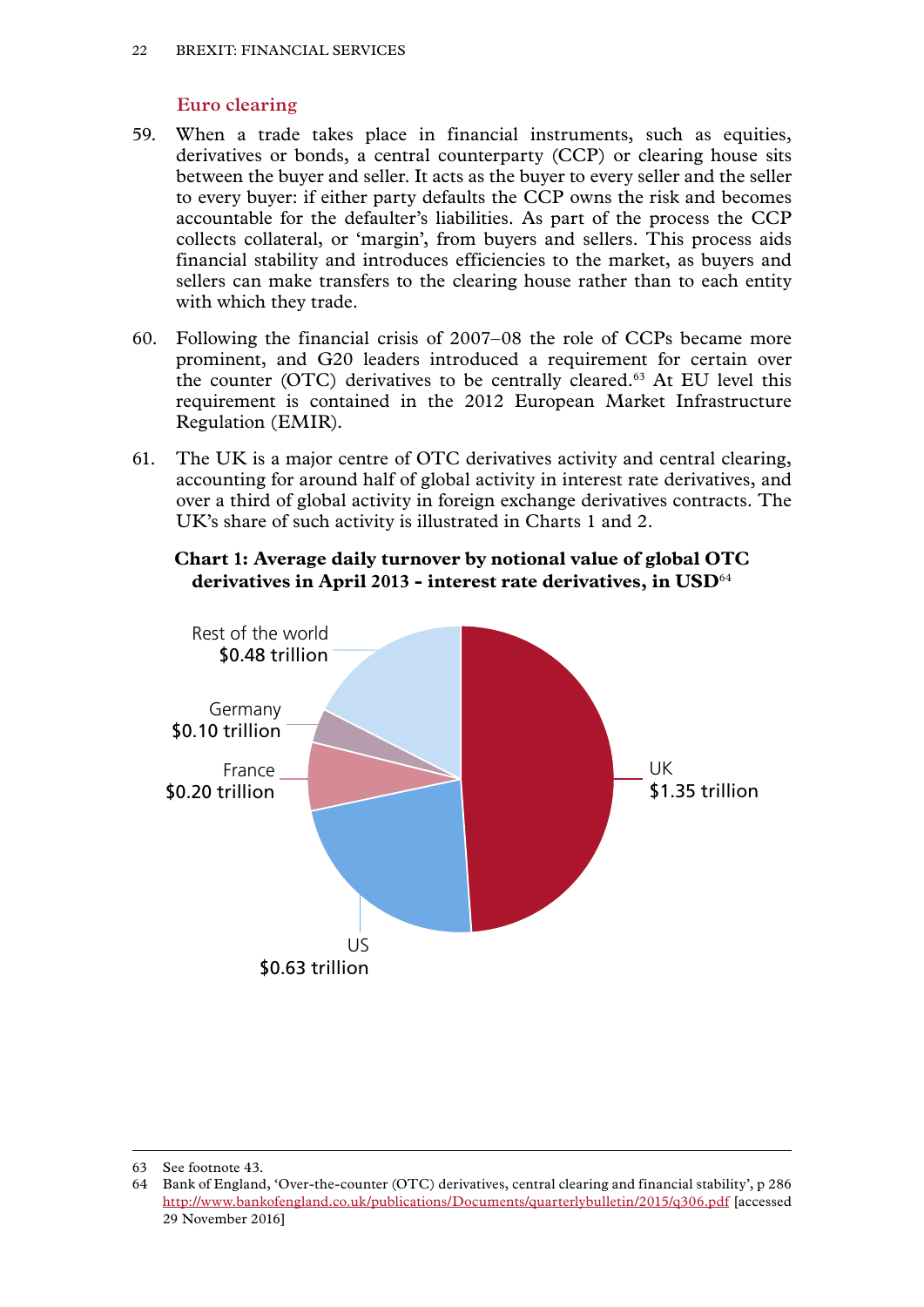### Euro clearing

59. When a trade takes place in financial instruments, such as equities, derivatives or bonds, a central counterparty (CCP) or clearing house sits between the buyer and seller. It acts as the buyer to every seller and the seller to every buyer: if either party defaults the CCP owns the risk and becomes accountable for the defaulter's liabilities. As part of the process the CCP collects collateral, or 'margin', from buyers and sellers. This process aids financial stability and introduces efficiencies to the market, as buyers and sellers can make transfers to the clearing house rather than to each entity with which they trade.

60. Following the financial crisis of 2007–08 the role of CCPs became more prominent, and G20 leaders introduced a requirement for certain over the counter (OTC) derivatives to be centrally cleared.[63] At EU level this requirement is contained in the 2012 European Market Infrastructure Regulation (EMIR).

61. The UK is a major centre of OTC derivatives activity and central clearing, accounting for around half of global activity in interest rate derivatives, and over a third of global activity in foreign exchange derivatives contracts. The UK's share of such activity is illustrated in Charts 1 and 2.

**Chart 1: Average daily turnover by notional value of global OTC derivatives in April 2013 - interest rate derivatives, in USD**[64]

| Region | Average daily turnover |
|---|---|
| UK | $1.35 trillion |
| US | $0.63 trillion |
| France | $0.20 trillion |
| Germany | $0.10 trillion |
| Rest of the world | $0.48 trillion |

63 See footnote 43.

64 Bank of England, 'Over-the-counter (OTC) derivatives, central clearing and financial stability', p 286 http://www.bankofengland.co.uk/publications/Documents/quarterlybulletin/2015/q306.pdf [accessed 29 November 2016]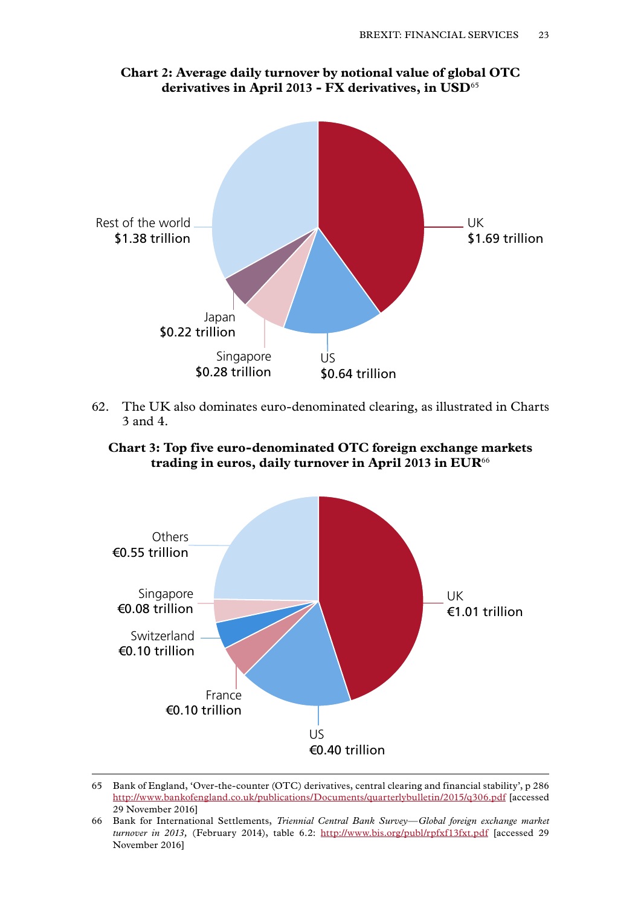**Chart 2: Average daily turnover by notional value of global OTC derivatives in April 2013 - FX derivatives, in USD**[65]

| Market | Value |
|---|---|
| UK | $1.69 trillion |
| US | $0.64 trillion |
| Singapore | $0.28 trillion |
| Japan | $0.22 trillion |
| Rest of the world | $1.38 trillion |

62. The UK also dominates euro-denominated clearing, as illustrated in Charts 3 and 4.

**Chart 3: Top five euro-denominated OTC foreign exchange markets trading in euros, daily turnover in April 2013 in EUR**[66]

| Market | Value |
|---|---|
| UK | €1.01 trillion |
| US | €0.40 trillion |
| France | €0.10 trillion |
| Switzerland | €0.10 trillion |
| Singapore | €0.08 trillion |
| Others | €0.55 trillion |

65 Bank of England, 'Over-the-counter (OTC) derivatives, central clearing and financial stability', p 286 http://www.bankofengland.co.uk/publications/Documents/quarterlybulletin/2015/q306.pdf [accessed 29 November 2016]

66 Bank for International Settlements, *Triennial Central Bank Survey—Global foreign exchange market turnover in 2013*, (February 2014), table 6.2: http://www.bis.org/publ/rpfxf13fxt.pdf [accessed 29 November 2016]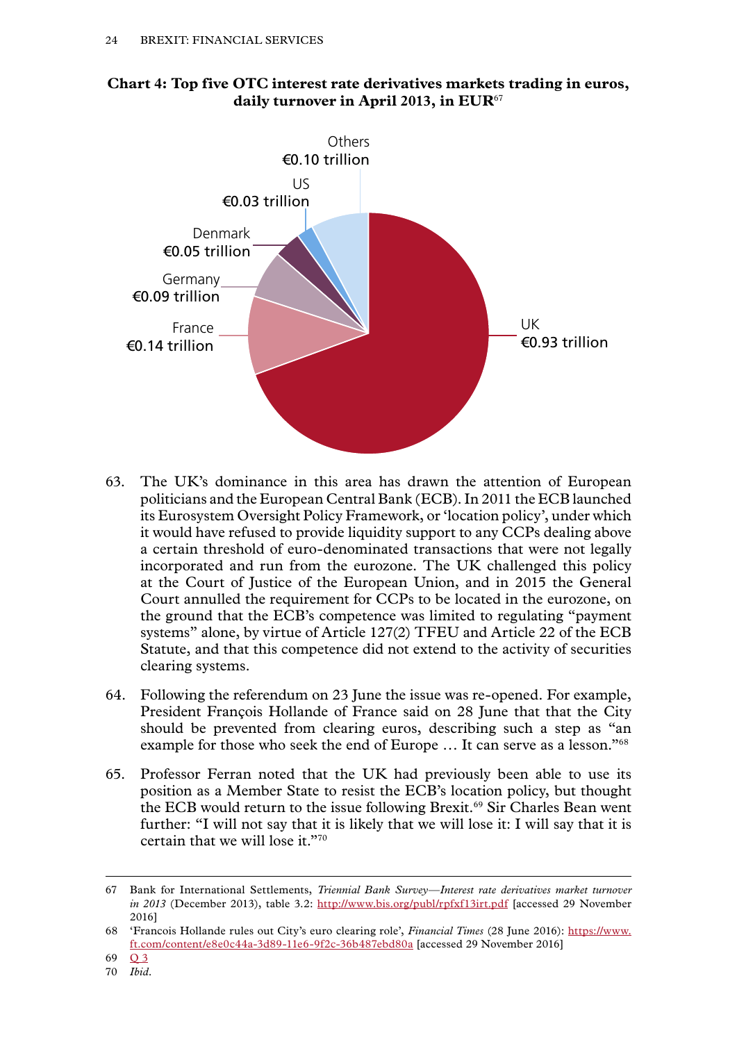**Chart 4: Top five OTC interest rate derivatives markets trading in euros, daily turnover in April 2013, in EUR**[67]

| Country | Daily turnover |
| --- | --- |
| UK | €0.93 trillion |
| France | €0.14 trillion |
| Germany | €0.09 trillion |
| Denmark | €0.05 trillion |
| US | €0.03 trillion |
| Others | €0.10 trillion |

63. The UK's dominance in this area has drawn the attention of European politicians and the European Central Bank (ECB). In 2011 the ECB launched its Eurosystem Oversight Policy Framework, or 'location policy', under which it would have refused to provide liquidity support to any CCPs dealing above a certain threshold of euro-denominated transactions that were not legally incorporated and run from the eurozone. The UK challenged this policy at the Court of Justice of the European Union, and in 2015 the General Court annulled the requirement for CCPs to be located in the eurozone, on the ground that the ECB's competence was limited to regulating "payment systems" alone, by virtue of Article 127(2) TFEU and Article 22 of the ECB Statute, and that this competence did not extend to the activity of securities clearing systems.

64. Following the referendum on 23 June the issue was re-opened. For example, President François Hollande of France said on 28 June that that the City should be prevented from clearing euros, describing such a step as "an example for those who seek the end of Europe … It can serve as a lesson."[68]

65. Professor Ferran noted that the UK had previously been able to use its position as a Member State to resist the ECB's location policy, but thought the ECB would return to the issue following Brexit.[69] Sir Charles Bean went further: "I will not say that it is likely that we will lose it: I will say that it is certain that we will lose it."[70]

---

67 Bank for International Settlements, *Triennial Bank Survey—Interest rate derivatives market turnover in 2013* (December 2013), table 3.2: http://www.bis.org/publ/rpfxf13irt.pdf [accessed 29 November 2016]

68 'Francois Hollande rules out City's euro clearing role', *Financial Times* (28 June 2016): https://www.ft.com/content/e8e0c44a-3d89-11e6-9f2c-36b487ebd80a [accessed 29 November 2016]

69 Q 3

70 *Ibid.*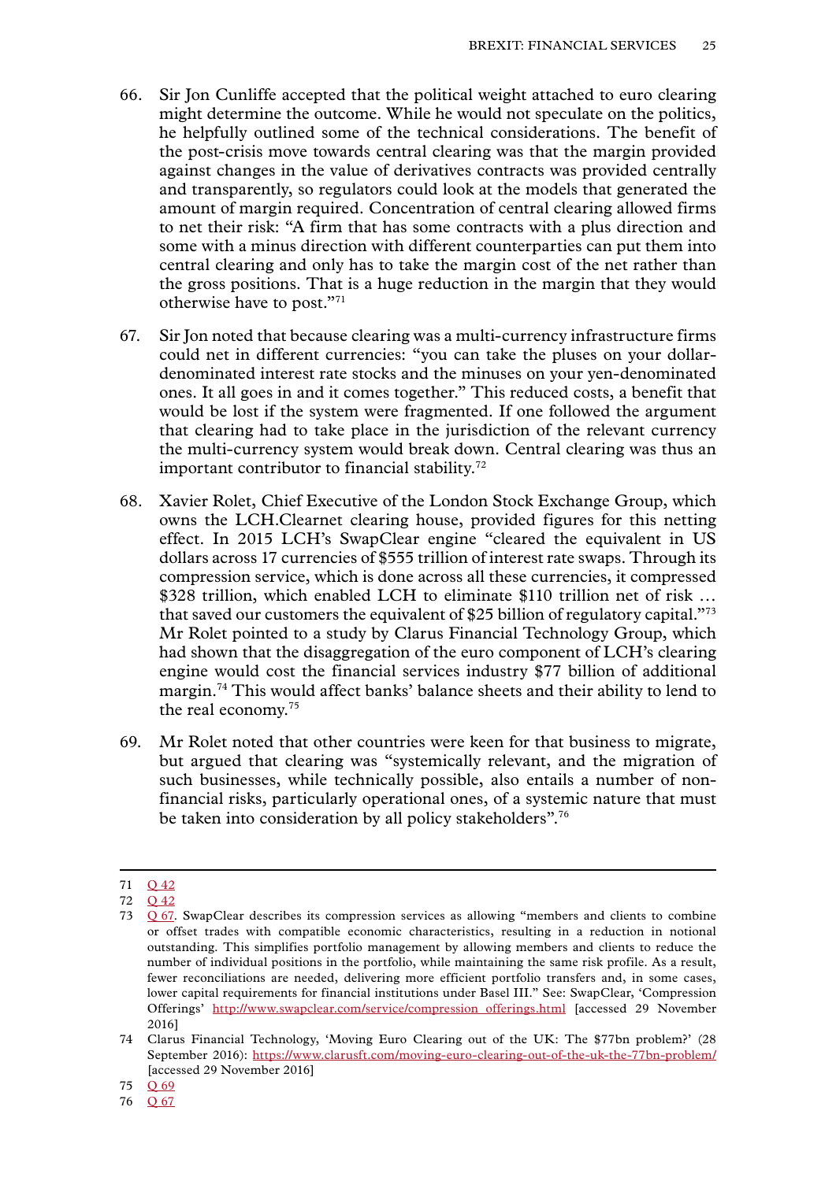66. Sir Jon Cunliffe accepted that the political weight attached to euro clearing might determine the outcome. While he would not speculate on the politics, he helpfully outlined some of the technical considerations. The benefit of the post-crisis move towards central clearing was that the margin provided against changes in the value of derivatives contracts was provided centrally and transparently, so regulators could look at the models that generated the amount of margin required. Concentration of central clearing allowed firms to net their risk: "A firm that has some contracts with a plus direction and some with a minus direction with different counterparties can put them into central clearing and only has to take the margin cost of the net rather than the gross positions. That is a huge reduction in the margin that they would otherwise have to post."[71]

67. Sir Jon noted that because clearing was a multi-currency infrastructure firms could net in different currencies: "you can take the pluses on your dollar-denominated interest rate stocks and the minuses on your yen-denominated ones. It all goes in and it comes together." This reduced costs, a benefit that would be lost if the system were fragmented. If one followed the argument that clearing had to take place in the jurisdiction of the relevant currency the multi-currency system would break down. Central clearing was thus an important contributor to financial stability.[72]

68. Xavier Rolet, Chief Executive of the London Stock Exchange Group, which owns the LCH.Clearnet clearing house, provided figures for this netting effect. In 2015 LCH's SwapClear engine "cleared the equivalent in US dollars across 17 currencies of $555 trillion of interest rate swaps. Through its compression service, which is done across all these currencies, it compressed $328 trillion, which enabled LCH to eliminate $110 trillion net of risk … that saved our customers the equivalent of $25 billion of regulatory capital."[73] Mr Rolet pointed to a study by Clarus Financial Technology Group, which had shown that the disaggregation of the euro component of LCH's clearing engine would cost the financial services industry $77 billion of additional margin.[74] This would affect banks' balance sheets and their ability to lend to the real economy.[75]

69. Mr Rolet noted that other countries were keen for that business to migrate, but argued that clearing was "systemically relevant, and the migration of such businesses, while technically possible, also entails a number of non-financial risks, particularly operational ones, of a systemic nature that must be taken into consideration by all policy stakeholders".[76]

---

71 Q 42

72 Q 42

73 Q 67. SwapClear describes its compression services as allowing "members and clients to combine or offset trades with compatible economic characteristics, resulting in a reduction in notional outstanding. This simplifies portfolio management by allowing members and clients to reduce the number of individual positions in the portfolio, while maintaining the same risk profile. As a result, fewer reconciliations are needed, delivering more efficient portfolio transfers and, in some cases, lower capital requirements for financial institutions under Basel III." See: SwapClear, 'Compression Offerings' http://www.swapclear.com/service/compression_offerings.html [accessed 29 November 2016]

74 Clarus Financial Technology, 'Moving Euro Clearing out of the UK: The $77bn problem?' (28 September 2016): https://www.clarusft.com/moving-euro-clearing-out-of-the-uk-the-77bn-problem/ [accessed 29 November 2016]

75 Q 69

76 Q 67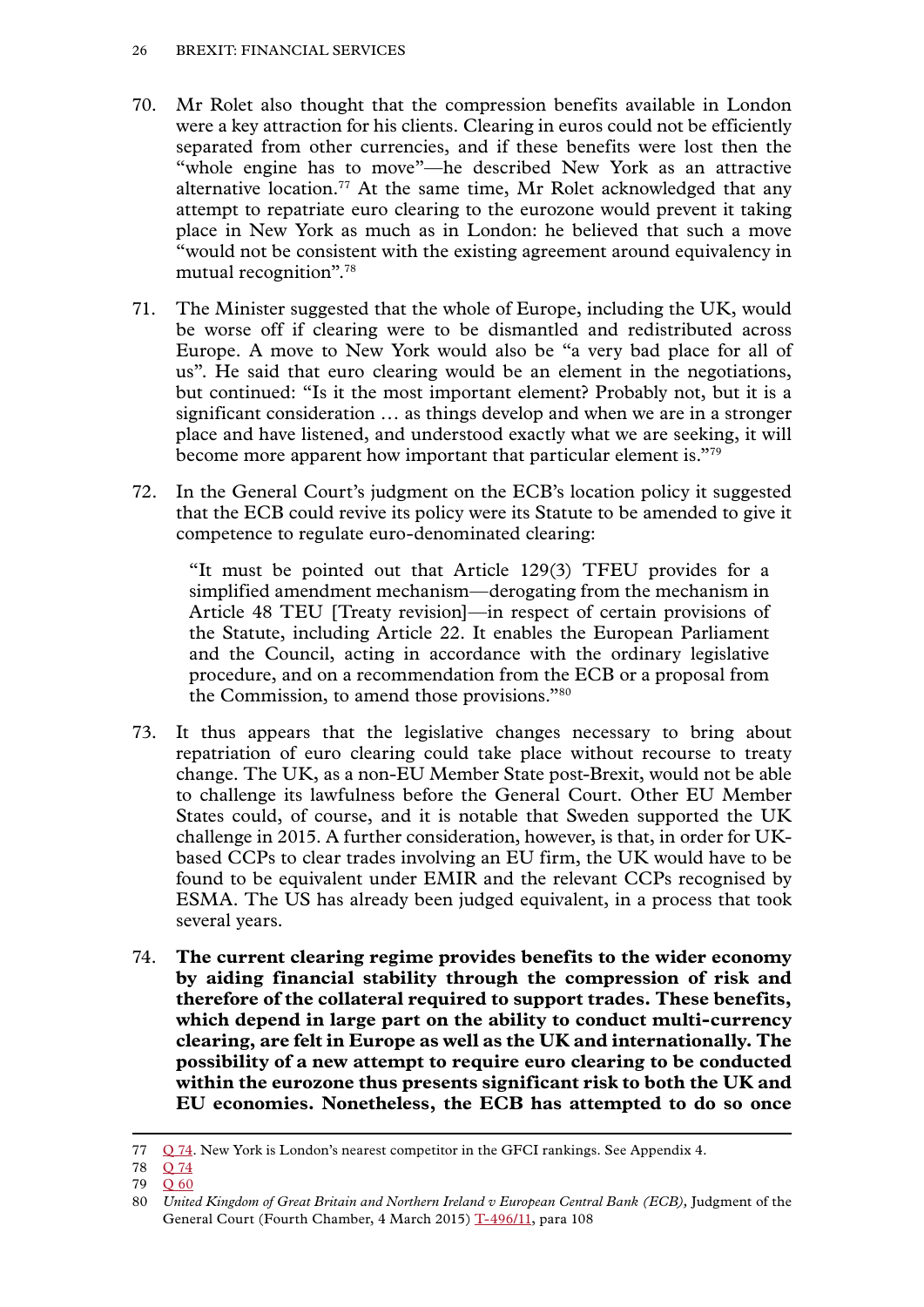70. Mr Rolet also thought that the compression benefits available in London were a key attraction for his clients. Clearing in euros could not be efficiently separated from other currencies, and if these benefits were lost then the "whole engine has to move"—he described New York as an attractive alternative location.[77] At the same time, Mr Rolet acknowledged that any attempt to repatriate euro clearing to the eurozone would prevent it taking place in New York as much as in London: he believed that such a move "would not be consistent with the existing agreement around equivalency in mutual recognition".[78]

71. The Minister suggested that the whole of Europe, including the UK, would be worse off if clearing were to be dismantled and redistributed across Europe. A move to New York would also be "a very bad place for all of us". He said that euro clearing would be an element in the negotiations, but continued: "Is it the most important element? Probably not, but it is a significant consideration … as things develop and when we are in a stronger place and have listened, and understood exactly what we are seeking, it will become more apparent how important that particular element is."[79]

72. In the General Court's judgment on the ECB's location policy it suggested that the ECB could revive its policy were its Statute to be amended to give it competence to regulate euro-denominated clearing:

> "It must be pointed out that Article 129(3) TFEU provides for a simplified amendment mechanism—derogating from the mechanism in Article 48 TEU [Treaty revision]—in respect of certain provisions of the Statute, including Article 22. It enables the European Parliament and the Council, acting in accordance with the ordinary legislative procedure, and on a recommendation from the ECB or a proposal from the Commission, to amend those provisions."[80]

73. It thus appears that the legislative changes necessary to bring about repatriation of euro clearing could take place without recourse to treaty change. The UK, as a non-EU Member State post-Brexit, would not be able to challenge its lawfulness before the General Court. Other EU Member States could, of course, and it is notable that Sweden supported the UK challenge in 2015. A further consideration, however, is that, in order for UK-based CCPs to clear trades involving an EU firm, the UK would have to be found to be equivalent under EMIR and the relevant CCPs recognised by ESMA. The US has already been judged equivalent, in a process that took several years.

74. **The current clearing regime provides benefits to the wider economy by aiding financial stability through the compression of risk and therefore of the collateral required to support trades. These benefits, which depend in large part on the ability to conduct multi-currency clearing, are felt in Europe as well as the UK and internationally. The possibility of a new attempt to require euro clearing to be conducted within the eurozone thus presents significant risk to both the UK and EU economies. Nonetheless, the ECB has attempted to do so once**

---

77 Q 74. New York is London's nearest competitor in the GFCI rankings. See Appendix 4.

78 Q 74

79 Q 60

80 *United Kingdom of Great Britain and Northern Ireland v European Central Bank (ECB),* Judgment of the General Court (Fourth Chamber, 4 March 2015) T-496/11, para 108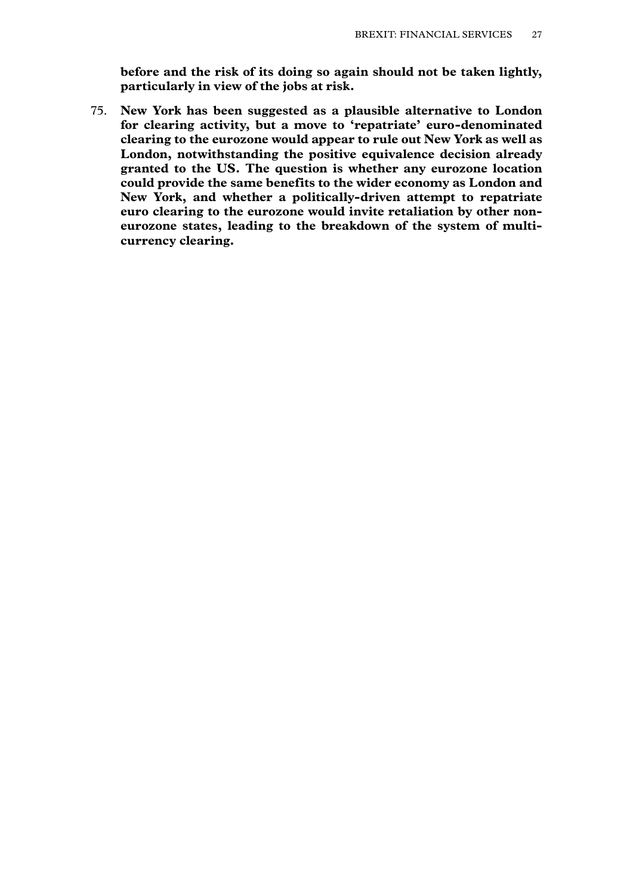**before and the risk of its doing so again should not be taken lightly, particularly in view of the jobs at risk.**

75. **New York has been suggested as a plausible alternative to London for clearing activity, but a move to 'repatriate' euro-denominated clearing to the eurozone would appear to rule out New York as well as London, notwithstanding the positive equivalence decision already granted to the US. The question is whether any eurozone location could provide the same benefits to the wider economy as London and New York, and whether a politically-driven attempt to repatriate euro clearing to the eurozone would invite retaliation by other non-eurozone states, leading to the breakdown of the system of multi-currency clearing.**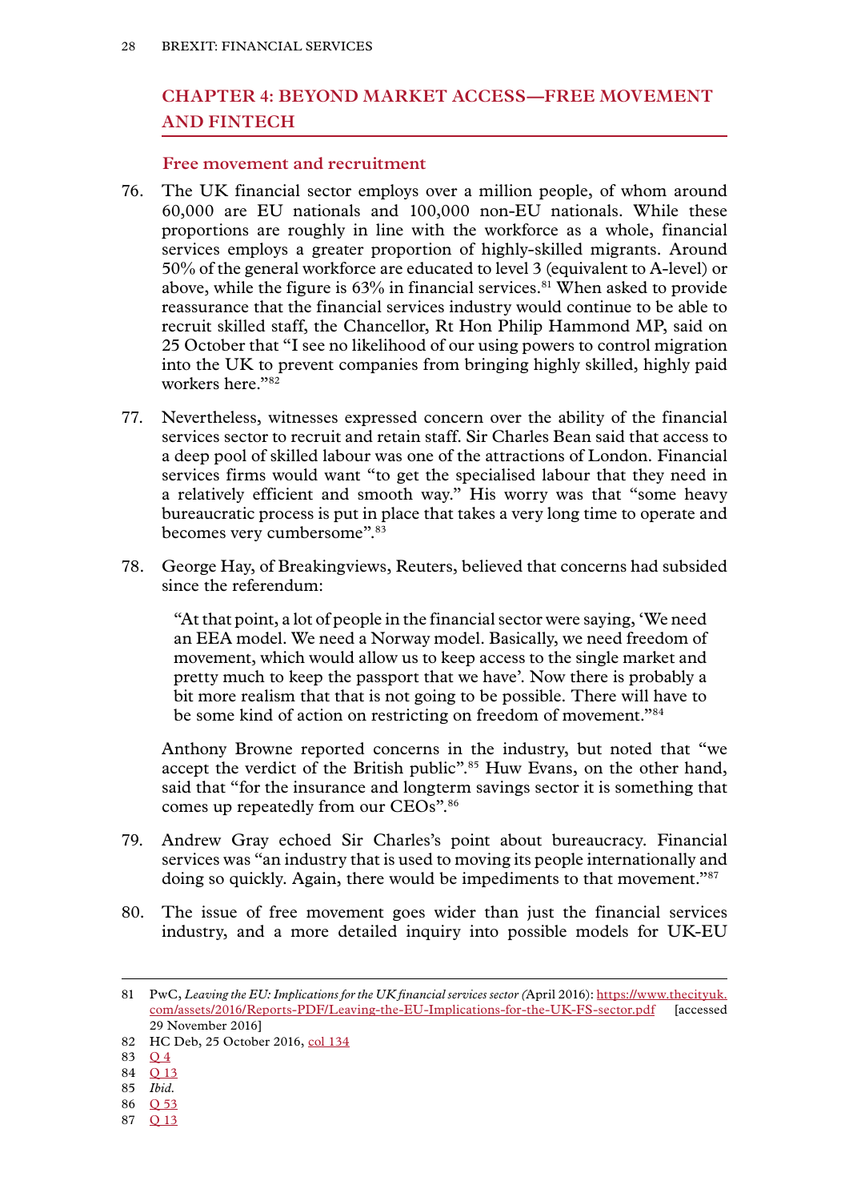## CHAPTER 4: BEYOND MARKET ACCESS—FREE MOVEMENT AND FINTECH

### Free movement and recruitment

76. The UK financial sector employs over a million people, of whom around 60,000 are EU nationals and 100,000 non-EU nationals. While these proportions are roughly in line with the workforce as a whole, financial services employs a greater proportion of highly-skilled migrants. Around 50% of the general workforce are educated to level 3 (equivalent to A-level) or above, while the figure is 63% in financial services.[81] When asked to provide reassurance that the financial services industry would continue to be able to recruit skilled staff, the Chancellor, Rt Hon Philip Hammond MP, said on 25 October that "I see no likelihood of our using powers to control migration into the UK to prevent companies from bringing highly skilled, highly paid workers here."[82]

77. Nevertheless, witnesses expressed concern over the ability of the financial services sector to recruit and retain staff. Sir Charles Bean said that access to a deep pool of skilled labour was one of the attractions of London. Financial services firms would want "to get the specialised labour that they need in a relatively efficient and smooth way." His worry was that "some heavy bureaucratic process is put in place that takes a very long time to operate and becomes very cumbersome".[83]

78. George Hay, of Breakingviews, Reuters, believed that concerns had subsided since the referendum:

> "At that point, a lot of people in the financial sector were saying, 'We need an EEA model. We need a Norway model. Basically, we need freedom of movement, which would allow us to keep access to the single market and pretty much to keep the passport that we have'. Now there is probably a bit more realism that that is not going to be possible. There will have to be some kind of action on restricting on freedom of movement."[84]

Anthony Browne reported concerns in the industry, but noted that "we accept the verdict of the British public".[85] Huw Evans, on the other hand, said that "for the insurance and longterm savings sector it is something that comes up repeatedly from our CEOs".[86]

79. Andrew Gray echoed Sir Charles's point about bureaucracy. Financial services was "an industry that is used to moving its people internationally and doing so quickly. Again, there would be impediments to that movement."[87]

80. The issue of free movement goes wider than just the financial services industry, and a more detailed inquiry into possible models for UK-EU

---

81 PwC, *Leaving the EU: Implications for the UK financial services sector* (April 2016): https://www.thecityuk.com/assets/2016/Reports-PDF/Leaving-the-EU-Implications-for-the-UK-FS-sector.pdf [accessed 29 November 2016]

82 HC Deb, 25 October 2016, col 134

83 Q 4

84 Q 13

85 *Ibid.*

86 Q 53

87 Q 13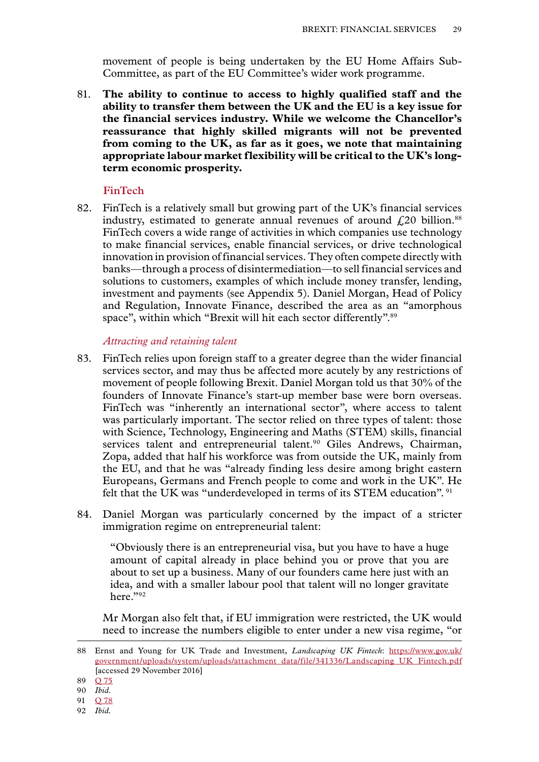movement of people is being undertaken by the EU Home Affairs Sub-Committee, as part of the EU Committee's wider work programme.

81. **The ability to continue to access to highly qualified staff and the ability to transfer them between the UK and the EU is a key issue for the financial services industry. While we welcome the Chancellor's reassurance that highly skilled migrants will not be prevented from coming to the UK, as far as it goes, we note that maintaining appropriate labour market flexibility will be critical to the UK's long-term economic prosperity.**

### FinTech

82. FinTech is a relatively small but growing part of the UK's financial services industry, estimated to generate annual revenues of around £20 billion.[88] FinTech covers a wide range of activities in which companies use technology to make financial services, enable financial services, or drive technological innovation in provision of financial services. They often compete directly with banks—through a process of disintermediation—to sell financial services and solutions to customers, examples of which include money transfer, lending, investment and payments (see Appendix 5). Daniel Morgan, Head of Policy and Regulation, Innovate Finance, described the area as an "amorphous space", within which "Brexit will hit each sector differently".[89]

#### *Attracting and retaining talent*

83. FinTech relies upon foreign staff to a greater degree than the wider financial services sector, and may thus be affected more acutely by any restrictions of movement of people following Brexit. Daniel Morgan told us that 30% of the founders of Innovate Finance's start-up member base were born overseas. FinTech was "inherently an international sector", where access to talent was particularly important. The sector relied on three types of talent: those with Science, Technology, Engineering and Maths (STEM) skills, financial services talent and entrepreneurial talent.[90] Giles Andrews, Chairman, Zopa, added that half his workforce was from outside the UK, mainly from the EU, and that he was "already finding less desire among bright eastern Europeans, Germans and French people to come and work in the UK". He felt that the UK was "underdeveloped in terms of its STEM education".[91]

84. Daniel Morgan was particularly concerned by the impact of a stricter immigration regime on entrepreneurial talent:

> "Obviously there is an entrepreneurial visa, but you have to have a huge amount of capital already in place behind you or prove that you are about to set up a business. Many of our founders came here just with an idea, and with a smaller labour pool that talent will no longer gravitate here."[92]

Mr Morgan also felt that, if EU immigration were restricted, the UK would need to increase the numbers eligible to enter under a new visa regime, "or

---

88 Ernst and Young for UK Trade and Investment, *Landscaping UK Fintech*: https://www.gov.uk/government/uploads/system/uploads/attachment_data/file/341336/Landscaping_UK_Fintech.pdf [accessed 29 November 2016]

89 Q 75

90 *Ibid.*

91 Q 78

92 *Ibid.*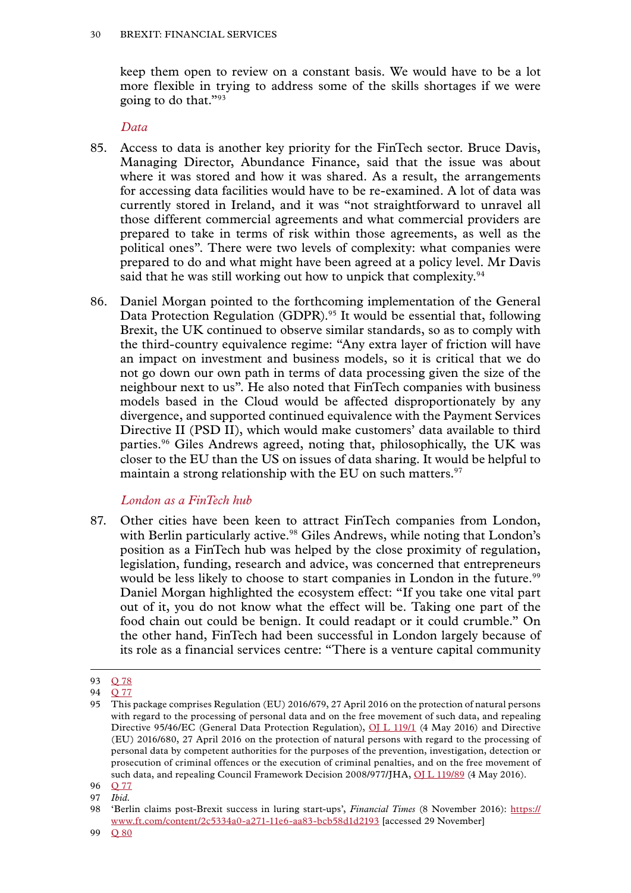keep them open to review on a constant basis. We would have to be a lot more flexible in trying to address some of the skills shortages if we were going to do that."[93]

### *Data*

85. Access to data is another key priority for the FinTech sector. Bruce Davis, Managing Director, Abundance Finance, said that the issue was about where it was stored and how it was shared. As a result, the arrangements for accessing data facilities would have to be re-examined. A lot of data was currently stored in Ireland, and it was "not straightforward to unravel all those different commercial agreements and what commercial providers are prepared to take in terms of risk within those agreements, as well as the political ones". There were two levels of complexity: what companies were prepared to do and what might have been agreed at a policy level. Mr Davis said that he was still working out how to unpick that complexity.[94]

86. Daniel Morgan pointed to the forthcoming implementation of the General Data Protection Regulation (GDPR).[95] It would be essential that, following Brexit, the UK continued to observe similar standards, so as to comply with the third-country equivalence regime: "Any extra layer of friction will have an impact on investment and business models, so it is critical that we do not go down our own path in terms of data processing given the size of the neighbour next to us". He also noted that FinTech companies with business models based in the Cloud would be affected disproportionately by any divergence, and supported continued equivalence with the Payment Services Directive II (PSD II), which would make customers' data available to third parties.[96] Giles Andrews agreed, noting that, philosophically, the UK was closer to the EU than the US on issues of data sharing. It would be helpful to maintain a strong relationship with the EU on such matters.[97]

### *London as a FinTech hub*

87. Other cities have been keen to attract FinTech companies from London, with Berlin particularly active.[98] Giles Andrews, while noting that London's position as a FinTech hub was helped by the close proximity of regulation, legislation, funding, research and advice, was concerned that entrepreneurs would be less likely to choose to start companies in London in the future.[99] Daniel Morgan highlighted the ecosystem effect: "If you take one vital part out of it, you do not know what the effect will be. Taking one part of the food chain out could be benign. It could readapt or it could crumble." On the other hand, FinTech had been successful in London largely because of its role as a financial services centre: "There is a venture capital community

---

93 Q 78

94 Q 77

95 This package comprises Regulation (EU) 2016/679, 27 April 2016 on the protection of natural persons with regard to the processing of personal data and on the free movement of such data, and repealing Directive 95/46/EC (General Data Protection Regulation), OJ L 119/1 (4 May 2016) and Directive (EU) 2016/680, 27 April 2016 on the protection of natural persons with regard to the processing of personal data by competent authorities for the purposes of the prevention, investigation, detection or prosecution of criminal offences or the execution of criminal penalties, and on the free movement of such data, and repealing Council Framework Decision 2008/977/JHA, OJ L 119/89 (4 May 2016).

96 Q 77

97 *Ibid.*

98 'Berlin claims post-Brexit success in luring start-ups', *Financial Times* (8 November 2016): https://www.ft.com/content/2c5334a0-a271-11e6-aa83-bcb58d1d2193 [accessed 29 November]

99 Q 80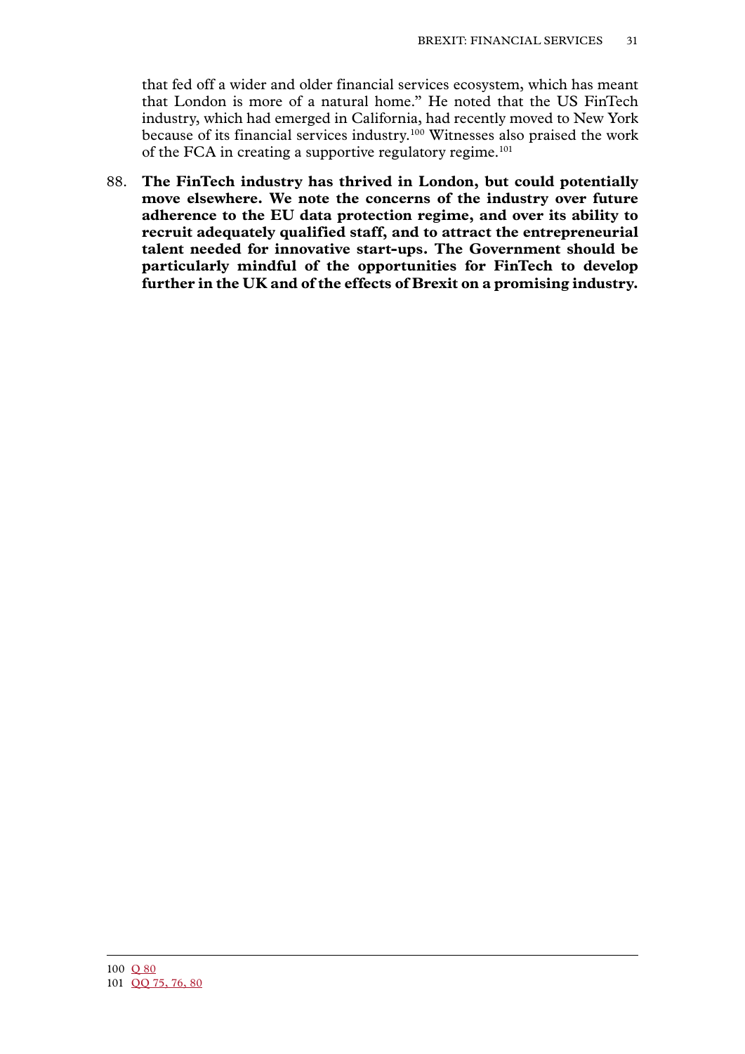that fed off a wider and older financial services ecosystem, which has meant that London is more of a natural home." He noted that the US FinTech industry, which had emerged in California, had recently moved to New York because of its financial services industry.[100] Witnesses also praised the work of the FCA in creating a supportive regulatory regime.[101]

88. **The FinTech industry has thrived in London, but could potentially move elsewhere. We note the concerns of the industry over future adherence to the EU data protection regime, and over its ability to recruit adequately qualified staff, and to attract the entrepreneurial talent needed for innovative start-ups. The Government should be particularly mindful of the opportunities for FinTech to develop further in the UK and of the effects of Brexit on a promising industry.**

---

100 Q 80

101 QQ 75, 76, 80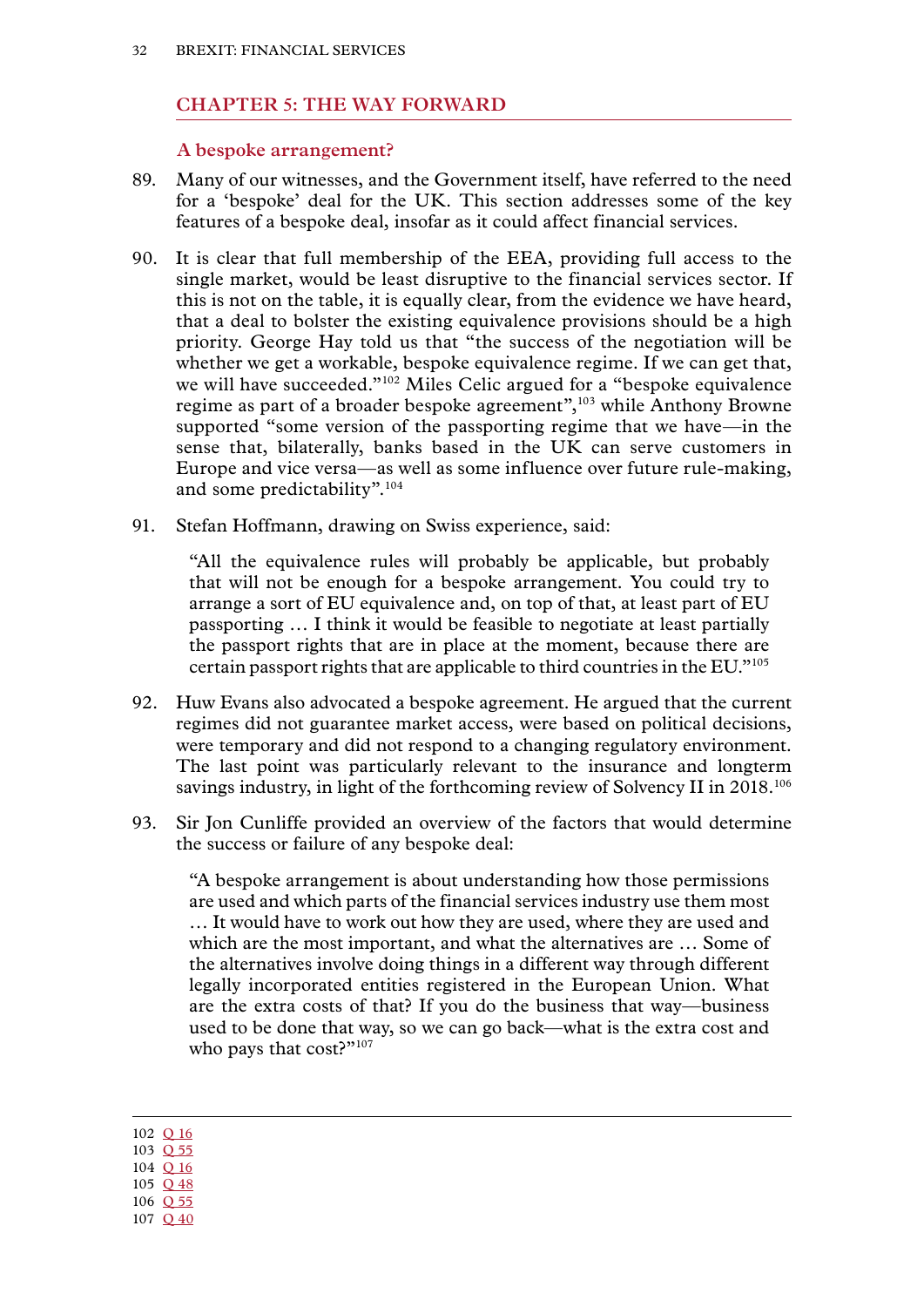## CHAPTER 5: THE WAY FORWARD

### A bespoke arrangement?

89. Many of our witnesses, and the Government itself, have referred to the need for a 'bespoke' deal for the UK. This section addresses some of the key features of a bespoke deal, insofar as it could affect financial services.

90. It is clear that full membership of the EEA, providing full access to the single market, would be least disruptive to the financial services sector. If this is not on the table, it is equally clear, from the evidence we have heard, that a deal to bolster the existing equivalence provisions should be a high priority. George Hay told us that "the success of the negotiation will be whether we get a workable, bespoke equivalence regime. If we can get that, we will have succeeded."[102] Miles Celic argued for a "bespoke equivalence regime as part of a broader bespoke agreement",[103] while Anthony Browne supported "some version of the passporting regime that we have—in the sense that, bilaterally, banks based in the UK can serve customers in Europe and vice versa—as well as some influence over future rule-making, and some predictability".[104]

91. Stefan Hoffmann, drawing on Swiss experience, said:

> "All the equivalence rules will probably be applicable, but probably that will not be enough for a bespoke arrangement. You could try to arrange a sort of EU equivalence and, on top of that, at least part of EU passporting … I think it would be feasible to negotiate at least partially the passport rights that are in place at the moment, because there are certain passport rights that are applicable to third countries in the EU."[105]

92. Huw Evans also advocated a bespoke agreement. He argued that the current regimes did not guarantee market access, were based on political decisions, were temporary and did not respond to a changing regulatory environment. The last point was particularly relevant to the insurance and longterm savings industry, in light of the forthcoming review of Solvency II in 2018.[106]

93. Sir Jon Cunliffe provided an overview of the factors that would determine the success or failure of any bespoke deal:

> "A bespoke arrangement is about understanding how those permissions are used and which parts of the financial services industry use them most … It would have to work out how they are used, where they are used and which are the most important, and what the alternatives are … Some of the alternatives involve doing things in a different way through different legally incorporated entities registered in the European Union. What are the extra costs of that? If you do the business that way—business used to be done that way, so we can go back—what is the extra cost and who pays that cost?"[107]

---

102 Q 16
103 Q 55
104 Q 16
105 Q 48
106 Q 55
107 Q 40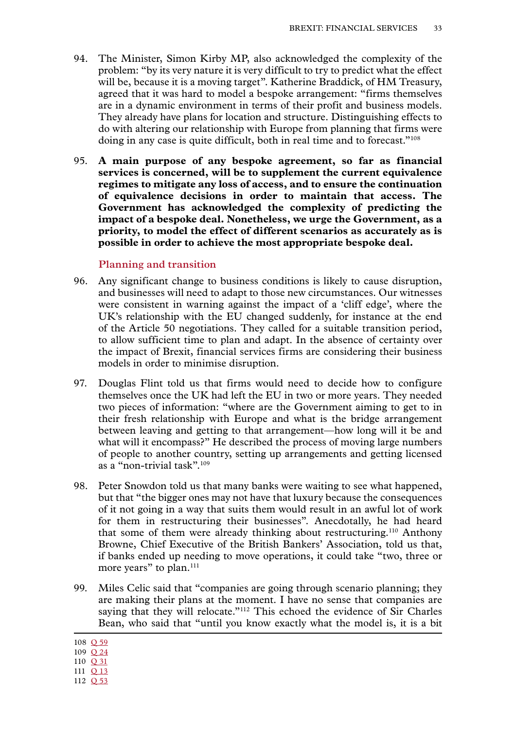94. The Minister, Simon Kirby MP, also acknowledged the complexity of the problem: "by its very nature it is very difficult to try to predict what the effect will be, because it is a moving target". Katherine Braddick, of HM Treasury, agreed that it was hard to model a bespoke arrangement: "firms themselves are in a dynamic environment in terms of their profit and business models. They already have plans for location and structure. Distinguishing effects to do with altering our relationship with Europe from planning that firms were doing in any case is quite difficult, both in real time and to forecast."[108]

95. **A main purpose of any bespoke agreement, so far as financial services is concerned, will be to supplement the current equivalence regimes to mitigate any loss of access, and to ensure the continuation of equivalence decisions in order to maintain that access. The Government has acknowledged the complexity of predicting the impact of a bespoke deal. Nonetheless, we urge the Government, as a priority, to model the effect of different scenarios as accurately as is possible in order to achieve the most appropriate bespoke deal.**

### Planning and transition

96. Any significant change to business conditions is likely to cause disruption, and businesses will need to adapt to those new circumstances. Our witnesses were consistent in warning against the impact of a 'cliff edge', where the UK's relationship with the EU changed suddenly, for instance at the end of the Article 50 negotiations. They called for a suitable transition period, to allow sufficient time to plan and adapt. In the absence of certainty over the impact of Brexit, financial services firms are considering their business models in order to minimise disruption.

97. Douglas Flint told us that firms would need to decide how to configure themselves once the UK had left the EU in two or more years. They needed two pieces of information: "where are the Government aiming to get to in their fresh relationship with Europe and what is the bridge arrangement between leaving and getting to that arrangement—how long will it be and what will it encompass?" He described the process of moving large numbers of people to another country, setting up arrangements and getting licensed as a "non-trivial task".[109]

98. Peter Snowdon told us that many banks were waiting to see what happened, but that "the bigger ones may not have that luxury because the consequences of it not going in a way that suits them would result in an awful lot of work for them in restructuring their businesses". Anecdotally, he had heard that some of them were already thinking about restructuring.[110] Anthony Browne, Chief Executive of the British Bankers' Association, told us that, if banks ended up needing to move operations, it could take "two, three or more years" to plan.[111]

99. Miles Celic said that "companies are going through scenario planning; they are making their plans at the moment. I have no sense that companies are saying that they will relocate."[112] This echoed the evidence of Sir Charles Bean, who said that "until you know exactly what the model is, it is a bit

108 Q 59
109 Q 24
110 Q 31
111 Q 13
112 Q 53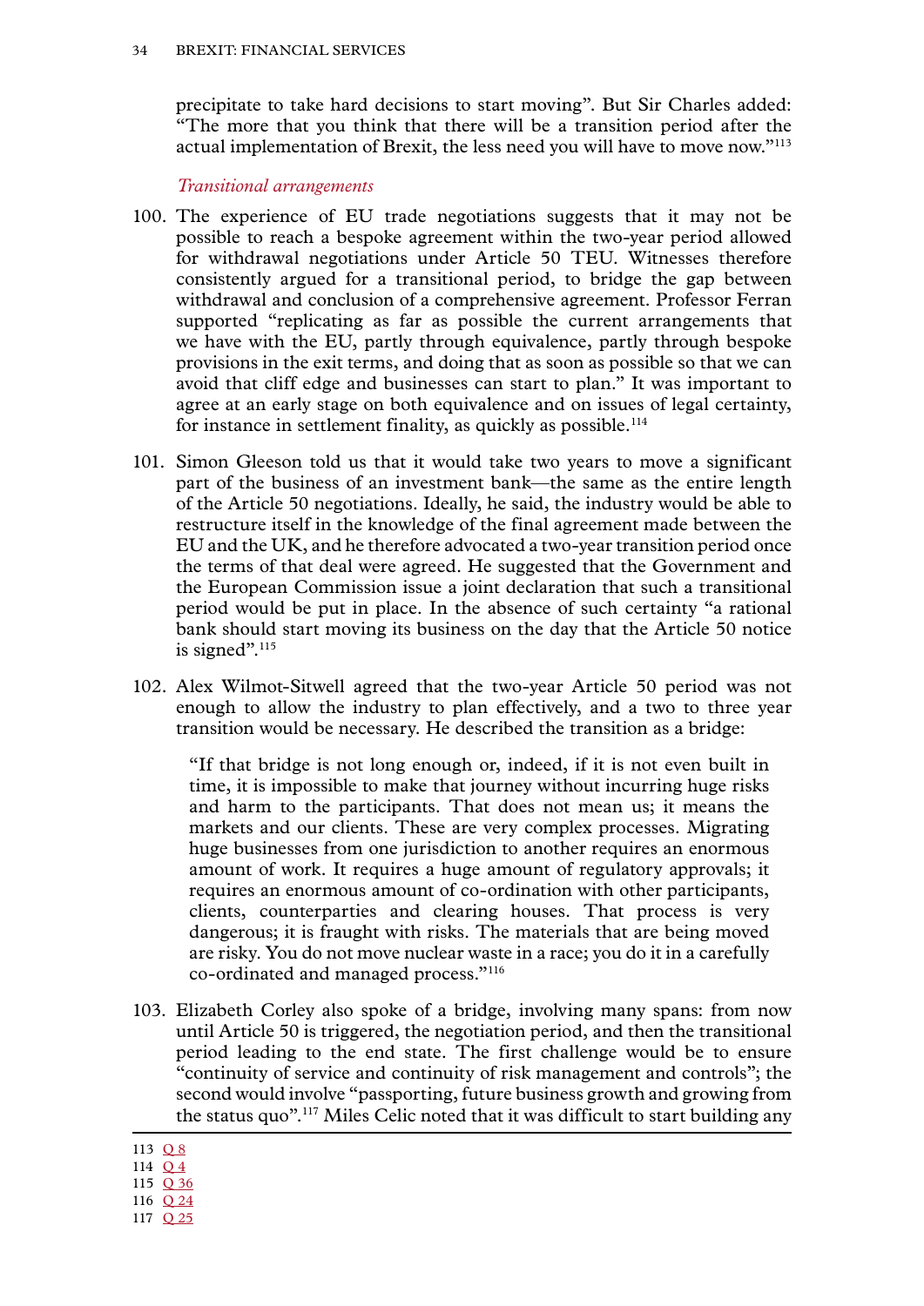precipitate to take hard decisions to start moving". But Sir Charles added: "The more that you think that there will be a transition period after the actual implementation of Brexit, the less need you will have to move now."[113]

*Transitional arrangements*

100. The experience of EU trade negotiations suggests that it may not be possible to reach a bespoke agreement within the two-year period allowed for withdrawal negotiations under Article 50 TEU. Witnesses therefore consistently argued for a transitional period, to bridge the gap between withdrawal and conclusion of a comprehensive agreement. Professor Ferran supported "replicating as far as possible the current arrangements that we have with the EU, partly through equivalence, partly through bespoke provisions in the exit terms, and doing that as soon as possible so that we can avoid that cliff edge and businesses can start to plan." It was important to agree at an early stage on both equivalence and on issues of legal certainty, for instance in settlement finality, as quickly as possible.[114]

101. Simon Gleeson told us that it would take two years to move a significant part of the business of an investment bank—the same as the entire length of the Article 50 negotiations. Ideally, he said, the industry would be able to restructure itself in the knowledge of the final agreement made between the EU and the UK, and he therefore advocated a two-year transition period once the terms of that deal were agreed. He suggested that the Government and the European Commission issue a joint declaration that such a transitional period would be put in place. In the absence of such certainty "a rational bank should start moving its business on the day that the Article 50 notice is signed".[115]

102. Alex Wilmot-Sitwell agreed that the two-year Article 50 period was not enough to allow the industry to plan effectively, and a two to three year transition would be necessary. He described the transition as a bridge:

> "If that bridge is not long enough or, indeed, if it is not even built in time, it is impossible to make that journey without incurring huge risks and harm to the participants. That does not mean us; it means the markets and our clients. These are very complex processes. Migrating huge businesses from one jurisdiction to another requires an enormous amount of work. It requires a huge amount of regulatory approvals; it requires an enormous amount of co-ordination with other participants, clients, counterparties and clearing houses. That process is very dangerous; it is fraught with risks. The materials that are being moved are risky. You do not move nuclear waste in a race; you do it in a carefully co-ordinated and managed process."[116]

103. Elizabeth Corley also spoke of a bridge, involving many spans: from now until Article 50 is triggered, the negotiation period, and then the transitional period leading to the end state. The first challenge would be to ensure "continuity of service and continuity of risk management and controls"; the second would involve "passporting, future business growth and growing from the status quo".[117] Miles Celic noted that it was difficult to start building any

---

113 Q 8

114 Q 4

115 Q 36

116 Q 24

117 Q 25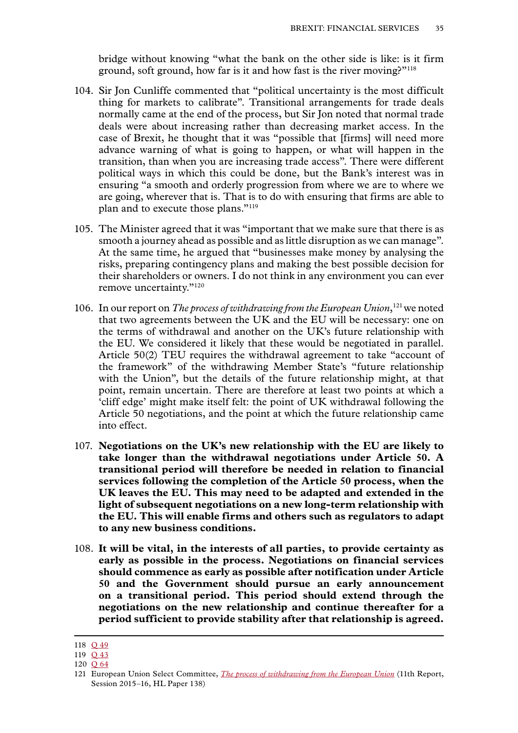bridge without knowing "what the bank on the other side is like: is it firm ground, soft ground, how far is it and how fast is the river moving?"[118]

104. Sir Jon Cunliffe commented that "political uncertainty is the most difficult thing for markets to calibrate". Transitional arrangements for trade deals normally came at the end of the process, but Sir Jon noted that normal trade deals were about increasing rather than decreasing market access. In the case of Brexit, he thought that it was "possible that [firms] will need more advance warning of what is going to happen, or what will happen in the transition, than when you are increasing trade access". There were different political ways in which this could be done, but the Bank's interest was in ensuring "a smooth and orderly progression from where we are to where we are going, wherever that is. That is to do with ensuring that firms are able to plan and to execute those plans."[119]

105. The Minister agreed that it was "important that we make sure that there is as smooth a journey ahead as possible and as little disruption as we can manage". At the same time, he argued that "businesses make money by analysing the risks, preparing contingency plans and making the best possible decision for their shareholders or owners. I do not think in any environment you can ever remove uncertainty."[120]

106. In our report on *The process of withdrawing from the European Union*,[121] we noted that two agreements between the UK and the EU will be necessary: one on the terms of withdrawal and another on the UK's future relationship with the EU. We considered it likely that these would be negotiated in parallel. Article 50(2) TEU requires the withdrawal agreement to take "account of the framework" of the withdrawing Member State's "future relationship with the Union", but the details of the future relationship might, at that point, remain uncertain. There are therefore at least two points at which a 'cliff edge' might make itself felt: the point of UK withdrawal following the Article 50 negotiations, and the point at which the future relationship came into effect.

107. **Negotiations on the UK's new relationship with the EU are likely to take longer than the withdrawal negotiations under Article 50. A transitional period will therefore be needed in relation to financial services following the completion of the Article 50 process, when the UK leaves the EU. This may need to be adapted and extended in the light of subsequent negotiations on a new long-term relationship with the EU. This will enable firms and others such as regulators to adapt to any new business conditions.**

108. **It will be vital, in the interests of all parties, to provide certainty as early as possible in the process. Negotiations on financial services should commence as early as possible after notification under Article 50 and the Government should pursue an early announcement on a transitional period. This period should extend through the negotiations on the new relationship and continue thereafter for a period sufficient to provide stability after that relationship is agreed.**

---

118 Q 49

119 Q 43

120 Q 64

121 European Union Select Committee, *The process of withdrawing from the European Union* (11th Report, Session 2015–16, HL Paper 138)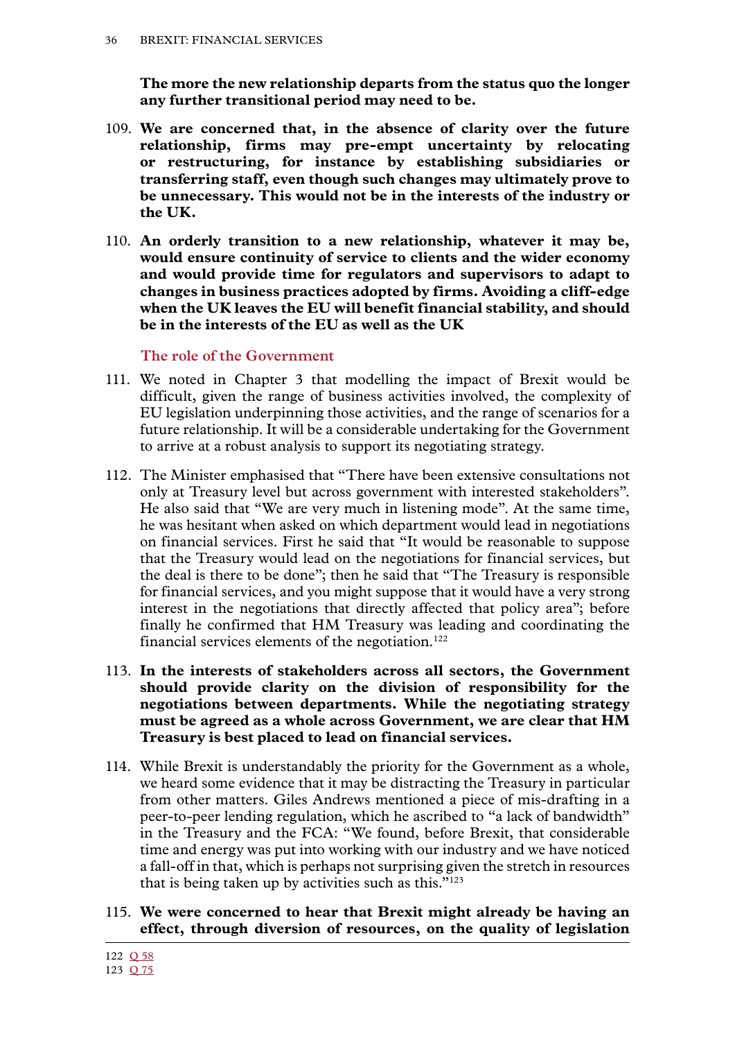**The more the new relationship departs from the status quo the longer any further transitional period may need to be.**

109. **We are concerned that, in the absence of clarity over the future relationship, firms may pre-empt uncertainty by relocating or restructuring, for instance by establishing subsidiaries or transferring staff, even though such changes may ultimately prove to be unnecessary. This would not be in the interests of the industry or the UK.**

110. **An orderly transition to a new relationship, whatever it may be, would ensure continuity of service to clients and the wider economy and would provide time for regulators and supervisors to adapt to changes in business practices adopted by firms. Avoiding a cliff-edge when the UK leaves the EU will benefit financial stability, and should be in the interests of the EU as well as the UK**

### The role of the Government

111. We noted in Chapter 3 that modelling the impact of Brexit would be difficult, given the range of business activities involved, the complexity of EU legislation underpinning those activities, and the range of scenarios for a future relationship. It will be a considerable undertaking for the Government to arrive at a robust analysis to support its negotiating strategy.

112. The Minister emphasised that "There have been extensive consultations not only at Treasury level but across government with interested stakeholders". He also said that "We are very much in listening mode". At the same time, he was hesitant when asked on which department would lead in negotiations on financial services. First he said that "It would be reasonable to suppose that the Treasury would lead on the negotiations for financial services, but the deal is there to be done"; then he said that "The Treasury is responsible for financial services, and you might suppose that it would have a very strong interest in the negotiations that directly affected that policy area"; before finally he confirmed that HM Treasury was leading and coordinating the financial services elements of the negotiation.[122]

113. **In the interests of stakeholders across all sectors, the Government should provide clarity on the division of responsibility for the negotiations between departments. While the negotiating strategy must be agreed as a whole across Government, we are clear that HM Treasury is best placed to lead on financial services.**

114. While Brexit is understandably the priority for the Government as a whole, we heard some evidence that it may be distracting the Treasury in particular from other matters. Giles Andrews mentioned a piece of mis-drafting in a peer-to-peer lending regulation, which he ascribed to "a lack of bandwidth" in the Treasury and the FCA: "We found, before Brexit, that considerable time and energy was put into working with our industry and we have noticed a fall-off in that, which is perhaps not surprising given the stretch in resources that is being taken up by activities such as this."[123]

115. **We were concerned to hear that Brexit might already be having an effect, through diversion of resources, on the quality of legislation**

122 Q 58
123 Q 75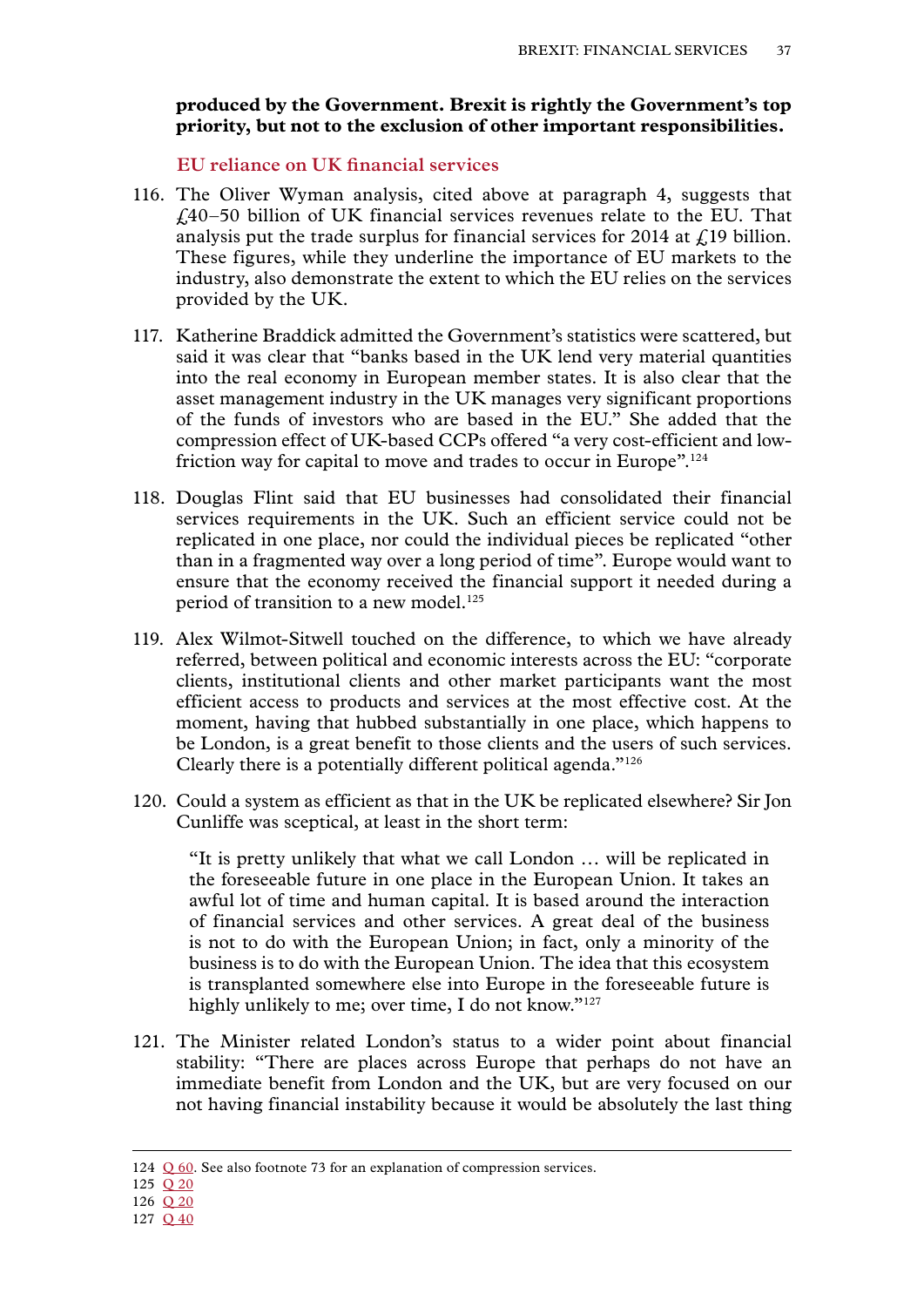**produced by the Government. Brexit is rightly the Government's top priority, but not to the exclusion of other important responsibilities.**

### EU reliance on UK financial services

116. The Oliver Wyman analysis, cited above at paragraph 4, suggests that £40–50 billion of UK financial services revenues relate to the EU. That analysis put the trade surplus for financial services for 2014 at £19 billion. These figures, while they underline the importance of EU markets to the industry, also demonstrate the extent to which the EU relies on the services provided by the UK.

117. Katherine Braddick admitted the Government's statistics were scattered, but said it was clear that "banks based in the UK lend very material quantities into the real economy in European member states. It is also clear that the asset management industry in the UK manages very significant proportions of the funds of investors who are based in the EU." She added that the compression effect of UK-based CCPs offered "a very cost-efficient and low-friction way for capital to move and trades to occur in Europe".[124]

118. Douglas Flint said that EU businesses had consolidated their financial services requirements in the UK. Such an efficient service could not be replicated in one place, nor could the individual pieces be replicated "other than in a fragmented way over a long period of time". Europe would want to ensure that the economy received the financial support it needed during a period of transition to a new model.[125]

119. Alex Wilmot-Sitwell touched on the difference, to which we have already referred, between political and economic interests across the EU: "corporate clients, institutional clients and other market participants want the most efficient access to products and services at the most effective cost. At the moment, having that hubbed substantially in one place, which happens to be London, is a great benefit to those clients and the users of such services. Clearly there is a potentially different political agenda."[126]

120. Could a system as efficient as that in the UK be replicated elsewhere? Sir Jon Cunliffe was sceptical, at least in the short term:

> "It is pretty unlikely that what we call London … will be replicated in the foreseeable future in one place in the European Union. It takes an awful lot of time and human capital. It is based around the interaction of financial services and other services. A great deal of the business is not to do with the European Union; in fact, only a minority of the business is to do with the European Union. The idea that this ecosystem is transplanted somewhere else into Europe in the foreseeable future is highly unlikely to me; over time, I do not know."[127]

121. The Minister related London's status to a wider point about financial stability: "There are places across Europe that perhaps do not have an immediate benefit from London and the UK, but are very focused on our not having financial instability because it would be absolutely the last thing

---

124 Q 60. See also footnote 73 for an explanation of compression services.

125 Q 20

126 Q 20

127 Q 40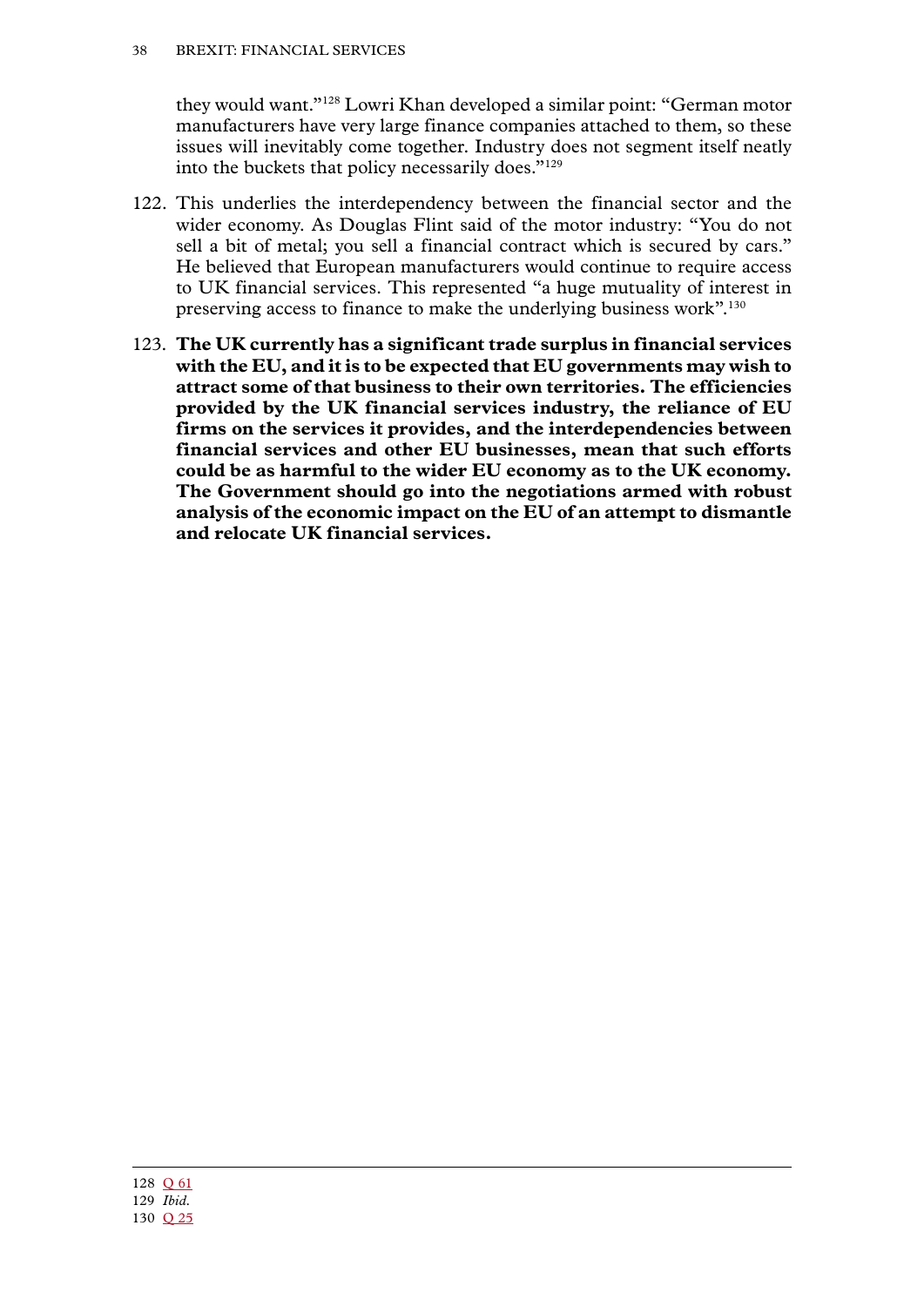they would want."[128] Lowri Khan developed a similar point: "German motor manufacturers have very large finance companies attached to them, so these issues will inevitably come together. Industry does not segment itself neatly into the buckets that policy necessarily does."[129]

122. This underlies the interdependency between the financial sector and the wider economy. As Douglas Flint said of the motor industry: "You do not sell a bit of metal; you sell a financial contract which is secured by cars." He believed that European manufacturers would continue to require access to UK financial services. This represented "a huge mutuality of interest in preserving access to finance to make the underlying business work".[130]

123. **The UK currently has a significant trade surplus in financial services with the EU, and it is to be expected that EU governments may wish to attract some of that business to their own territories. The efficiencies provided by the UK financial services industry, the reliance of EU firms on the services it provides, and the interdependencies between financial services and other EU businesses, mean that such efforts could be as harmful to the wider EU economy as to the UK economy. The Government should go into the negotiations armed with robust analysis of the economic impact on the EU of an attempt to dismantle and relocate UK financial services.**

---

128 Q 61

129 *Ibid.*

130 Q 25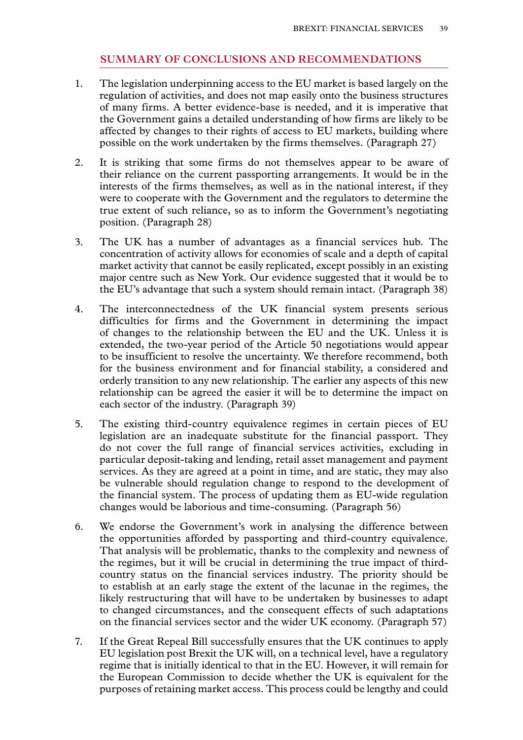## SUMMARY OF CONCLUSIONS AND RECOMMENDATIONS

1. The legislation underpinning access to the EU market is based largely on the regulation of activities, and does not map easily onto the business structures of many firms. A better evidence-base is needed, and it is imperative that the Government gains a detailed understanding of how firms are likely to be affected by changes to their rights of access to EU markets, building where possible on the work undertaken by the firms themselves. (Paragraph 27)

2. It is striking that some firms do not themselves appear to be aware of their reliance on the current passporting arrangements. It would be in the interests of the firms themselves, as well as in the national interest, if they were to cooperate with the Government and the regulators to determine the true extent of such reliance, so as to inform the Government's negotiating position. (Paragraph 28)

3. The UK has a number of advantages as a financial services hub. The concentration of activity allows for economies of scale and a depth of capital market activity that cannot be easily replicated, except possibly in an existing major centre such as New York. Our evidence suggested that it would be to the EU's advantage that such a system should remain intact. (Paragraph 38)

4. The interconnectedness of the UK financial system presents serious difficulties for firms and the Government in determining the impact of changes to the relationship between the EU and the UK. Unless it is extended, the two-year period of the Article 50 negotiations would appear to be insufficient to resolve the uncertainty. We therefore recommend, both for the business environment and for financial stability, a considered and orderly transition to any new relationship. The earlier any aspects of this new relationship can be agreed the easier it will be to determine the impact on each sector of the industry. (Paragraph 39)

5. The existing third-country equivalence regimes in certain pieces of EU legislation are an inadequate substitute for the financial passport. They do not cover the full range of financial services activities, excluding in particular deposit-taking and lending, retail asset management and payment services. As they are agreed at a point in time, and are static, they may also be vulnerable should regulation change to respond to the development of the financial system. The process of updating them as EU-wide regulation changes would be laborious and time-consuming. (Paragraph 56)

6. We endorse the Government's work in analysing the difference between the opportunities afforded by passporting and third-country equivalence. That analysis will be problematic, thanks to the complexity and newness of the regimes, but it will be crucial in determining the true impact of third-country status on the financial services industry. The priority should be to establish at an early stage the extent of the lacunae in the regimes, the likely restructuring that will have to be undertaken by businesses to adapt to changed circumstances, and the consequent effects of such adaptations on the financial services sector and the wider UK economy. (Paragraph 57)

7. If the Great Repeal Bill successfully ensures that the UK continues to apply EU legislation post Brexit the UK will, on a technical level, have a regulatory regime that is initially identical to that in the EU. However, it will remain for the European Commission to decide whether the UK is equivalent for the purposes of retaining market access. This process could be lengthy and could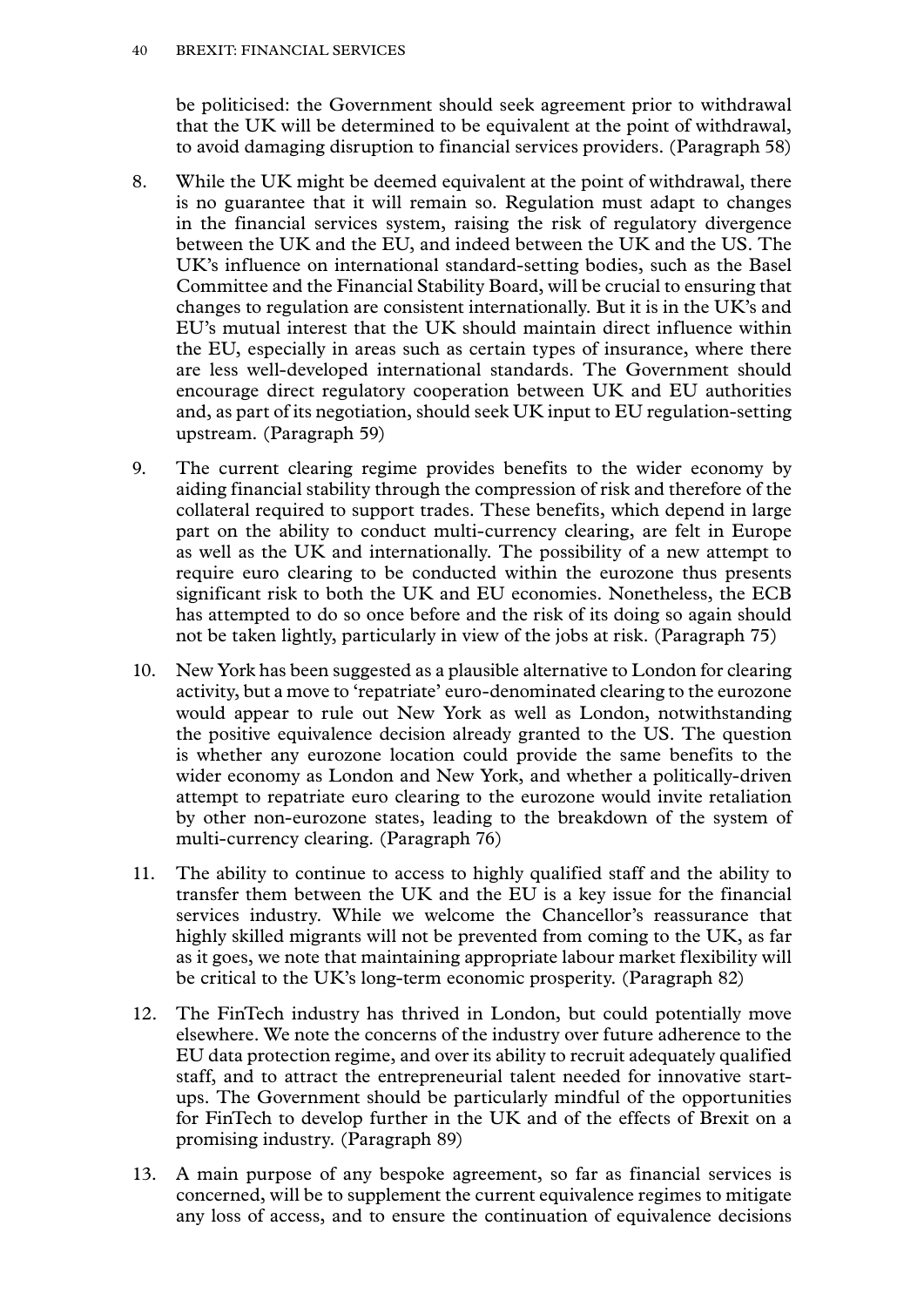be politicised: the Government should seek agreement prior to withdrawal that the UK will be determined to be equivalent at the point of withdrawal, to avoid damaging disruption to financial services providers. (Paragraph 58)

8. While the UK might be deemed equivalent at the point of withdrawal, there is no guarantee that it will remain so. Regulation must adapt to changes in the financial services system, raising the risk of regulatory divergence between the UK and the EU, and indeed between the UK and the US. The UK's influence on international standard-setting bodies, such as the Basel Committee and the Financial Stability Board, will be crucial to ensuring that changes to regulation are consistent internationally. But it is in the UK's and EU's mutual interest that the UK should maintain direct influence within the EU, especially in areas such as certain types of insurance, where there are less well-developed international standards. The Government should encourage direct regulatory cooperation between UK and EU authorities and, as part of its negotiation, should seek UK input to EU regulation-setting upstream. (Paragraph 59)

9. The current clearing regime provides benefits to the wider economy by aiding financial stability through the compression of risk and therefore of the collateral required to support trades. These benefits, which depend in large part on the ability to conduct multi-currency clearing, are felt in Europe as well as the UK and internationally. The possibility of a new attempt to require euro clearing to be conducted within the eurozone thus presents significant risk to both the UK and EU economies. Nonetheless, the ECB has attempted to do so once before and the risk of its doing so again should not be taken lightly, particularly in view of the jobs at risk. (Paragraph 75)

10. New York has been suggested as a plausible alternative to London for clearing activity, but a move to 'repatriate' euro-denominated clearing to the eurozone would appear to rule out New York as well as London, notwithstanding the positive equivalence decision already granted to the US. The question is whether any eurozone location could provide the same benefits to the wider economy as London and New York, and whether a politically-driven attempt to repatriate euro clearing to the eurozone would invite retaliation by other non-eurozone states, leading to the breakdown of the system of multi-currency clearing. (Paragraph 76)

11. The ability to continue to access to highly qualified staff and the ability to transfer them between the UK and the EU is a key issue for the financial services industry. While we welcome the Chancellor's reassurance that highly skilled migrants will not be prevented from coming to the UK, as far as it goes, we note that maintaining appropriate labour market flexibility will be critical to the UK's long-term economic prosperity. (Paragraph 82)

12. The FinTech industry has thrived in London, but could potentially move elsewhere. We note the concerns of the industry over future adherence to the EU data protection regime, and over its ability to recruit adequately qualified staff, and to attract the entrepreneurial talent needed for innovative start-ups. The Government should be particularly mindful of the opportunities for FinTech to develop further in the UK and of the effects of Brexit on a promising industry. (Paragraph 89)

13. A main purpose of any bespoke agreement, so far as financial services is concerned, will be to supplement the current equivalence regimes to mitigate any loss of access, and to ensure the continuation of equivalence decisions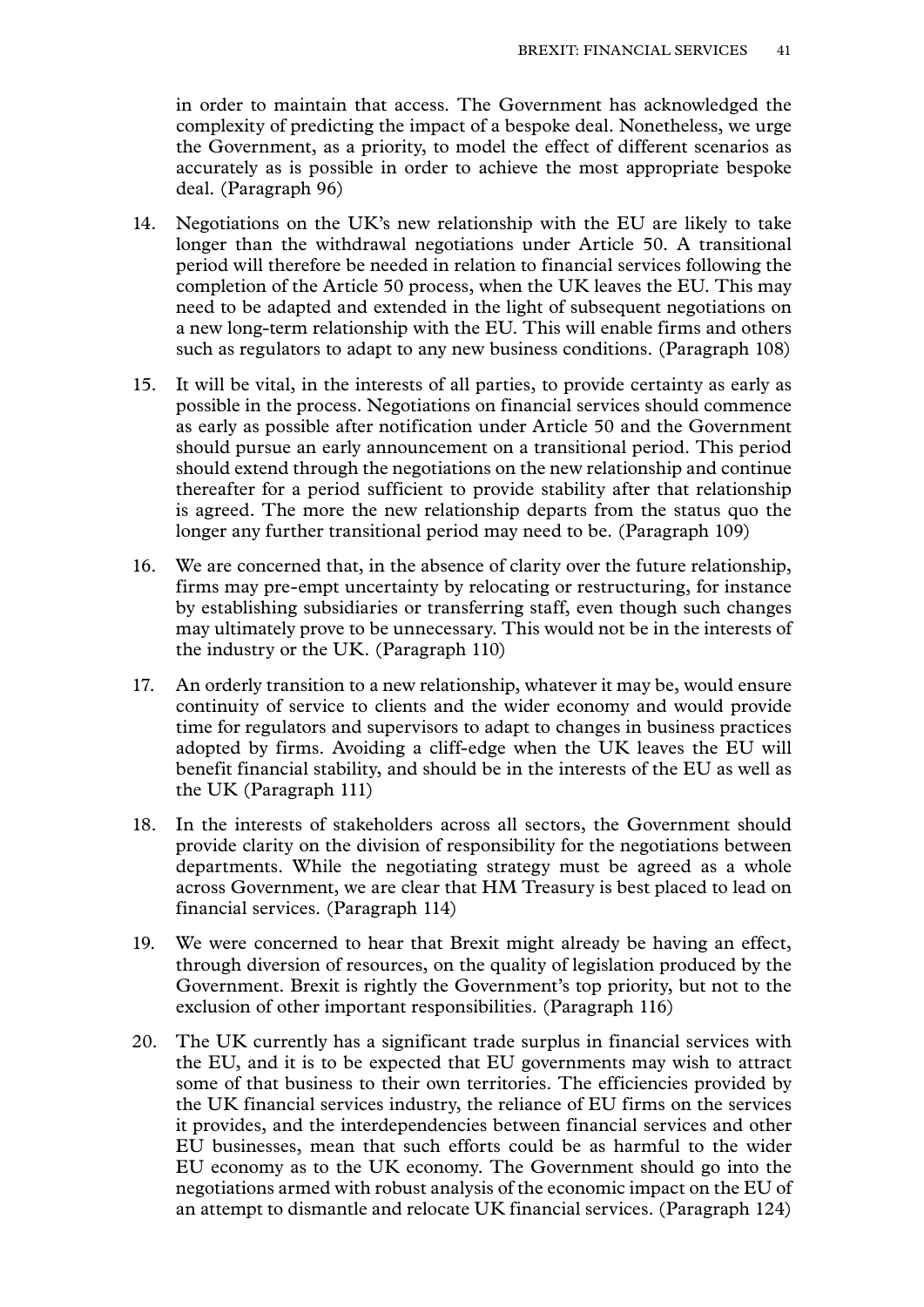in order to maintain that access. The Government has acknowledged the complexity of predicting the impact of a bespoke deal. Nonetheless, we urge the Government, as a priority, to model the effect of different scenarios as accurately as is possible in order to achieve the most appropriate bespoke deal. (Paragraph 96)

14. Negotiations on the UK's new relationship with the EU are likely to take longer than the withdrawal negotiations under Article 50. A transitional period will therefore be needed in relation to financial services following the completion of the Article 50 process, when the UK leaves the EU. This may need to be adapted and extended in the light of subsequent negotiations on a new long-term relationship with the EU. This will enable firms and others such as regulators to adapt to any new business conditions. (Paragraph 108)

15. It will be vital, in the interests of all parties, to provide certainty as early as possible in the process. Negotiations on financial services should commence as early as possible after notification under Article 50 and the Government should pursue an early announcement on a transitional period. This period should extend through the negotiations on the new relationship and continue thereafter for a period sufficient to provide stability after that relationship is agreed. The more the new relationship departs from the status quo the longer any further transitional period may need to be. (Paragraph 109)

16. We are concerned that, in the absence of clarity over the future relationship, firms may pre-empt uncertainty by relocating or restructuring, for instance by establishing subsidiaries or transferring staff, even though such changes may ultimately prove to be unnecessary. This would not be in the interests of the industry or the UK. (Paragraph 110)

17. An orderly transition to a new relationship, whatever it may be, would ensure continuity of service to clients and the wider economy and would provide time for regulators and supervisors to adapt to changes in business practices adopted by firms. Avoiding a cliff-edge when the UK leaves the EU will benefit financial stability, and should be in the interests of the EU as well as the UK (Paragraph 111)

18. In the interests of stakeholders across all sectors, the Government should provide clarity on the division of responsibility for the negotiations between departments. While the negotiating strategy must be agreed as a whole across Government, we are clear that HM Treasury is best placed to lead on financial services. (Paragraph 114)

19. We were concerned to hear that Brexit might already be having an effect, through diversion of resources, on the quality of legislation produced by the Government. Brexit is rightly the Government's top priority, but not to the exclusion of other important responsibilities. (Paragraph 116)

20. The UK currently has a significant trade surplus in financial services with the EU, and it is to be expected that EU governments may wish to attract some of that business to their own territories. The efficiencies provided by the UK financial services industry, the reliance of EU firms on the services it provides, and the interdependencies between financial services and other EU businesses, mean that such efforts could be as harmful to the wider EU economy as to the UK economy. The Government should go into the negotiations armed with robust analysis of the economic impact on the EU of an attempt to dismantle and relocate UK financial services. (Paragraph 124)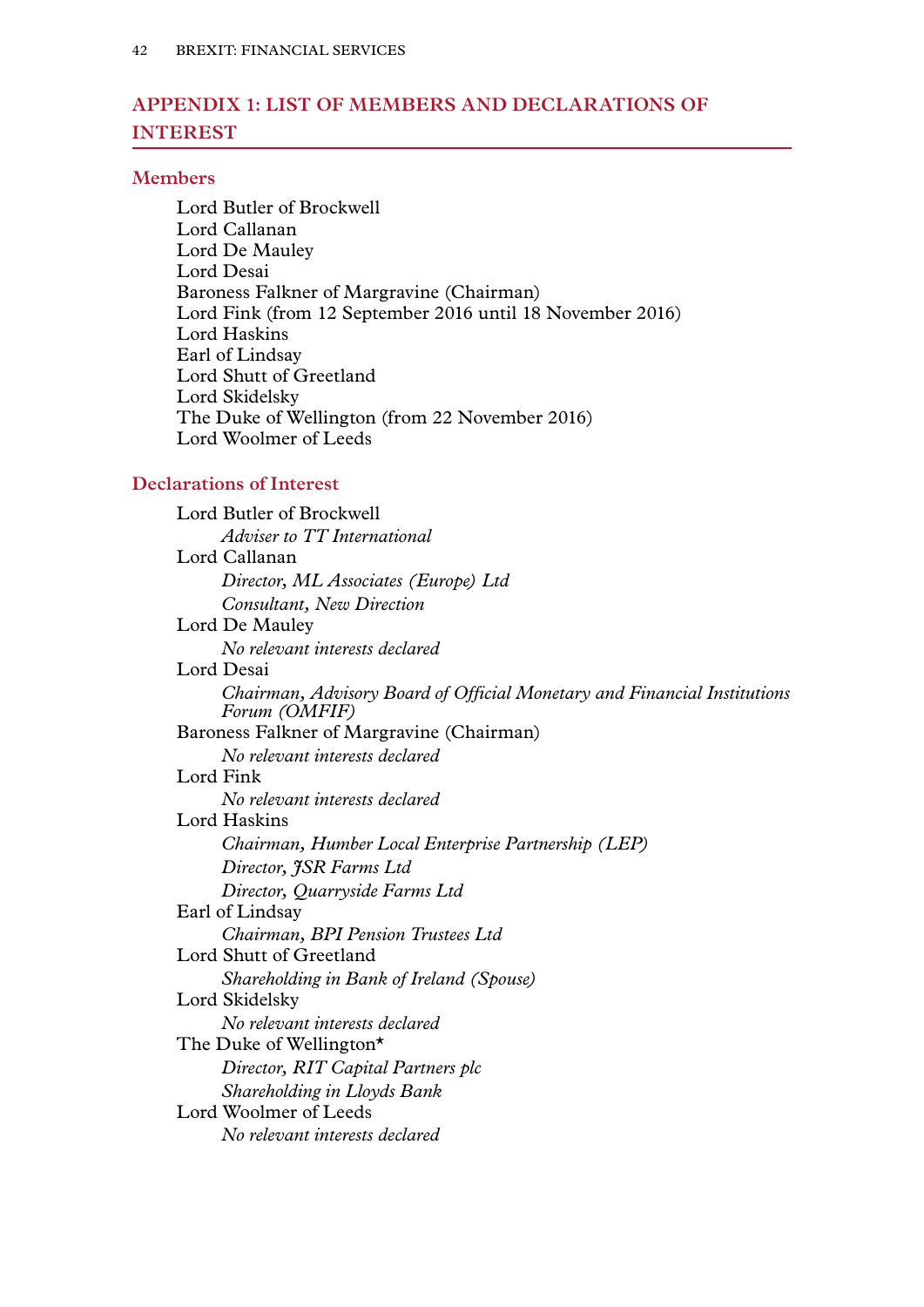## APPENDIX 1: LIST OF MEMBERS AND DECLARATIONS OF INTEREST

### Members

Lord Butler of Brockwell
Lord Callanan
Lord De Mauley
Lord Desai
Baroness Falkner of Margravine (Chairman)
Lord Fink (from 12 September 2016 until 18 November 2016)
Lord Haskins
Earl of Lindsay
Lord Shutt of Greetland
Lord Skidelsky
The Duke of Wellington (from 22 November 2016)
Lord Woolmer of Leeds

### Declarations of Interest

Lord Butler of Brockwell
*Adviser to TT International*

Lord Callanan
*Director, ML Associates (Europe) Ltd*
*Consultant, New Direction*

Lord De Mauley
*No relevant interests declared*

Lord Desai
*Chairman, Advisory Board of Official Monetary and Financial Institutions Forum (OMFIF)*

Baroness Falkner of Margravine (Chairman)
*No relevant interests declared*

Lord Fink
*No relevant interests declared*

Lord Haskins
*Chairman, Humber Local Enterprise Partnership (LEP)*
*Director, JSR Farms Ltd*
*Director, Quarryside Farms Ltd*

Earl of Lindsay
*Chairman, BPI Pension Trustees Ltd*

Lord Shutt of Greetland
*Shareholding in Bank of Ireland (Spouse)*

Lord Skidelsky
*No relevant interests declared*

The Duke of Wellington*
*Director, RIT Capital Partners plc*
*Shareholding in Lloyds Bank*

Lord Woolmer of Leeds
*No relevant interests declared*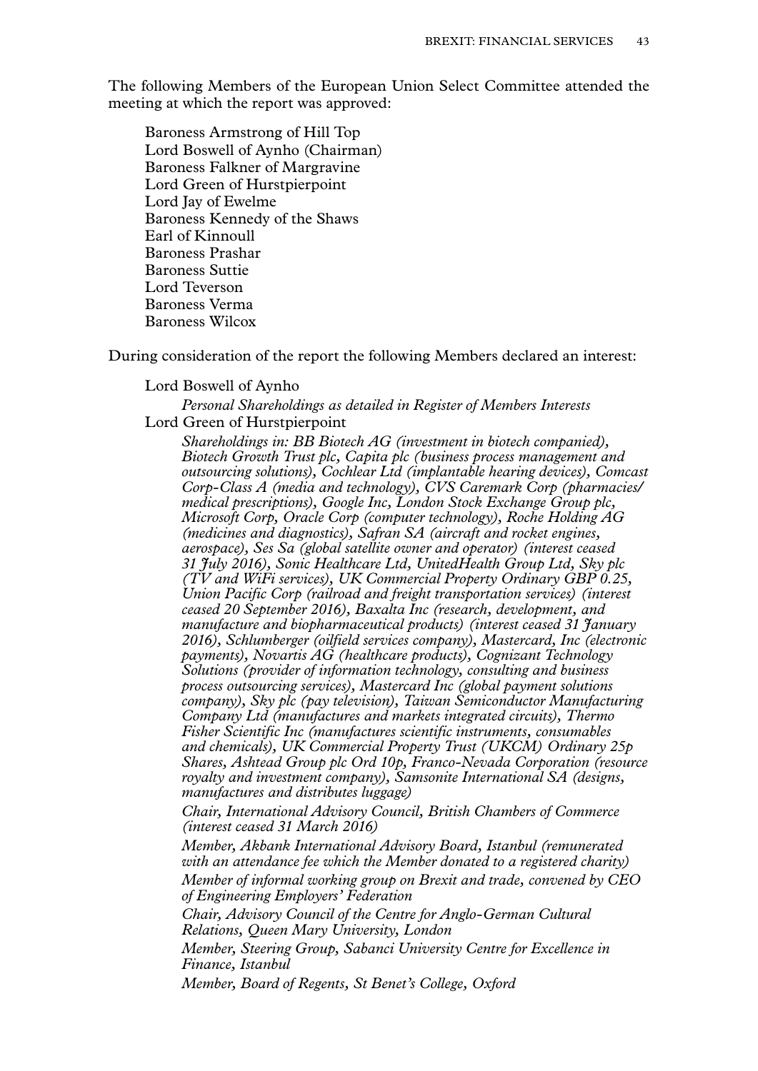The following Members of the European Union Select Committee attended the meeting at which the report was approved:

Baroness Armstrong of Hill Top  
Lord Boswell of Aynho (Chairman)  
Baroness Falkner of Margravine  
Lord Green of Hurstpierpoint  
Lord Jay of Ewelme  
Baroness Kennedy of the Shaws  
Earl of Kinnoull  
Baroness Prashar  
Baroness Suttie  
Lord Teverson  
Baroness Verma  
Baroness Wilcox

During consideration of the report the following Members declared an interest:

Lord Boswell of Aynho

*Personal Shareholdings as detailed in Register of Members Interests*

Lord Green of Hurstpierpoint

*Shareholdings in: BB Biotech AG (investment in biotech companied), Biotech Growth Trust plc, Capita plc (business process management and outsourcing solutions), Cochlear Ltd (implantable hearing devices), Comcast Corp-Class A (media and technology), CVS Caremark Corp (pharmacies/ medical prescriptions), Google Inc, London Stock Exchange Group plc, Microsoft Corp, Oracle Corp (computer technology), Roche Holding AG (medicines and diagnostics), Safran SA (aircraft and rocket engines, aerospace), Ses Sa (global satellite owner and operator) (interest ceased 31 July 2016), Sonic Healthcare Ltd, UnitedHealth Group Ltd, Sky plc (TV and WiFi services), UK Commercial Property Ordinary GBP 0.25, Union Pacific Corp (railroad and freight transportation services) (interest ceased 20 September 2016), Baxalta Inc (research, development, and manufacture and biopharmaceutical products) (interest ceased 31 January 2016), Schlumberger (oilfield services company), Mastercard, Inc (electronic payments), Novartis AG (healthcare products), Cognizant Technology Solutions (provider of information technology, consulting and business process outsourcing services), Mastercard Inc (global payment solutions company), Sky plc (pay television), Taiwan Semiconductor Manufacturing Company Ltd (manufactures and markets integrated circuits), Thermo Fisher Scientific Inc (manufactures scientific instruments, consumables and chemicals), UK Commercial Property Trust (UKCM) Ordinary 25p Shares, Ashtead Group plc Ord 10p, Franco-Nevada Corporation (resource royalty and investment company), Samsonite International SA (designs, manufactures and distributes luggage)*

*Chair, International Advisory Council, British Chambers of Commerce (interest ceased 31 March 2016)*

*Member, Akbank International Advisory Board, Istanbul (remunerated with an attendance fee which the Member donated to a registered charity)*

*Member of informal working group on Brexit and trade, convened by CEO of Engineering Employers' Federation*

*Chair, Advisory Council of the Centre for Anglo-German Cultural Relations, Queen Mary University, London*

*Member, Steering Group, Sabanci University Centre for Excellence in Finance, Istanbul*

*Member, Board of Regents, St Benet's College, Oxford*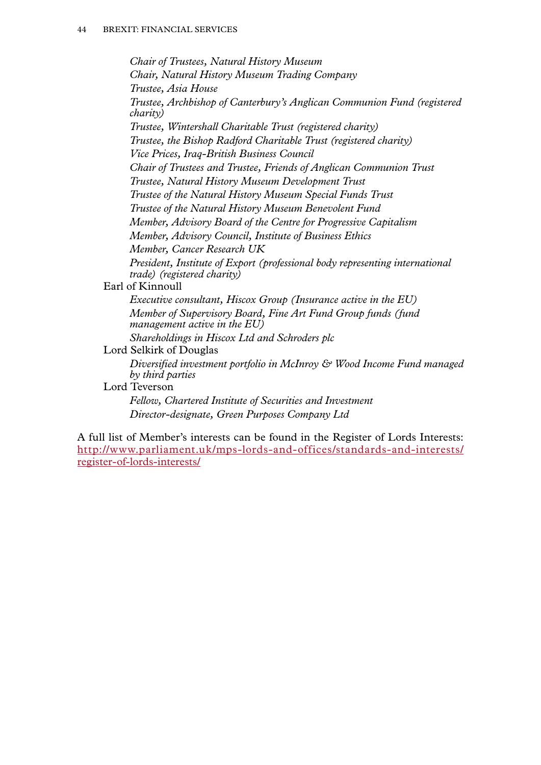*Chair of Trustees, Natural History Museum*
*Chair, Natural History Museum Trading Company*
*Trustee, Asia House*
*Trustee, Archbishop of Canterbury's Anglican Communion Fund (registered charity)*
*Trustee, Wintershall Charitable Trust (registered charity)*
*Trustee, the Bishop Radford Charitable Trust (registered charity)*
*Vice Prices, Iraq-British Business Council*
*Chair of Trustees and Trustee, Friends of Anglican Communion Trust*
*Trustee, Natural History Museum Development Trust*
*Trustee of the Natural History Museum Special Funds Trust*
*Trustee of the Natural History Museum Benevolent Fund*
*Member, Advisory Board of the Centre for Progressive Capitalism*
*Member, Advisory Council, Institute of Business Ethics*
*Member, Cancer Research UK*
*President, Institute of Export (professional body representing international trade) (registered charity)*

Earl of Kinnoull

*Executive consultant, Hiscox Group (Insurance active in the EU)*
*Member of Supervisory Board, Fine Art Fund Group funds (fund management active in the EU)*
*Shareholdings in Hiscox Ltd and Schroders plc*

Lord Selkirk of Douglas

*Diversified investment portfolio in McInroy & Wood Income Fund managed by third parties*

Lord Teverson

*Fellow, Chartered Institute of Securities and Investment*
*Director-designate, Green Purposes Company Ltd*

A full list of Member's interests can be found in the Register of Lords Interests: http://www.parliament.uk/mps-lords-and-offices/standards-and-interests/register-of-lords-interests/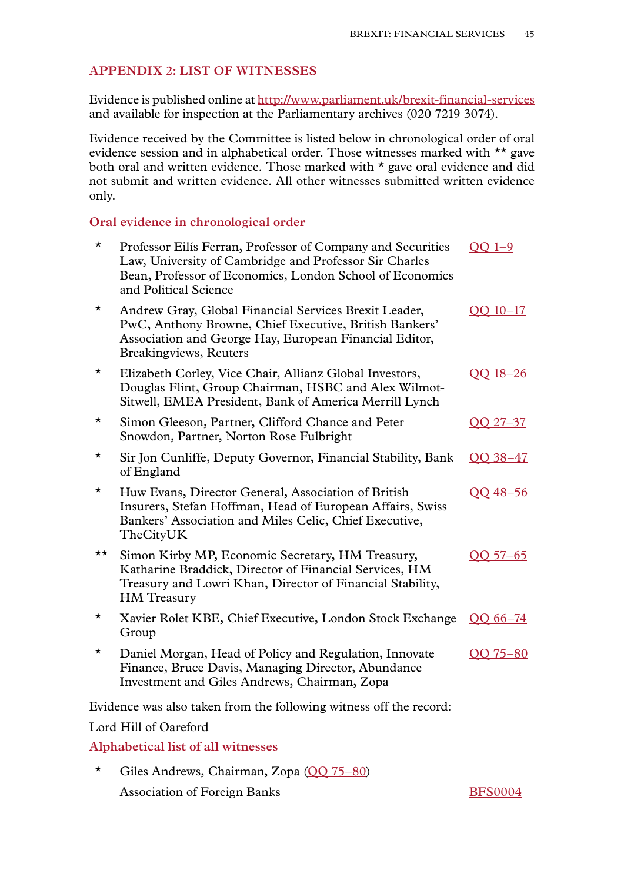## APPENDIX 2: LIST OF WITNESSES

Evidence is published online at http://www.parliament.uk/brexit-financial-services and available for inspection at the Parliamentary archives (020 7219 3074).

Evidence received by the Committee is listed below in chronological order of oral evidence session and in alphabetical order. Those witnesses marked with ** gave both oral and written evidence. Those marked with * gave oral evidence and did not submit and written evidence. All other witnesses submitted written evidence only.

### Oral evidence in chronological order

| | | |
|---|---|---|
| * | Professor Eilís Ferran, Professor of Company and Securities Law, University of Cambridge and Professor Sir Charles Bean, Professor of Economics, London School of Economics and Political Science | QQ 1–9 |
| * | Andrew Gray, Global Financial Services Brexit Leader, PwC, Anthony Browne, Chief Executive, British Bankers' Association and George Hay, European Financial Editor, Breakingviews, Reuters | QQ 10–17 |
| * | Elizabeth Corley, Vice Chair, Allianz Global Investors, Douglas Flint, Group Chairman, HSBC and Alex Wilmot-Sitwell, EMEA President, Bank of America Merrill Lynch | QQ 18–26 |
| * | Simon Gleeson, Partner, Clifford Chance and Peter Snowdon, Partner, Norton Rose Fulbright | QQ 27–37 |
| * | Sir Jon Cunliffe, Deputy Governor, Financial Stability, Bank of England | QQ 38–47 |
| * | Huw Evans, Director General, Association of British Insurers, Stefan Hoffman, Head of European Affairs, Swiss Bankers' Association and Miles Celic, Chief Executive, TheCityUK | QQ 48–56 |
| ** | Simon Kirby MP, Economic Secretary, HM Treasury, Katharine Braddick, Director of Financial Services, HM Treasury and Lowri Khan, Director of Financial Stability, HM Treasury | QQ 57–65 |
| * | Xavier Rolet KBE, Chief Executive, London Stock Exchange Group | QQ 66–74 |
| * | Daniel Morgan, Head of Policy and Regulation, Innovate Finance, Bruce Davis, Managing Director, Abundance Investment and Giles Andrews, Chairman, Zopa | QQ 75–80 |

Evidence was also taken from the following witness off the record:

Lord Hill of Oareford

### Alphabetical list of all witnesses

| | | |
|---|---|---|
| * | Giles Andrews, Chairman, Zopa (QQ 75–80) | |
| | Association of Foreign Banks | BFS0004 |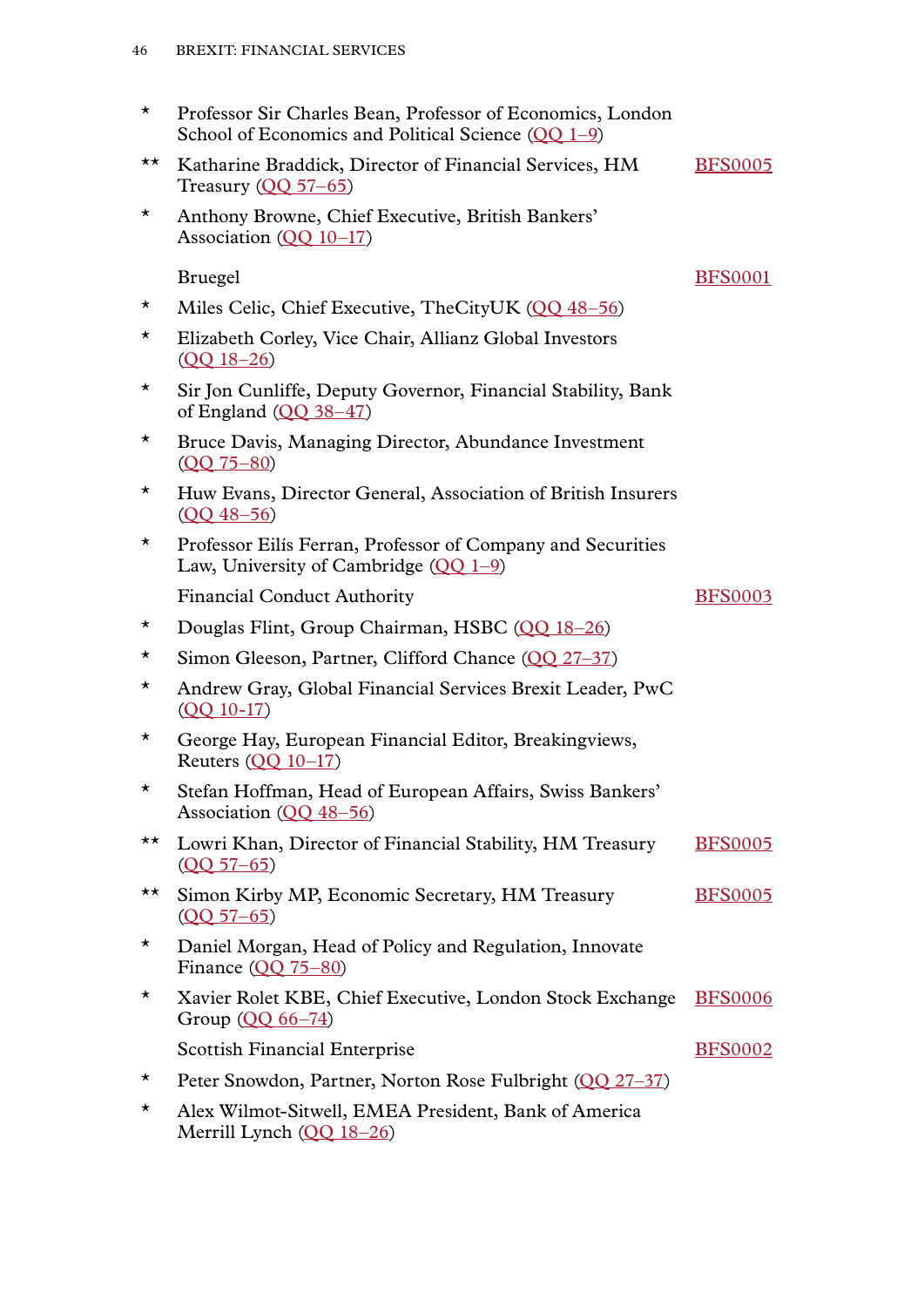| | | |
|---|---|---|
| * | Professor Sir Charles Bean, Professor of Economics, London School of Economics and Political Science (QQ 1–9) | |
| ** | Katharine Braddick, Director of Financial Services, HM Treasury (QQ 57–65) | BFS0005 |
| * | Anthony Browne, Chief Executive, British Bankers' Association (QQ 10–17) | |
| | Bruegel | BFS0001 |
| * | Miles Celic, Chief Executive, TheCityUK (QQ 48–56) | |
| * | Elizabeth Corley, Vice Chair, Allianz Global Investors (QQ 18–26) | |
| * | Sir Jon Cunliffe, Deputy Governor, Financial Stability, Bank of England (QQ 38–47) | |
| * | Bruce Davis, Managing Director, Abundance Investment (QQ 75–80) | |
| * | Huw Evans, Director General, Association of British Insurers (QQ 48–56) | |
| * | Professor Eilís Ferran, Professor of Company and Securities Law, University of Cambridge (QQ 1–9) | |
| | Financial Conduct Authority | BFS0003 |
| * | Douglas Flint, Group Chairman, HSBC (QQ 18–26) | |
| * | Simon Gleeson, Partner, Clifford Chance (QQ 27–37) | |
| * | Andrew Gray, Global Financial Services Brexit Leader, PwC (QQ 10-17) | |
| * | George Hay, European Financial Editor, Breakingviews, Reuters (QQ 10–17) | |
| * | Stefan Hoffman, Head of European Affairs, Swiss Bankers' Association (QQ 48–56) | |
| ** | Lowri Khan, Director of Financial Stability, HM Treasury (QQ 57–65) | BFS0005 |
| ** | Simon Kirby MP, Economic Secretary, HM Treasury (QQ 57–65) | BFS0005 |
| * | Daniel Morgan, Head of Policy and Regulation, Innovate Finance (QQ 75–80) | |
| * | Xavier Rolet KBE, Chief Executive, London Stock Exchange Group (QQ 66–74) | BFS0006 |
| | Scottish Financial Enterprise | BFS0002 |
| * | Peter Snowdon, Partner, Norton Rose Fulbright (QQ 27–37) | |
| * | Alex Wilmot-Sitwell, EMEA President, Bank of America Merrill Lynch (QQ 18–26) | |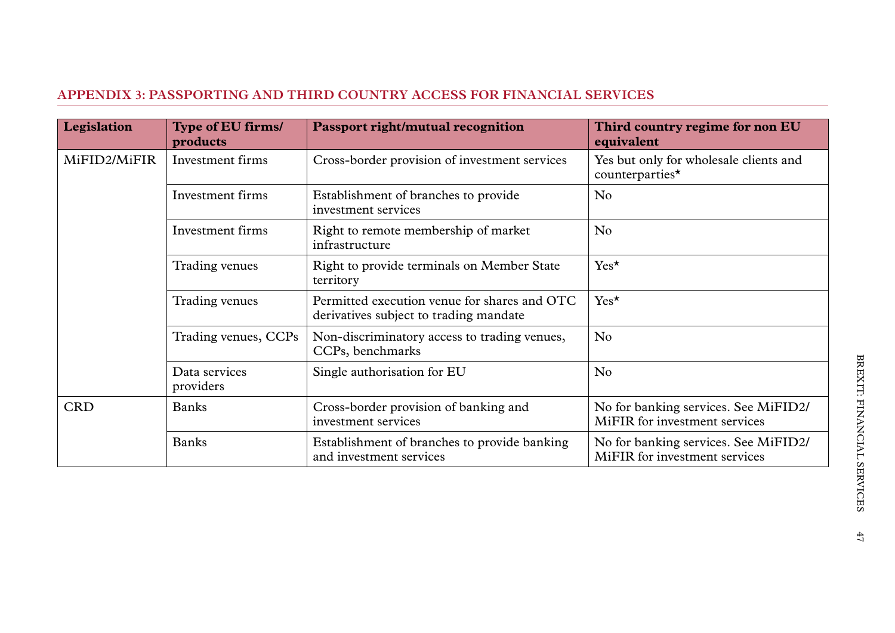## APPENDIX 3: PASSPORTING AND THIRD COUNTRY ACCESS FOR FINANCIAL SERVICES

| Legislation | Type of EU firms/ products | Passport right/mutual recognition | Third country regime for non EU equivalent |
|---|---|---|---|
| MiFID2/MiFIR | Investment firms | Cross-border provision of investment services | Yes but only for wholesale clients and counterparties* |
| | Investment firms | Establishment of branches to provide investment services | No |
| | Investment firms | Right to remote membership of market infrastructure | No |
| | Trading venues | Right to provide terminals on Member State territory | Yes* |
| | Trading venues | Permitted execution venue for shares and OTC derivatives subject to trading mandate | Yes* |
| | Trading venues, CCPs | Non-discriminatory access to trading venues, CCPs, benchmarks | No |
| | Data services providers | Single authorisation for EU | No |
| CRD | Banks | Cross-border provision of banking and investment services | No for banking services. See MiFID2/ MiFIR for investment services |
| | Banks | Establishment of branches to provide banking and investment services | No for banking services. See MiFID2/ MiFIR for investment services |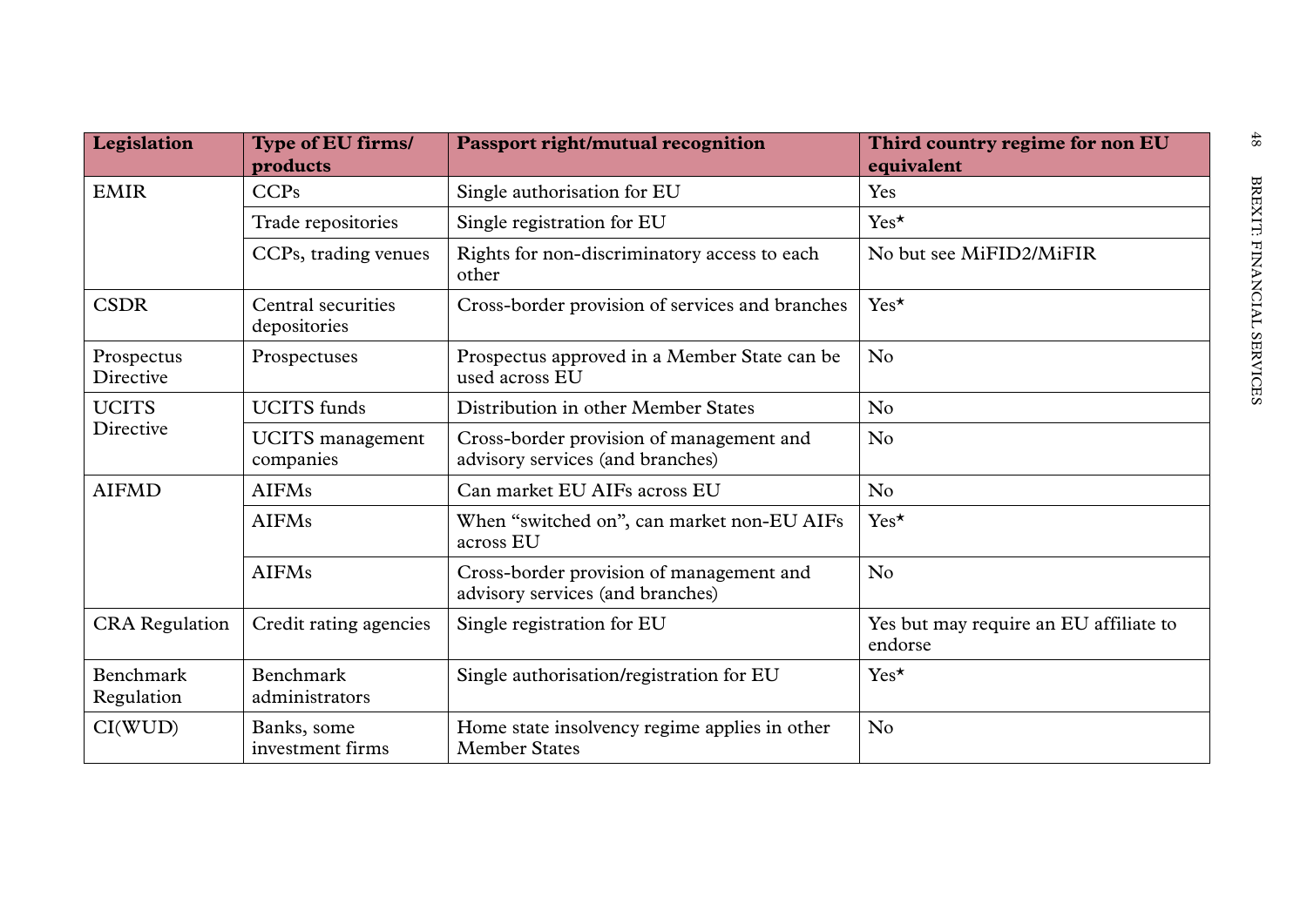| Legislation | Type of EU firms/ products | Passport right/mutual recognition | Third country regime for non EU equivalent |
|---|---|---|---|
| EMIR | CCPs | Single authorisation for EU | Yes |
| | Trade repositories | Single registration for EU | Yes* |
| | CCPs, trading venues | Rights for non-discriminatory access to each other | No but see MiFID2/MiFIR |
| CSDR | Central securities depositories | Cross-border provision of services and branches | Yes* |
| Prospectus Directive | Prospectuses | Prospectus approved in a Member State can be used across EU | No |
| UCITS Directive | UCITS funds | Distribution in other Member States | No |
| | UCITS management companies | Cross-border provision of management and advisory services (and branches) | No |
| AIFMD | AIFMs | Can market EU AIFs across EU | No |
| | AIFMs | When "switched on", can market non-EU AIFs across EU | Yes* |
| | AIFMs | Cross-border provision of management and advisory services (and branches) | No |
| CRA Regulation | Credit rating agencies | Single registration for EU | Yes but may require an EU affiliate to endorse |
| Benchmark Regulation | Benchmark administrators | Single authorisation/registration for EU | Yes* |
| CI(WUD) | Banks, some investment firms | Home state insolvency regime applies in other Member States | No |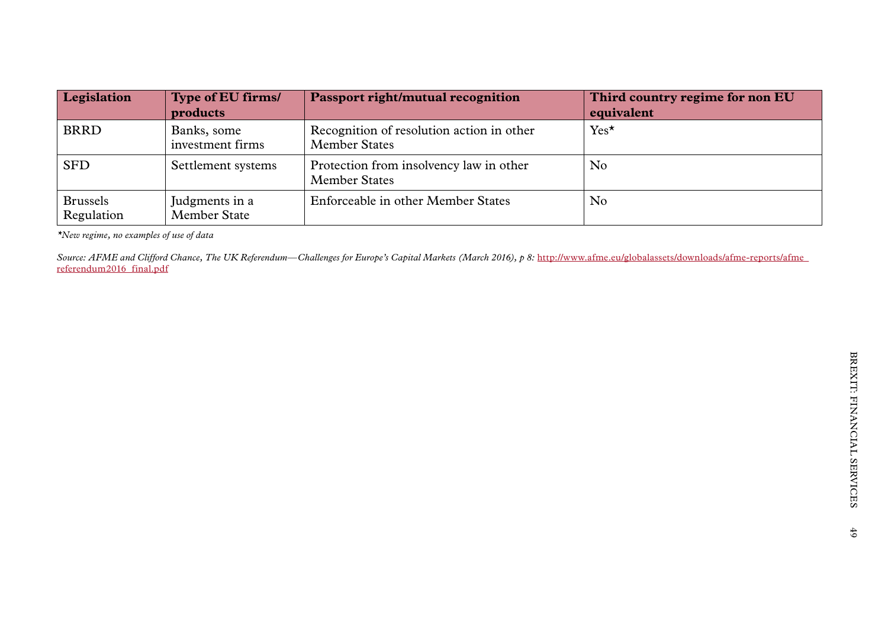| Legislation | Type of EU firms/ products | Passport right/mutual recognition | Third country regime for non EU equivalent |
|---|---|---|---|
| BRRD | Banks, some investment firms | Recognition of resolution action in other Member States | Yes* |
| SFD | Settlement systems | Protection from insolvency law in other Member States | No |
| Brussels Regulation | Judgments in a Member State | Enforceable in other Member States | No |

**New regime, no examples of use of data*

*Source: AFME and Clifford Chance, The UK Referendum—Challenges for Europe's Capital Markets (March 2016), p 8:* http://www.afme.eu/globalassets/downloads/afme-reports/afme_referendum2016_final.pdf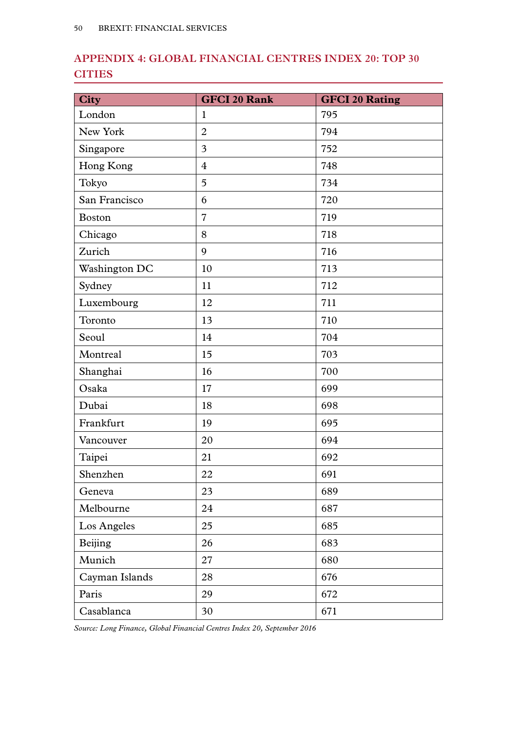## APPENDIX 4: GLOBAL FINANCIAL CENTRES INDEX 20: TOP 30 CITIES

| City | GFCI 20 Rank | GFCI 20 Rating |
|---|---|---|
| London | 1 | 795 |
| New York | 2 | 794 |
| Singapore | 3 | 752 |
| Hong Kong | 4 | 748 |
| Tokyo | 5 | 734 |
| San Francisco | 6 | 720 |
| Boston | 7 | 719 |
| Chicago | 8 | 718 |
| Zurich | 9 | 716 |
| Washington DC | 10 | 713 |
| Sydney | 11 | 712 |
| Luxembourg | 12 | 711 |
| Toronto | 13 | 710 |
| Seoul | 14 | 704 |
| Montreal | 15 | 703 |
| Shanghai | 16 | 700 |
| Osaka | 17 | 699 |
| Dubai | 18 | 698 |
| Frankfurt | 19 | 695 |
| Vancouver | 20 | 694 |
| Taipei | 21 | 692 |
| Shenzhen | 22 | 691 |
| Geneva | 23 | 689 |
| Melbourne | 24 | 687 |
| Los Angeles | 25 | 685 |
| Beijing | 26 | 683 |
| Munich | 27 | 680 |
| Cayman Islands | 28 | 676 |
| Paris | 29 | 672 |
| Casablanca | 30 | 671 |

*Source: Long Finance, Global Financial Centres Index 20, September 2016*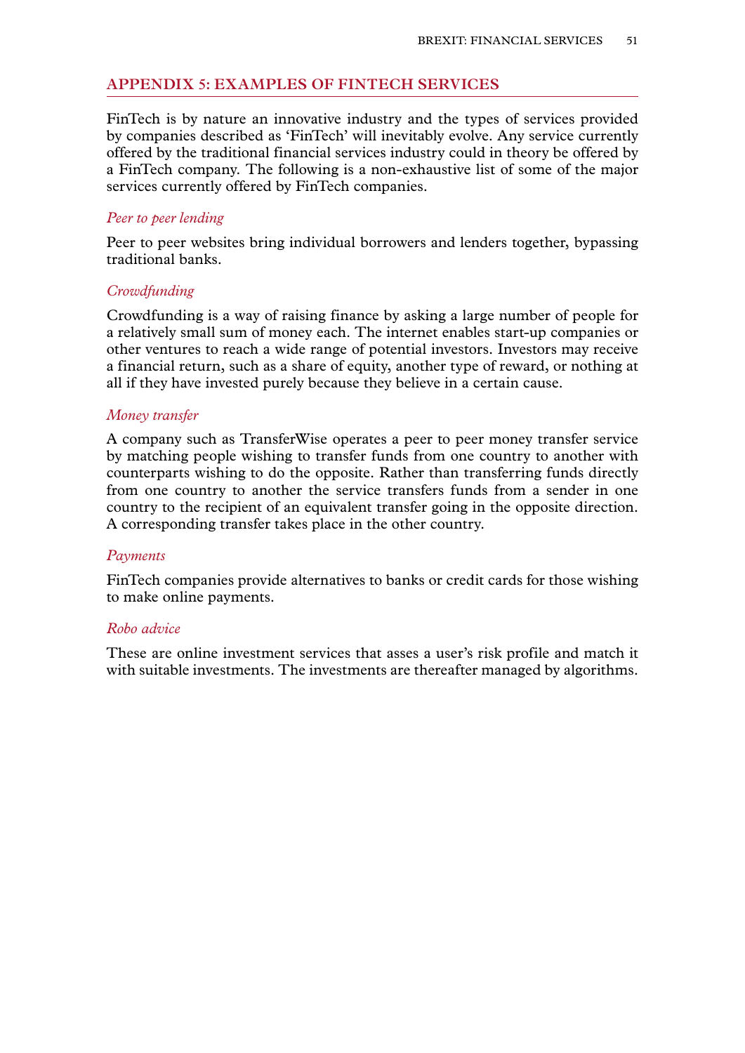## APPENDIX 5: EXAMPLES OF FINTECH SERVICES

FinTech is by nature an innovative industry and the types of services provided by companies described as 'FinTech' will inevitably evolve. Any service currently offered by the traditional financial services industry could in theory be offered by a FinTech company. The following is a non-exhaustive list of some of the major services currently offered by FinTech companies.

*Peer to peer lending*

Peer to peer websites bring individual borrowers and lenders together, bypassing traditional banks.

*Crowdfunding*

Crowdfunding is a way of raising finance by asking a large number of people for a relatively small sum of money each. The internet enables start-up companies or other ventures to reach a wide range of potential investors. Investors may receive a financial return, such as a share of equity, another type of reward, or nothing at all if they have invested purely because they believe in a certain cause.

*Money transfer*

A company such as TransferWise operates a peer to peer money transfer service by matching people wishing to transfer funds from one country to another with counterparts wishing to do the opposite. Rather than transferring funds directly from one country to another the service transfers funds from a sender in one country to the recipient of an equivalent transfer going in the opposite direction. A corresponding transfer takes place in the other country.

*Payments*

FinTech companies provide alternatives to banks or credit cards for those wishing to make online payments.

*Robo advice*

These are online investment services that asses a user's risk profile and match it with suitable investments. The investments are thereafter managed by algorithms.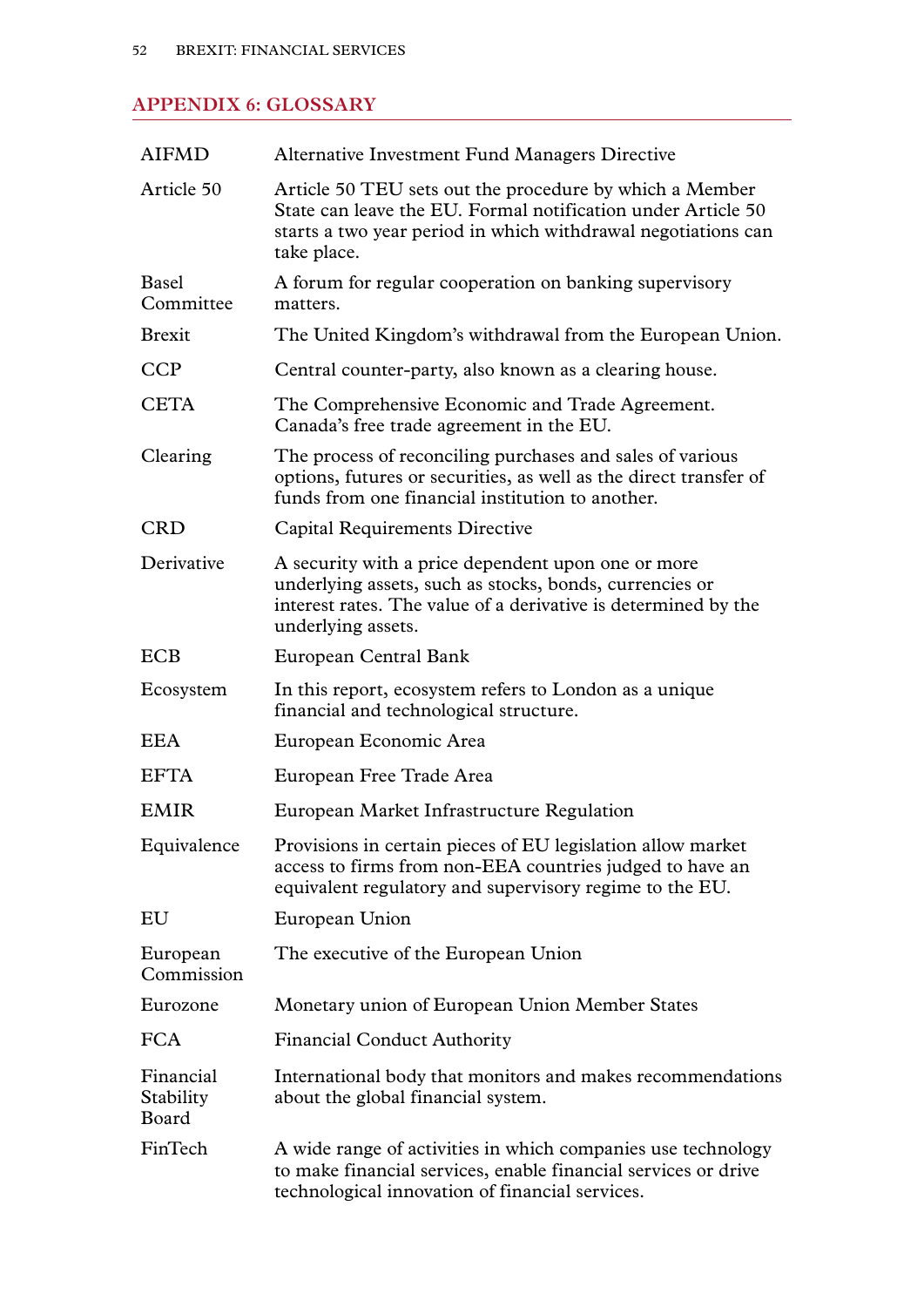## APPENDIX 6: GLOSSARY

| | |
|---|---|
| AIFMD | Alternative Investment Fund Managers Directive |
| Article 50 | Article 50 TEU sets out the procedure by which a Member State can leave the EU. Formal notification under Article 50 starts a two year period in which withdrawal negotiations can take place. |
| Basel Committee | A forum for regular cooperation on banking supervisory matters. |
| Brexit | The United Kingdom's withdrawal from the European Union. |
| CCP | Central counter-party, also known as a clearing house. |
| CETA | The Comprehensive Economic and Trade Agreement. Canada's free trade agreement in the EU. |
| Clearing | The process of reconciling purchases and sales of various options, futures or securities, as well as the direct transfer of funds from one financial institution to another. |
| CRD | Capital Requirements Directive |
| Derivative | A security with a price dependent upon one or more underlying assets, such as stocks, bonds, currencies or interest rates. The value of a derivative is determined by the underlying assets. |
| ECB | European Central Bank |
| Ecosystem | In this report, ecosystem refers to London as a unique financial and technological structure. |
| EEA | European Economic Area |
| EFTA | European Free Trade Area |
| EMIR | European Market Infrastructure Regulation |
| Equivalence | Provisions in certain pieces of EU legislation allow market access to firms from non-EEA countries judged to have an equivalent regulatory and supervisory regime to the EU. |
| EU | European Union |
| European Commission | The executive of the European Union |
| Eurozone | Monetary union of European Union Member States |
| FCA | Financial Conduct Authority |
| Financial Stability Board | International body that monitors and makes recommendations about the global financial system. |
| FinTech | A wide range of activities in which companies use technology to make financial services, enable financial services or drive technological innovation of financial services. |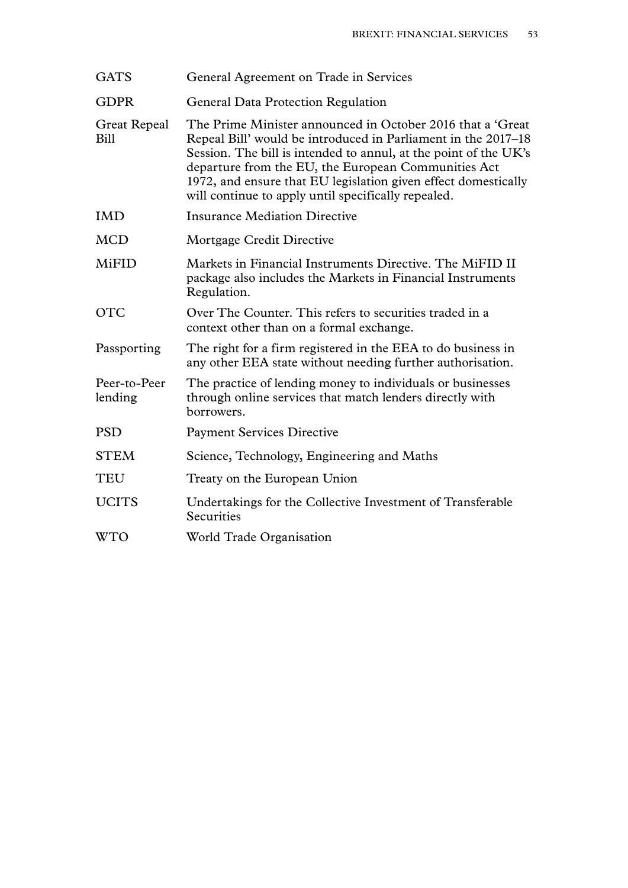| | |
|---|---|
| GATS | General Agreement on Trade in Services |
| GDPR | General Data Protection Regulation |
| Great Repeal Bill | The Prime Minister announced in October 2016 that a 'Great Repeal Bill' would be introduced in Parliament in the 2017–18 Session. The bill is intended to annul, at the point of the UK's departure from the EU, the European Communities Act 1972, and ensure that EU legislation given effect domestically will continue to apply until specifically repealed. |
| IMD | Insurance Mediation Directive |
| MCD | Mortgage Credit Directive |
| MiFID | Markets in Financial Instruments Directive. The MiFID II package also includes the Markets in Financial Instruments Regulation. |
| OTC | Over The Counter. This refers to securities traded in a context other than on a formal exchange. |
| Passporting | The right for a firm registered in the EEA to do business in any other EEA state without needing further authorisation. |
| Peer-to-Peer lending | The practice of lending money to individuals or businesses through online services that match lenders directly with borrowers. |
| PSD | Payment Services Directive |
| STEM | Science, Technology, Engineering and Maths |
| TEU | Treaty on the European Union |
| UCITS | Undertakings for the Collective Investment of Transferable Securities |
| WTO | World Trade Organisation |